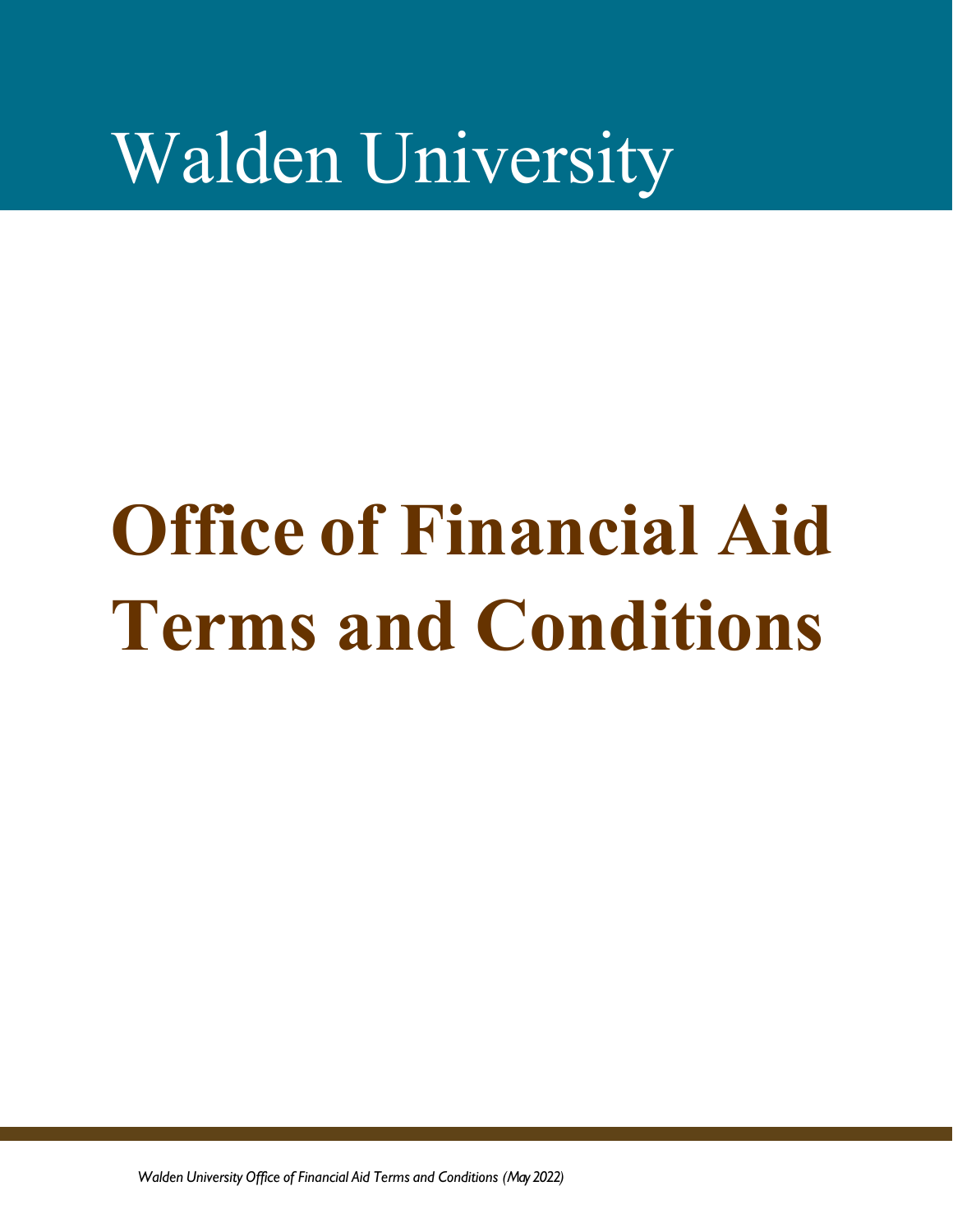Walden University

# Office of Financial Aid Terms and Conditions

*Walden University Office of Financial Aid Terms and Conditions (May 2022)*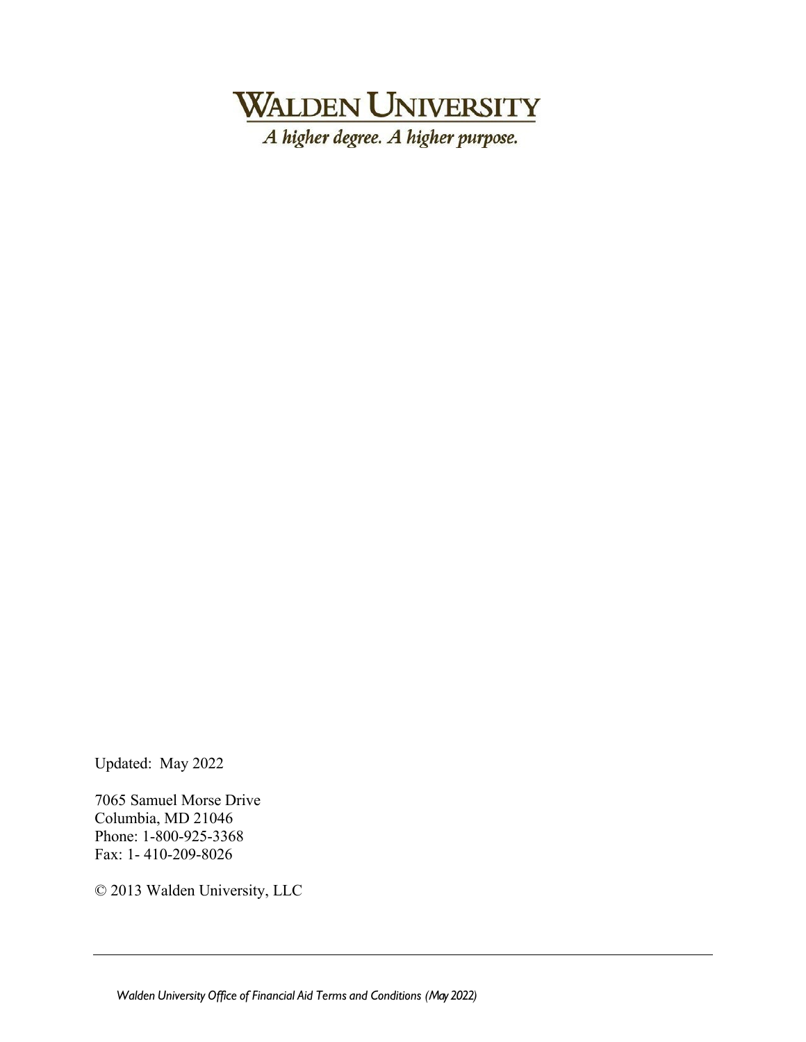# WALDEN UNIVERSITY

*A higher degree. A higher purpose.*

Updated: May 2022

7065 Samuel Morse Drive
Columbia, MD 21046
Phone: 1-800-925-3368
Fax: 1- 410-209-8026

© 2013 Walden University, LLC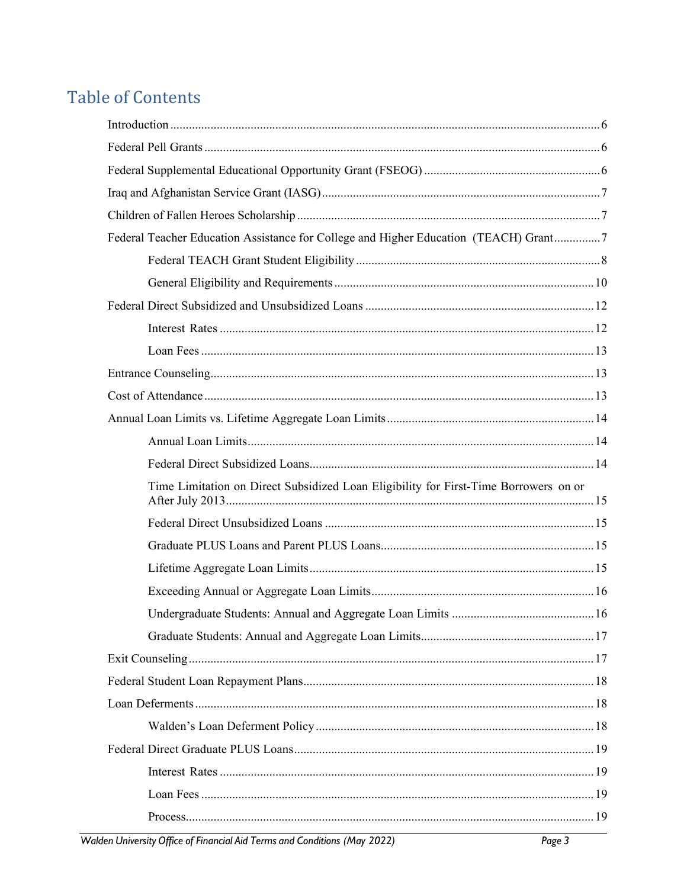## Table of Contents

- Introduction ........ 6
- Federal Pell Grants ........ 6
- Federal Supplemental Educational Opportunity Grant (FSEOG) ........ 6
- Iraq and Afghanistan Service Grant (IASG) ........ 7
- Children of Fallen Heroes Scholarship ........ 7
- Federal Teacher Education Assistance for College and Higher Education (TEACH) Grant ........ 7
  - Federal TEACH Grant Student Eligibility ........ 8
  - General Eligibility and Requirements ........ 10
- Federal Direct Subsidized and Unsubsidized Loans ........ 12
  - Interest Rates ........ 12
  - Loan Fees ........ 13
- Entrance Counseling ........ 13
- Cost of Attendance ........ 13
- Annual Loan Limits vs. Lifetime Aggregate Loan Limits ........ 14
  - Annual Loan Limits ........ 14
  - Federal Direct Subsidized Loans ........ 14
  - Time Limitation on Direct Subsidized Loan Eligibility for First-Time Borrowers on or After July 2013 ........ 15
  - Federal Direct Unsubsidized Loans ........ 15
  - Graduate PLUS Loans and Parent PLUS Loans ........ 15
  - Lifetime Aggregate Loan Limits ........ 15
  - Exceeding Annual or Aggregate Loan Limits ........ 16
  - Undergraduate Students: Annual and Aggregate Loan Limits ........ 16
  - Graduate Students: Annual and Aggregate Loan Limits ........ 17
- Exit Counseling ........ 17
- Federal Student Loan Repayment Plans ........ 18
- Loan Deferments ........ 18
  - Walden's Loan Deferment Policy ........ 18
- Federal Direct Graduate PLUS Loans ........ 19
  - Interest Rates ........ 19
  - Loan Fees ........ 19
  - Process ........ 19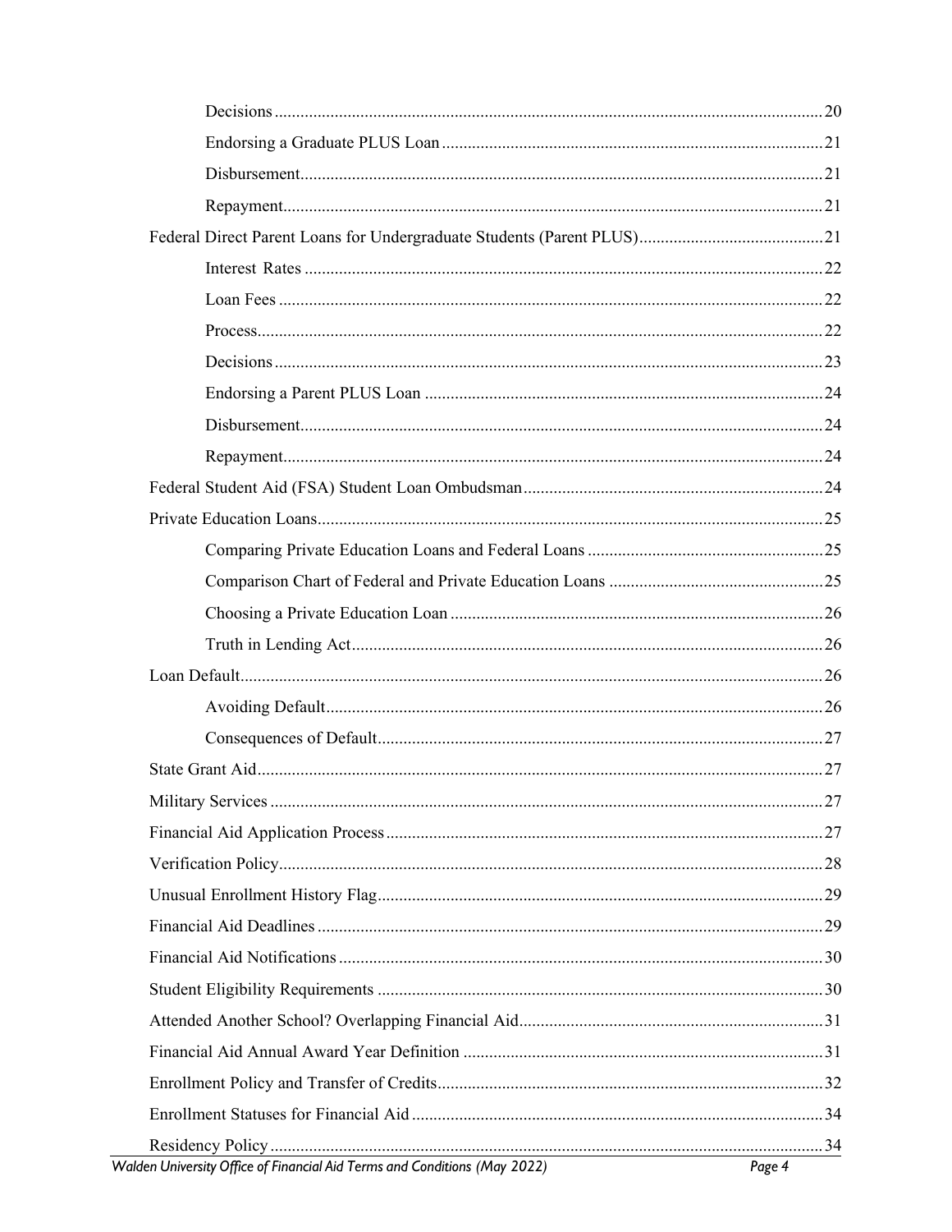- Decisions ... 20
- Endorsing a Graduate PLUS Loan ... 21
- Disbursement ... 21
- Repayment ... 21

Federal Direct Parent Loans for Undergraduate Students (Parent PLUS) ... 21

- Interest Rates ... 22
- Loan Fees ... 22
- Process ... 22
- Decisions ... 23
- Endorsing a Parent PLUS Loan ... 24
- Disbursement ... 24
- Repayment ... 24

Federal Student Aid (FSA) Student Loan Ombudsman ... 24

Private Education Loans ... 25

- Comparing Private Education Loans and Federal Loans ... 25
- Comparison Chart of Federal and Private Education Loans ... 25
- Choosing a Private Education Loan ... 26
- Truth in Lending Act ... 26

Loan Default ... 26

- Avoiding Default ... 26
- Consequences of Default ... 27

State Grant Aid ... 27

Military Services ... 27

Financial Aid Application Process ... 27

Verification Policy ... 28

Unusual Enrollment History Flag ... 29

Financial Aid Deadlines ... 29

Financial Aid Notifications ... 30

Student Eligibility Requirements ... 30

Attended Another School? Overlapping Financial Aid ... 31

Financial Aid Annual Award Year Definition ... 31

Enrollment Policy and Transfer of Credits ... 32

Enrollment Statuses for Financial Aid ... 34

Residency Policy ... 34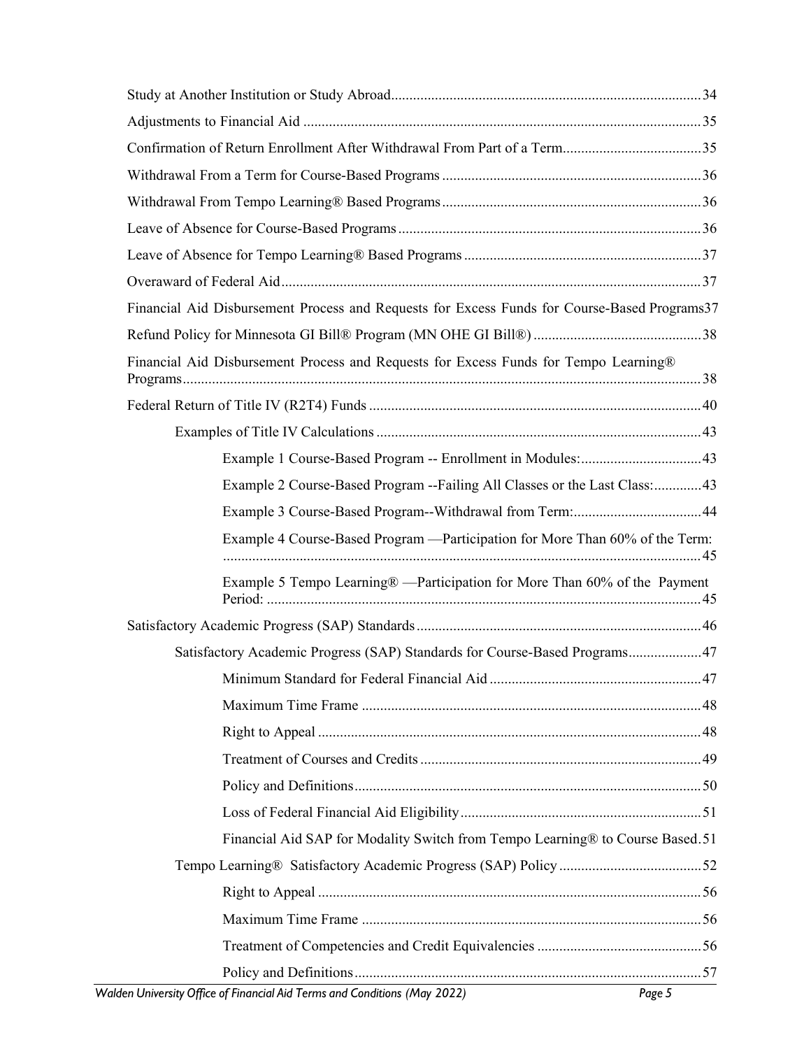Study at Another Institution or Study Abroad....................................................................................34

Adjustments to Financial Aid ............................................................................................................35

Confirmation of Return Enrollment After Withdrawal From Part of a Term......................................35

Withdrawal From a Term for Course-Based Programs ......................................................................36

Withdrawal From Tempo Learning® Based Programs......................................................................36

Leave of Absence for Course-Based Programs..................................................................................36

Leave of Absence for Tempo Learning® Based Programs................................................................37

Overaward of Federal Aid..................................................................................................................37

Financial Aid Disbursement Process and Requests for Excess Funds for Course-Based Programs37

Refund Policy for Minnesota GI Bill® Program (MN OHE GI Bill®) .............................................38

Financial Aid Disbursement Process and Requests for Excess Funds for Tempo Learning® Programs............................................................................................................................................38

Federal Return of Title IV (R2T4) Funds ..........................................................................................40

- Examples of Title IV Calculations ........................................................................................43
  - Example 1 Course-Based Program -- Enrollment in Modules:.................................43
  - Example 2 Course-Based Program --Failing All Classes or the Last Class:.............43
  - Example 3 Course-Based Program--Withdrawal from Term:...................................44
  - Example 4 Course-Based Program —Participation for More Than 60% of the Term: .................................................................................................................................45
  - Example 5 Tempo Learning® —Participation for More Than 60% of the Payment Period: .....................................................................................................................45

Satisfactory Academic Progress (SAP) Standards.............................................................................46

- Satisfactory Academic Progress (SAP) Standards for Course-Based Programs....................47
  - Minimum Standard for Federal Financial Aid ..........................................................47
  - Maximum Time Frame ............................................................................................48
  - Right to Appeal ........................................................................................................48
  - Treatment of Courses and Credits ............................................................................49
  - Policy and Definitions..............................................................................................50
  - Loss of Federal Financial Aid Eligibility.................................................................51
  - Financial Aid SAP for Modality Switch from Tempo Learning® to Course Based.51
- Tempo Learning® Satisfactory Academic Progress (SAP) Policy .......................................52
  - Right to Appeal ........................................................................................................56
  - Maximum Time Frame ............................................................................................56
  - Treatment of Competencies and Credit Equivalencies .............................................56
  - Policy and Definitions..............................................................................................57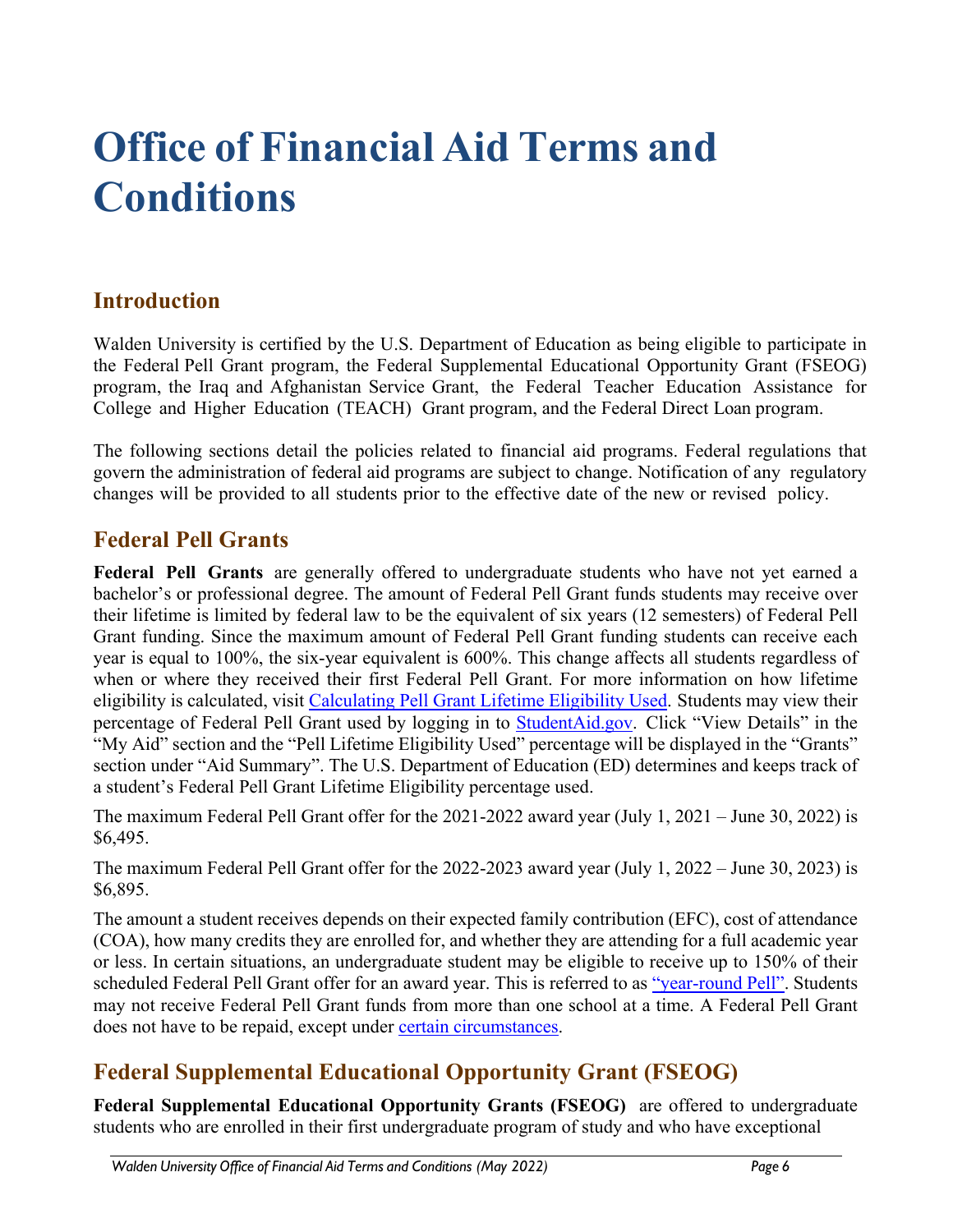# Office of Financial Aid Terms and Conditions

## Introduction

Walden University is certified by the U.S. Department of Education as being eligible to participate in the Federal Pell Grant program, the Federal Supplemental Educational Opportunity Grant (FSEOG) program, the Iraq and Afghanistan Service Grant, the Federal Teacher Education Assistance for College and Higher Education (TEACH) Grant program, and the Federal Direct Loan program.

The following sections detail the policies related to financial aid programs. Federal regulations that govern the administration of federal aid programs are subject to change. Notification of any regulatory changes will be provided to all students prior to the effective date of the new or revised policy.

## Federal Pell Grants

**Federal Pell Grants** are generally offered to undergraduate students who have not yet earned a bachelor's or professional degree. The amount of Federal Pell Grant funds students may receive over their lifetime is limited by federal law to be the equivalent of six years (12 semesters) of Federal Pell Grant funding. Since the maximum amount of Federal Pell Grant funding students can receive each year is equal to 100%, the six-year equivalent is 600%. This change affects all students regardless of when or where they received their first Federal Pell Grant. For more information on how lifetime eligibility is calculated, visit Calculating Pell Grant Lifetime Eligibility Used. Students may view their percentage of Federal Pell Grant used by logging in to StudentAid.gov. Click "View Details" in the "My Aid" section and the "Pell Lifetime Eligibility Used" percentage will be displayed in the "Grants" section under "Aid Summary". The U.S. Department of Education (ED) determines and keeps track of a student's Federal Pell Grant Lifetime Eligibility percentage used.

The maximum Federal Pell Grant offer for the 2021-2022 award year (July 1, 2021 – June 30, 2022) is $6,495.

The maximum Federal Pell Grant offer for the 2022-2023 award year (July 1, 2022 – June 30, 2023) is $6,895.

The amount a student receives depends on their expected family contribution (EFC), cost of attendance (COA), how many credits they are enrolled for, and whether they are attending for a full academic year or less. In certain situations, an undergraduate student may be eligible to receive up to 150% of their scheduled Federal Pell Grant offer for an award year. This is referred to as "year-round Pell". Students may not receive Federal Pell Grant funds from more than one school at a time. A Federal Pell Grant does not have to be repaid, except under certain circumstances.

## Federal Supplemental Educational Opportunity Grant (FSEOG)

**Federal Supplemental Educational Opportunity Grants (FSEOG)** are offered to undergraduate students who are enrolled in their first undergraduate program of study and who have exceptional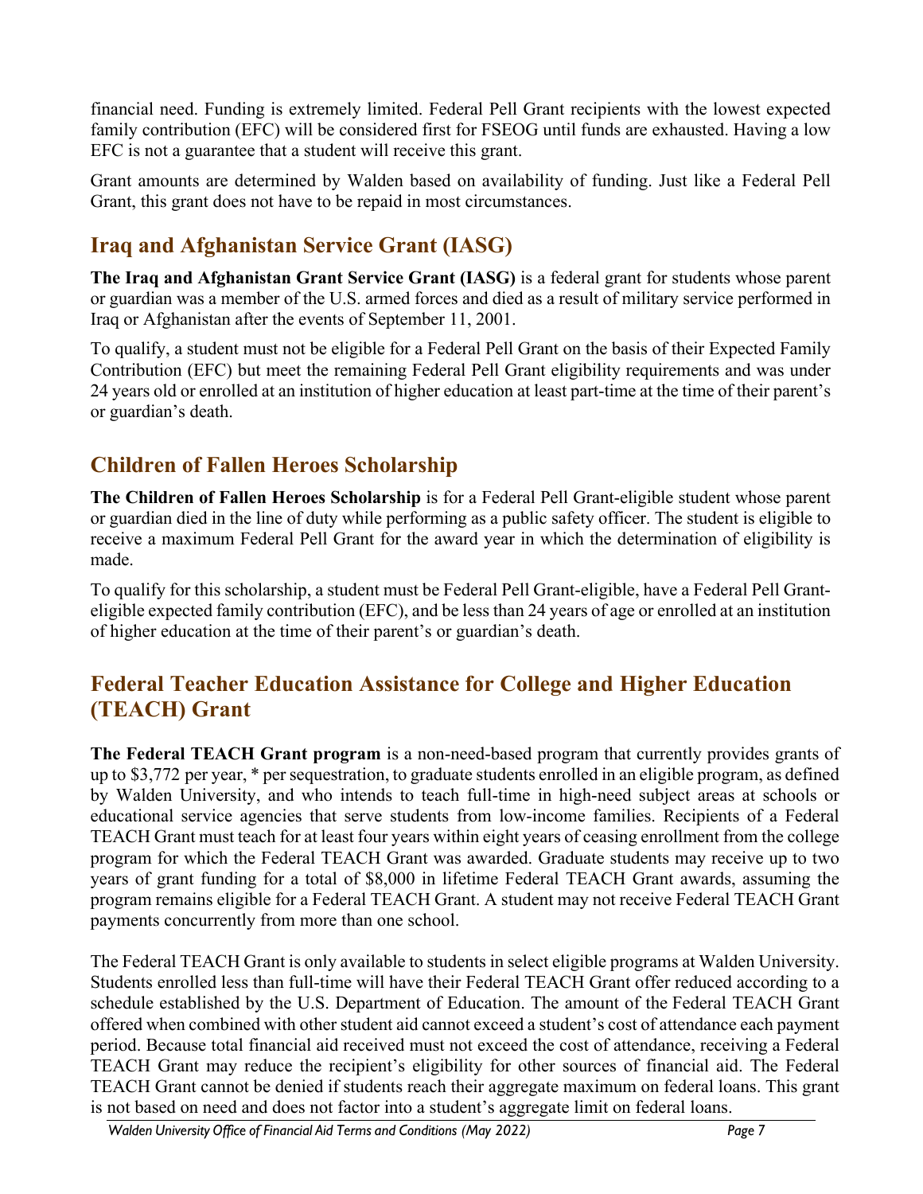financial need. Funding is extremely limited. Federal Pell Grant recipients with the lowest expected family contribution (EFC) will be considered first for FSEOG until funds are exhausted. Having a low EFC is not a guarantee that a student will receive this grant.

Grant amounts are determined by Walden based on availability of funding. Just like a Federal Pell Grant, this grant does not have to be repaid in most circumstances.

## Iraq and Afghanistan Service Grant (IASG)

**The Iraq and Afghanistan Grant Service Grant (IASG)** is a federal grant for students whose parent or guardian was a member of the U.S. armed forces and died as a result of military service performed in Iraq or Afghanistan after the events of September 11, 2001.

To qualify, a student must not be eligible for a Federal Pell Grant on the basis of their Expected Family Contribution (EFC) but meet the remaining Federal Pell Grant eligibility requirements and was under 24 years old or enrolled at an institution of higher education at least part-time at the time of their parent's or guardian's death.

## Children of Fallen Heroes Scholarship

**The Children of Fallen Heroes Scholarship** is for a Federal Pell Grant-eligible student whose parent or guardian died in the line of duty while performing as a public safety officer. The student is eligible to receive a maximum Federal Pell Grant for the award year in which the determination of eligibility is made.

To qualify for this scholarship, a student must be Federal Pell Grant-eligible, have a Federal Pell Grant-eligible expected family contribution (EFC), and be less than 24 years of age or enrolled at an institution of higher education at the time of their parent's or guardian's death.

## Federal Teacher Education Assistance for College and Higher Education (TEACH) Grant

**The Federal TEACH Grant program** is a non-need-based program that currently provides grants of up to $3,772 per year, * per sequestration, to graduate students enrolled in an eligible program, as defined by Walden University, and who intends to teach full-time in high-need subject areas at schools or educational service agencies that serve students from low-income families. Recipients of a Federal TEACH Grant must teach for at least four years within eight years of ceasing enrollment from the college program for which the Federal TEACH Grant was awarded. Graduate students may receive up to two years of grant funding for a total of $8,000 in lifetime Federal TEACH Grant awards, assuming the program remains eligible for a Federal TEACH Grant. A student may not receive Federal TEACH Grant payments concurrently from more than one school.

The Federal TEACH Grant is only available to students in select eligible programs at Walden University. Students enrolled less than full-time will have their Federal TEACH Grant offer reduced according to a schedule established by the U.S. Department of Education. The amount of the Federal TEACH Grant offered when combined with other student aid cannot exceed a student's cost of attendance each payment period. Because total financial aid received must not exceed the cost of attendance, receiving a Federal TEACH Grant may reduce the recipient's eligibility for other sources of financial aid. The Federal TEACH Grant cannot be denied if students reach their aggregate maximum on federal loans. This grant is not based on need and does not factor into a student's aggregate limit on federal loans.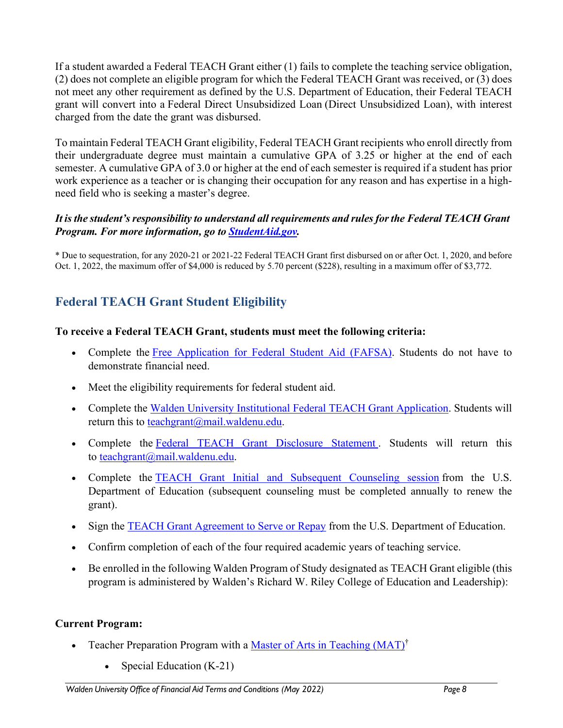If a student awarded a Federal TEACH Grant either (1) fails to complete the teaching service obligation, (2) does not complete an eligible program for which the Federal TEACH Grant was received, or (3) does not meet any other requirement as defined by the U.S. Department of Education, their Federal TEACH grant will convert into a Federal Direct Unsubsidized Loan (Direct Unsubsidized Loan), with interest charged from the date the grant was disbursed.

To maintain Federal TEACH Grant eligibility, Federal TEACH Grant recipients who enroll directly from their undergraduate degree must maintain a cumulative GPA of 3.25 or higher at the end of each semester. A cumulative GPA of 3.0 or higher at the end of each semester is required if a student has prior work experience as a teacher or is changing their occupation for any reason and has expertise in a high-need field who is seeking a master's degree.

***It is the student's responsibility to understand all requirements and rules for the Federal TEACH Grant Program. For more information, go to [StudentAid.gov](StudentAid.gov).***

\* Due to sequestration, for any 2020-21 or 2021-22 Federal TEACH Grant first disbursed on or after Oct. 1, 2020, and before Oct. 1, 2022, the maximum offer of $4,000 is reduced by 5.70 percent ($228), resulting in a maximum offer of $3,772.

## Federal TEACH Grant Student Eligibility

**To receive a Federal TEACH Grant, students must meet the following criteria:**

- Complete the Free Application for Federal Student Aid (FAFSA). Students do not have to demonstrate financial need.
- Meet the eligibility requirements for federal student aid.
- Complete the Walden University Institutional Federal TEACH Grant Application. Students will return this to teachgrant@mail.waldenu.edu.
- Complete the Federal TEACH Grant Disclosure Statement. Students will return this to teachgrant@mail.waldenu.edu.
- Complete the TEACH Grant Initial and Subsequent Counseling session from the U.S. Department of Education (subsequent counseling must be completed annually to renew the grant).
- Sign the TEACH Grant Agreement to Serve or Repay from the U.S. Department of Education.
- Confirm completion of each of the four required academic years of teaching service.
- Be enrolled in the following Walden Program of Study designated as TEACH Grant eligible (this program is administered by Walden's Richard W. Riley College of Education and Leadership):

**Current Program:**

- Teacher Preparation Program with a Master of Arts in Teaching (MAT)†
    - Special Education (K-21)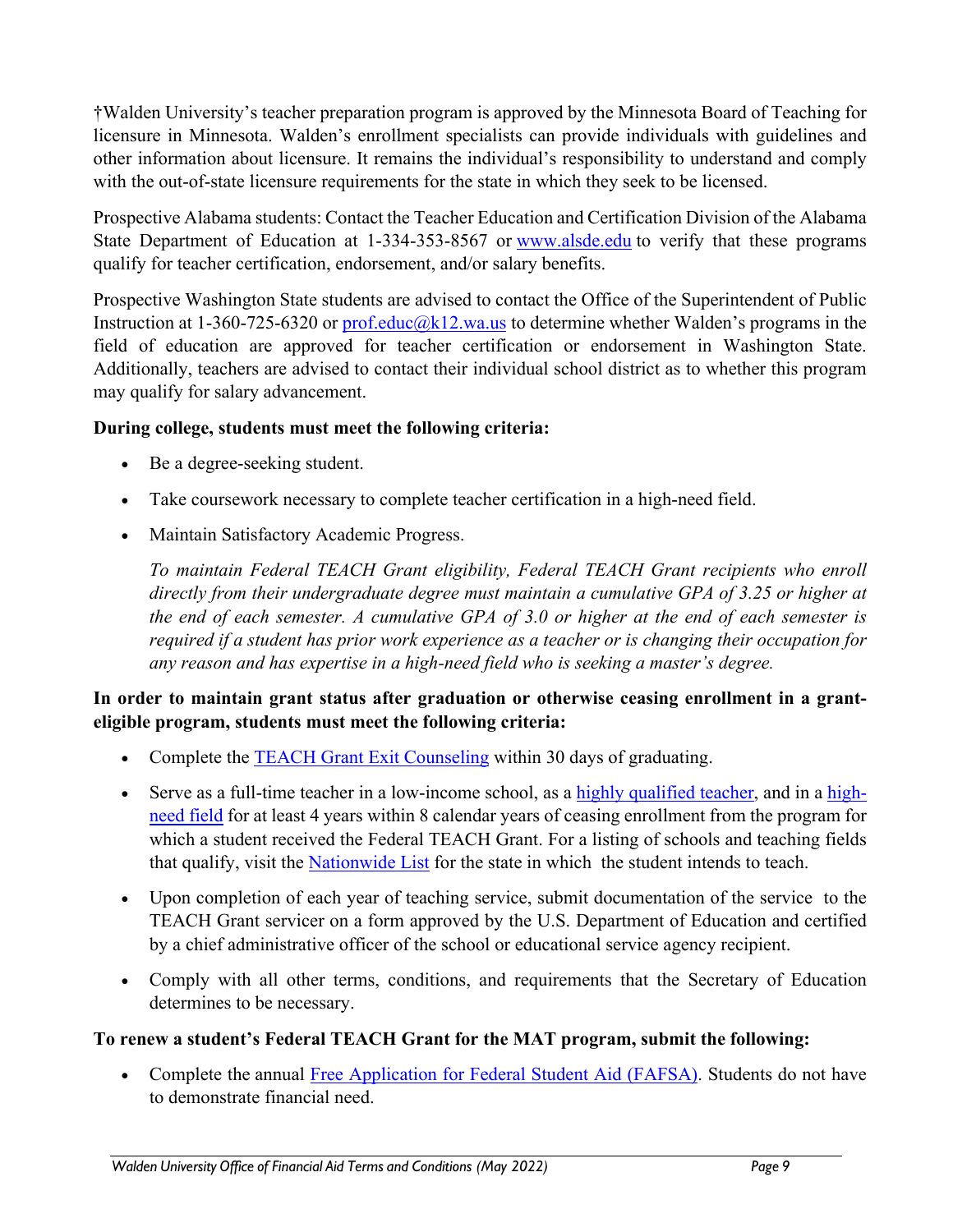†Walden University's teacher preparation program is approved by the Minnesota Board of Teaching for licensure in Minnesota. Walden's enrollment specialists can provide individuals with guidelines and other information about licensure. It remains the individual's responsibility to understand and comply with the out-of-state licensure requirements for the state in which they seek to be licensed.

Prospective Alabama students: Contact the Teacher Education and Certification Division of the Alabama State Department of Education at 1-334-353-8567 or [www.alsde.edu](http://www.alsde.edu) to verify that these programs qualify for teacher certification, endorsement, and/or salary benefits.

Prospective Washington State students are advised to contact the Office of the Superintendent of Public Instruction at 1-360-725-6320 or [prof.educ@k12.wa.us](mailto:prof.educ@k12.wa.us) to determine whether Walden's programs in the field of education are approved for teacher certification or endorsement in Washington State. Additionally, teachers are advised to contact their individual school district as to whether this program may qualify for salary advancement.

**During college, students must meet the following criteria:**

- Be a degree-seeking student.
- Take coursework necessary to complete teacher certification in a high-need field.
- Maintain Satisfactory Academic Progress.

  *To maintain Federal TEACH Grant eligibility, Federal TEACH Grant recipients who enroll directly from their undergraduate degree must maintain a cumulative GPA of 3.25 or higher at the end of each semester. A cumulative GPA of 3.0 or higher at the end of each semester is required if a student has prior work experience as a teacher or is changing their occupation for any reason and has expertise in a high-need field who is seeking a master's degree.*

**In order to maintain grant status after graduation or otherwise ceasing enrollment in a grant-eligible program, students must meet the following criteria:**

- Complete the TEACH Grant Exit Counseling within 30 days of graduating.
- Serve as a full-time teacher in a low-income school, as a highly qualified teacher, and in a high-need field for at least 4 years within 8 calendar years of ceasing enrollment from the program for which a student received the Federal TEACH Grant. For a listing of schools and teaching fields that qualify, visit the Nationwide List for the state in which the student intends to teach.
- Upon completion of each year of teaching service, submit documentation of the service to the TEACH Grant servicer on a form approved by the U.S. Department of Education and certified by a chief administrative officer of the school or educational service agency recipient.
- Comply with all other terms, conditions, and requirements that the Secretary of Education determines to be necessary.

**To renew a student's Federal TEACH Grant for the MAT program, submit the following:**

- Complete the annual Free Application for Federal Student Aid (FAFSA). Students do not have to demonstrate financial need.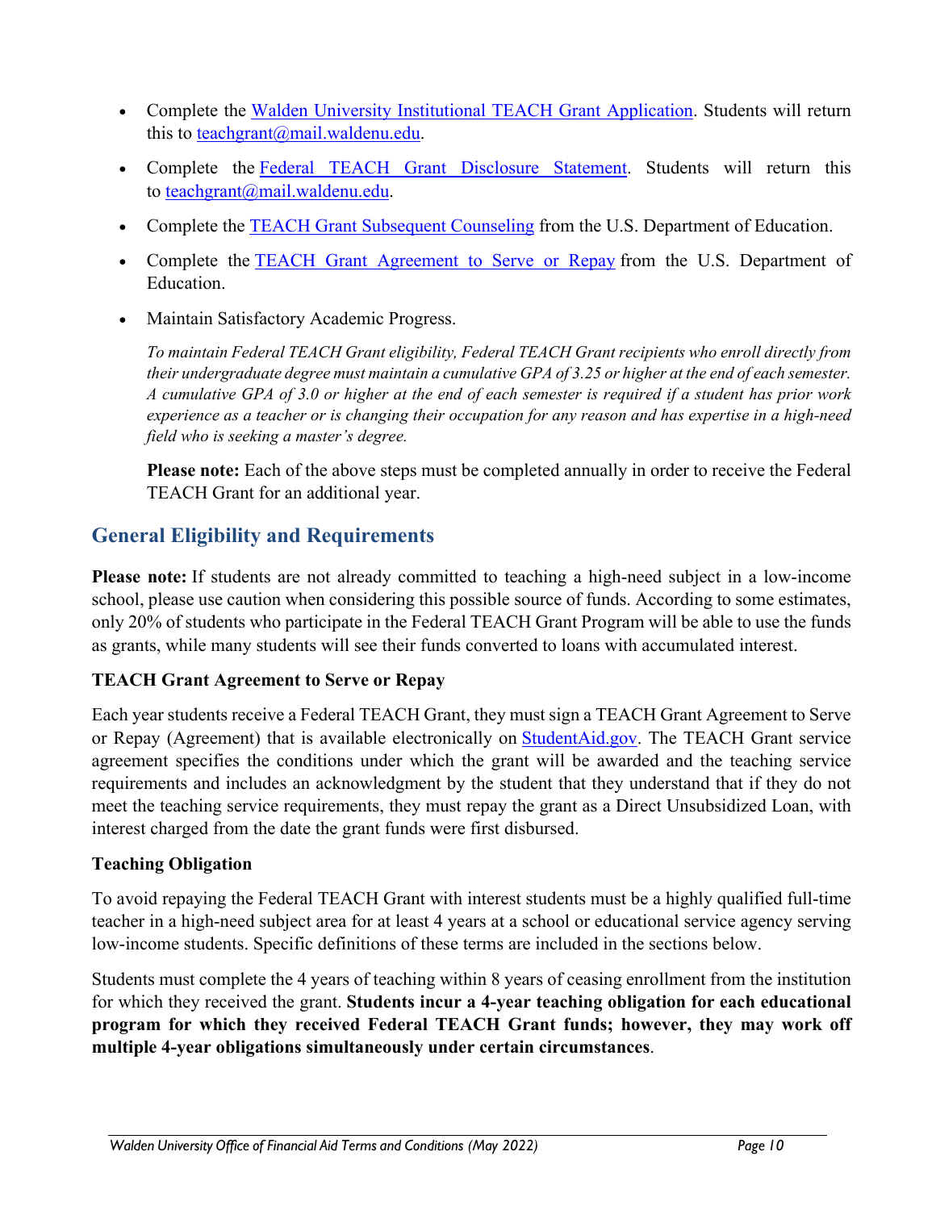- Complete the Walden University Institutional TEACH Grant Application. Students will return this to teachgrant@mail.waldenu.edu.
- Complete the Federal TEACH Grant Disclosure Statement. Students will return this to teachgrant@mail.waldenu.edu.
- Complete the TEACH Grant Subsequent Counseling from the U.S. Department of Education.
- Complete the TEACH Grant Agreement to Serve or Repay from the U.S. Department of Education.
- Maintain Satisfactory Academic Progress.

  *To maintain Federal TEACH Grant eligibility, Federal TEACH Grant recipients who enroll directly from their undergraduate degree must maintain a cumulative GPA of 3.25 or higher at the end of each semester. A cumulative GPA of 3.0 or higher at the end of each semester is required if a student has prior work experience as a teacher or is changing their occupation for any reason and has expertise in a high-need field who is seeking a master's degree.*

  **Please note:** Each of the above steps must be completed annually in order to receive the Federal TEACH Grant for an additional year.

## General Eligibility and Requirements

**Please note:** If students are not already committed to teaching a high-need subject in a low-income school, please use caution when considering this possible source of funds. According to some estimates, only 20% of students who participate in the Federal TEACH Grant Program will be able to use the funds as grants, while many students will see their funds converted to loans with accumulated interest.

### TEACH Grant Agreement to Serve or Repay

Each year students receive a Federal TEACH Grant, they must sign a TEACH Grant Agreement to Serve or Repay (Agreement) that is available electronically on StudentAid.gov. The TEACH Grant service agreement specifies the conditions under which the grant will be awarded and the teaching service requirements and includes an acknowledgment by the student that they understand that if they do not meet the teaching service requirements, they must repay the grant as a Direct Unsubsidized Loan, with interest charged from the date the grant funds were first disbursed.

### Teaching Obligation

To avoid repaying the Federal TEACH Grant with interest students must be a highly qualified full-time teacher in a high-need subject area for at least 4 years at a school or educational service agency serving low-income students. Specific definitions of these terms are included in the sections below.

Students must complete the 4 years of teaching within 8 years of ceasing enrollment from the institution for which they received the grant. **Students incur a 4-year teaching obligation for each educational program for which they received Federal TEACH Grant funds; however, they may work off multiple 4-year obligations simultaneously under certain circumstances**.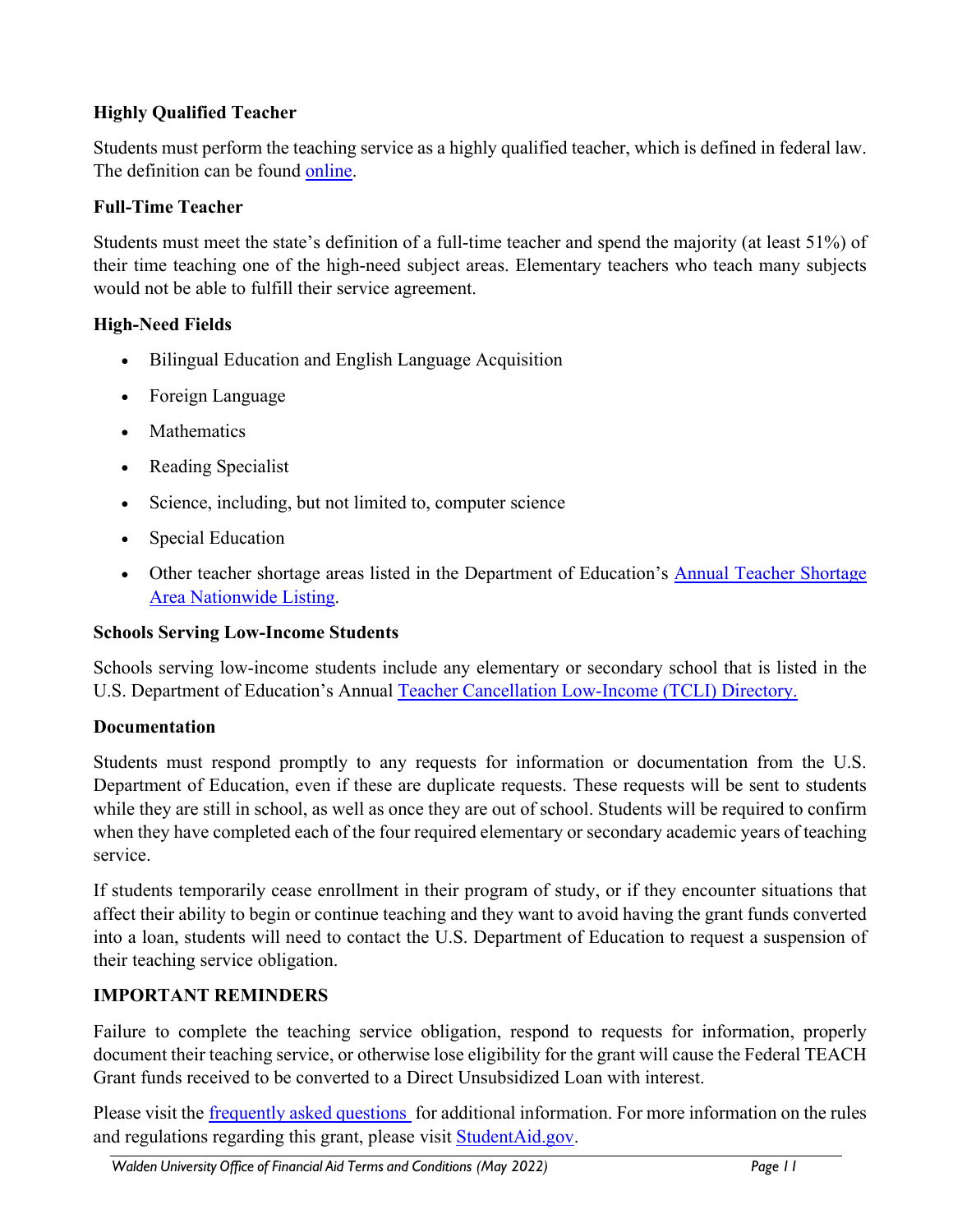**Highly Qualified Teacher**

Students must perform the teaching service as a highly qualified teacher, which is defined in federal law. The definition can be found online.

**Full-Time Teacher**

Students must meet the state's definition of a full-time teacher and spend the majority (at least 51%) of their time teaching one of the high-need subject areas. Elementary teachers who teach many subjects would not be able to fulfill their service agreement.

**High-Need Fields**

- Bilingual Education and English Language Acquisition
- Foreign Language
- Mathematics
- Reading Specialist
- Science, including, but not limited to, computer science
- Special Education
- Other teacher shortage areas listed in the Department of Education's Annual Teacher Shortage Area Nationwide Listing.

**Schools Serving Low-Income Students**

Schools serving low-income students include any elementary or secondary school that is listed in the U.S. Department of Education's Annual Teacher Cancellation Low-Income (TCLI) Directory.

**Documentation**

Students must respond promptly to any requests for information or documentation from the U.S. Department of Education, even if these are duplicate requests. These requests will be sent to students while they are still in school, as well as once they are out of school. Students will be required to confirm when they have completed each of the four required elementary or secondary academic years of teaching service.

If students temporarily cease enrollment in their program of study, or if they encounter situations that affect their ability to begin or continue teaching and they want to avoid having the grant funds converted into a loan, students will need to contact the U.S. Department of Education to request a suspension of their teaching service obligation.

**IMPORTANT REMINDERS**

Failure to complete the teaching service obligation, respond to requests for information, properly document their teaching service, or otherwise lose eligibility for the grant will cause the Federal TEACH Grant funds received to be converted to a Direct Unsubsidized Loan with interest.

Please visit the frequently asked questions for additional information. For more information on the rules and regulations regarding this grant, please visit StudentAid.gov.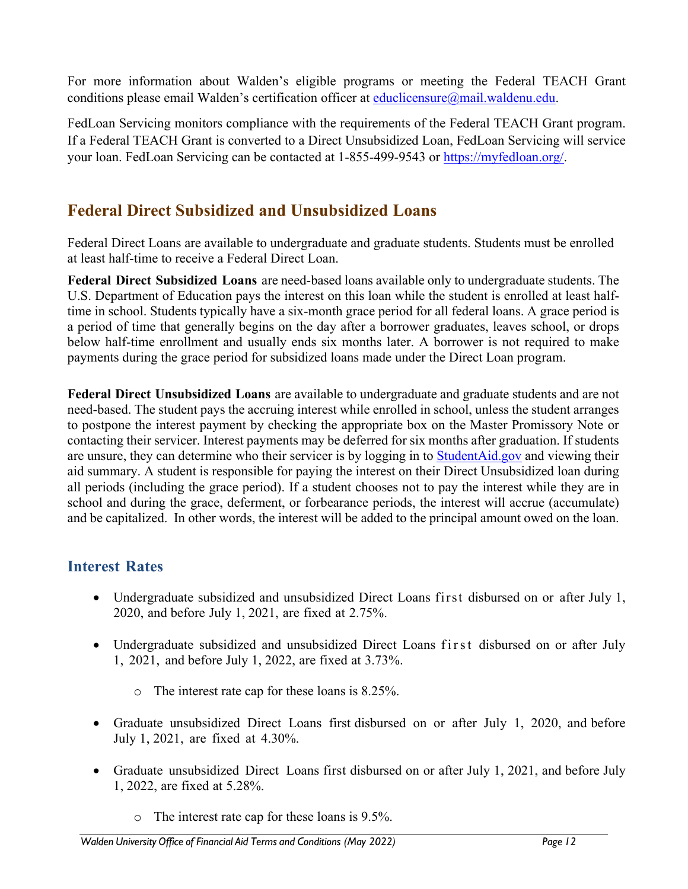For more information about Walden's eligible programs or meeting the Federal TEACH Grant conditions please email Walden's certification officer at [educlicensure@mail.waldenu.edu](mailto:educlicensure@mail.waldenu.edu).

FedLoan Servicing monitors compliance with the requirements of the Federal TEACH Grant program. If a Federal TEACH Grant is converted to a Direct Unsubsidized Loan, FedLoan Servicing will service your loan. FedLoan Servicing can be contacted at 1-855-499-9543 or [https://myfedloan.org/](https://myfedloan.org/).

## Federal Direct Subsidized and Unsubsidized Loans

Federal Direct Loans are available to undergraduate and graduate students. Students must be enrolled at least half-time to receive a Federal Direct Loan.

**Federal Direct Subsidized Loans** are need-based loans available only to undergraduate students. The U.S. Department of Education pays the interest on this loan while the student is enrolled at least half-time in school. Students typically have a six-month grace period for all federal loans. A grace period is a period of time that generally begins on the day after a borrower graduates, leaves school, or drops below half-time enrollment and usually ends six months later. A borrower is not required to make payments during the grace period for subsidized loans made under the Direct Loan program.

**Federal Direct Unsubsidized Loans** are available to undergraduate and graduate students and are not need-based. The student pays the accruing interest while enrolled in school, unless the student arranges to postpone the interest payment by checking the appropriate box on the Master Promissory Note or contacting their servicer. Interest payments may be deferred for six months after graduation. If students are unsure, they can determine who their servicer is by logging in to [StudentAid.gov](https://StudentAid.gov) and viewing their aid summary. A student is responsible for paying the interest on their Direct Unsubsidized loan during all periods (including the grace period). If a student chooses not to pay the interest while they are in school and during the grace, deferment, or forbearance periods, the interest will accrue (accumulate) and be capitalized. In other words, the interest will be added to the principal amount owed on the loan.

### Interest Rates

- Undergraduate subsidized and unsubsidized Direct Loans first disbursed on or after July 1, 2020, and before July 1, 2021, are fixed at 2.75%.
- Undergraduate subsidized and unsubsidized Direct Loans first disbursed on or after July 1, 2021, and before July 1, 2022, are fixed at 3.73%.
  - The interest rate cap for these loans is 8.25%.
- Graduate unsubsidized Direct Loans first disbursed on or after July 1, 2020, and before July 1, 2021, are fixed at 4.30%.
- Graduate unsubsidized Direct Loans first disbursed on or after July 1, 2021, and before July 1, 2022, are fixed at 5.28%.
  - The interest rate cap for these loans is 9.5%.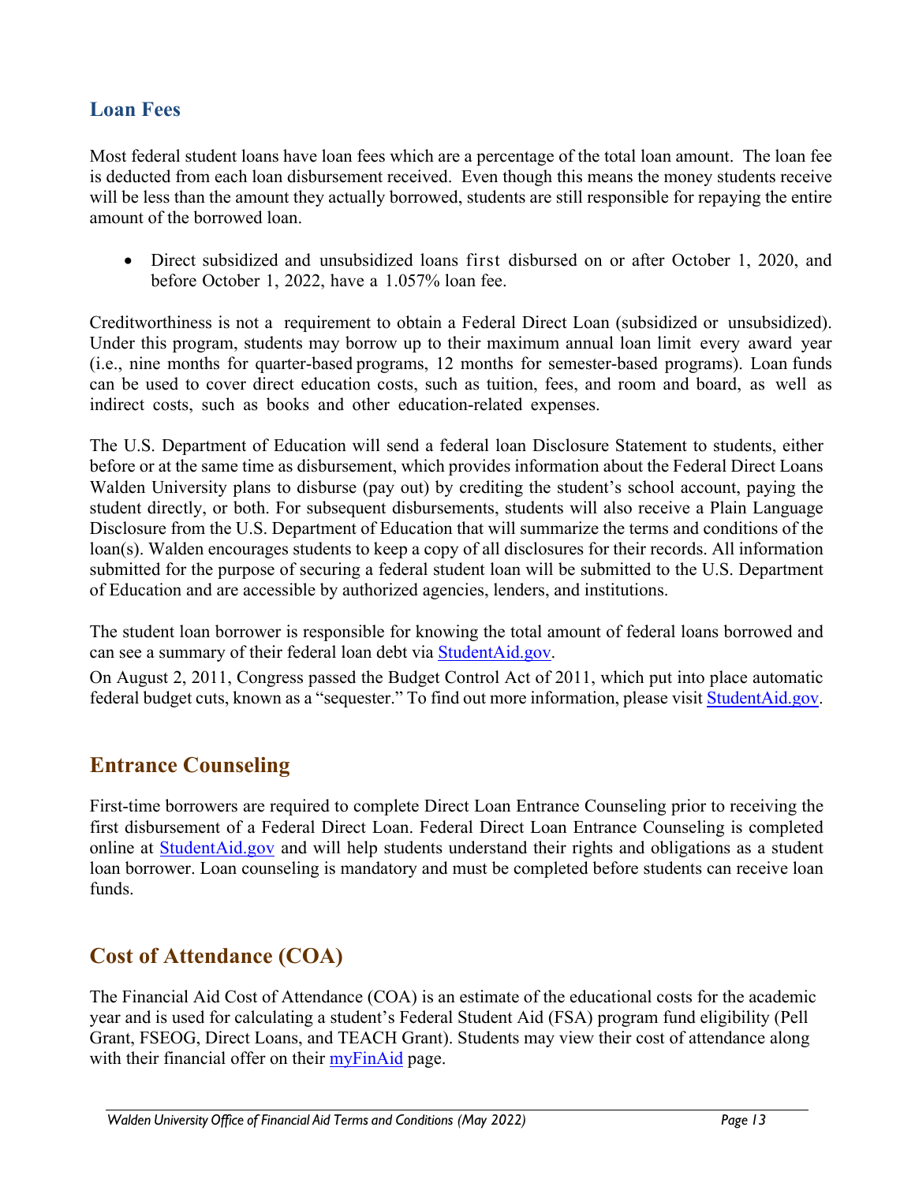## Loan Fees

Most federal student loans have loan fees which are a percentage of the total loan amount. The loan fee is deducted from each loan disbursement received. Even though this means the money students receive will be less than the amount they actually borrowed, students are still responsible for repaying the entire amount of the borrowed loan.

- Direct subsidized and unsubsidized loans first disbursed on or after October 1, 2020, and before October 1, 2022, have a 1.057% loan fee.

Creditworthiness is not a requirement to obtain a Federal Direct Loan (subsidized or unsubsidized). Under this program, students may borrow up to their maximum annual loan limit every award year (i.e., nine months for quarter-based programs, 12 months for semester-based programs). Loan funds can be used to cover direct education costs, such as tuition, fees, and room and board, as well as indirect costs, such as books and other education-related expenses.

The U.S. Department of Education will send a federal loan Disclosure Statement to students, either before or at the same time as disbursement, which provides information about the Federal Direct Loans Walden University plans to disburse (pay out) by crediting the student's school account, paying the student directly, or both. For subsequent disbursements, students will also receive a Plain Language Disclosure from the U.S. Department of Education that will summarize the terms and conditions of the loan(s). Walden encourages students to keep a copy of all disclosures for their records. All information submitted for the purpose of securing a federal student loan will be submitted to the U.S. Department of Education and are accessible by authorized agencies, lenders, and institutions.

The student loan borrower is responsible for knowing the total amount of federal loans borrowed and can see a summary of their federal loan debt via StudentAid.gov.

On August 2, 2011, Congress passed the Budget Control Act of 2011, which put into place automatic federal budget cuts, known as a "sequester." To find out more information, please visit StudentAid.gov.

## Entrance Counseling

First-time borrowers are required to complete Direct Loan Entrance Counseling prior to receiving the first disbursement of a Federal Direct Loan. Federal Direct Loan Entrance Counseling is completed online at StudentAid.gov and will help students understand their rights and obligations as a student loan borrower. Loan counseling is mandatory and must be completed before students can receive loan funds.

## Cost of Attendance (COA)

The Financial Aid Cost of Attendance (COA) is an estimate of the educational costs for the academic year and is used for calculating a student's Federal Student Aid (FSA) program fund eligibility (Pell Grant, FSEOG, Direct Loans, and TEACH Grant). Students may view their cost of attendance along with their financial offer on their myFinAid page.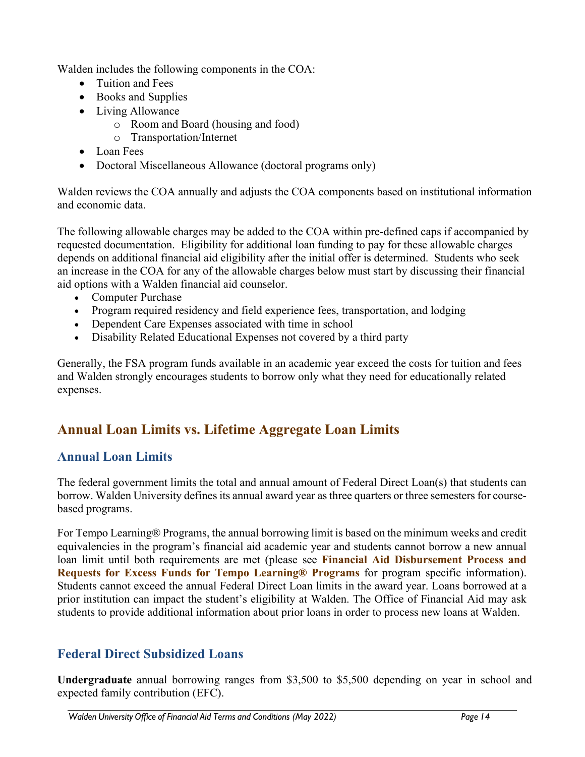Walden includes the following components in the COA:

- Tuition and Fees
- Books and Supplies
- Living Allowance
    - Room and Board (housing and food)
    - Transportation/Internet
- Loan Fees
- Doctoral Miscellaneous Allowance (doctoral programs only)

Walden reviews the COA annually and adjusts the COA components based on institutional information and economic data.

The following allowable charges may be added to the COA within pre-defined caps if accompanied by requested documentation. Eligibility for additional loan funding to pay for these allowable charges depends on additional financial aid eligibility after the initial offer is determined. Students who seek an increase in the COA for any of the allowable charges below must start by discussing their financial aid options with a Walden financial aid counselor.

- Computer Purchase
- Program required residency and field experience fees, transportation, and lodging
- Dependent Care Expenses associated with time in school
- Disability Related Educational Expenses not covered by a third party

Generally, the FSA program funds available in an academic year exceed the costs for tuition and fees and Walden strongly encourages students to borrow only what they need for educationally related expenses.

## Annual Loan Limits vs. Lifetime Aggregate Loan Limits

### Annual Loan Limits

The federal government limits the total and annual amount of Federal Direct Loan(s) that students can borrow. Walden University defines its annual award year as three quarters or three semesters for course-based programs.

For Tempo Learning® Programs, the annual borrowing limit is based on the minimum weeks and credit equivalencies in the program's financial aid academic year and students cannot borrow a new annual loan limit until both requirements are met (please see **Financial Aid Disbursement Process and Requests for Excess Funds for Tempo Learning® Programs** for program specific information). Students cannot exceed the annual Federal Direct Loan limits in the award year. Loans borrowed at a prior institution can impact the student's eligibility at Walden. The Office of Financial Aid may ask students to provide additional information about prior loans in order to process new loans at Walden.

### Federal Direct Subsidized Loans

**Undergraduate** annual borrowing ranges from $3,500 to $5,500 depending on year in school and expected family contribution (EFC).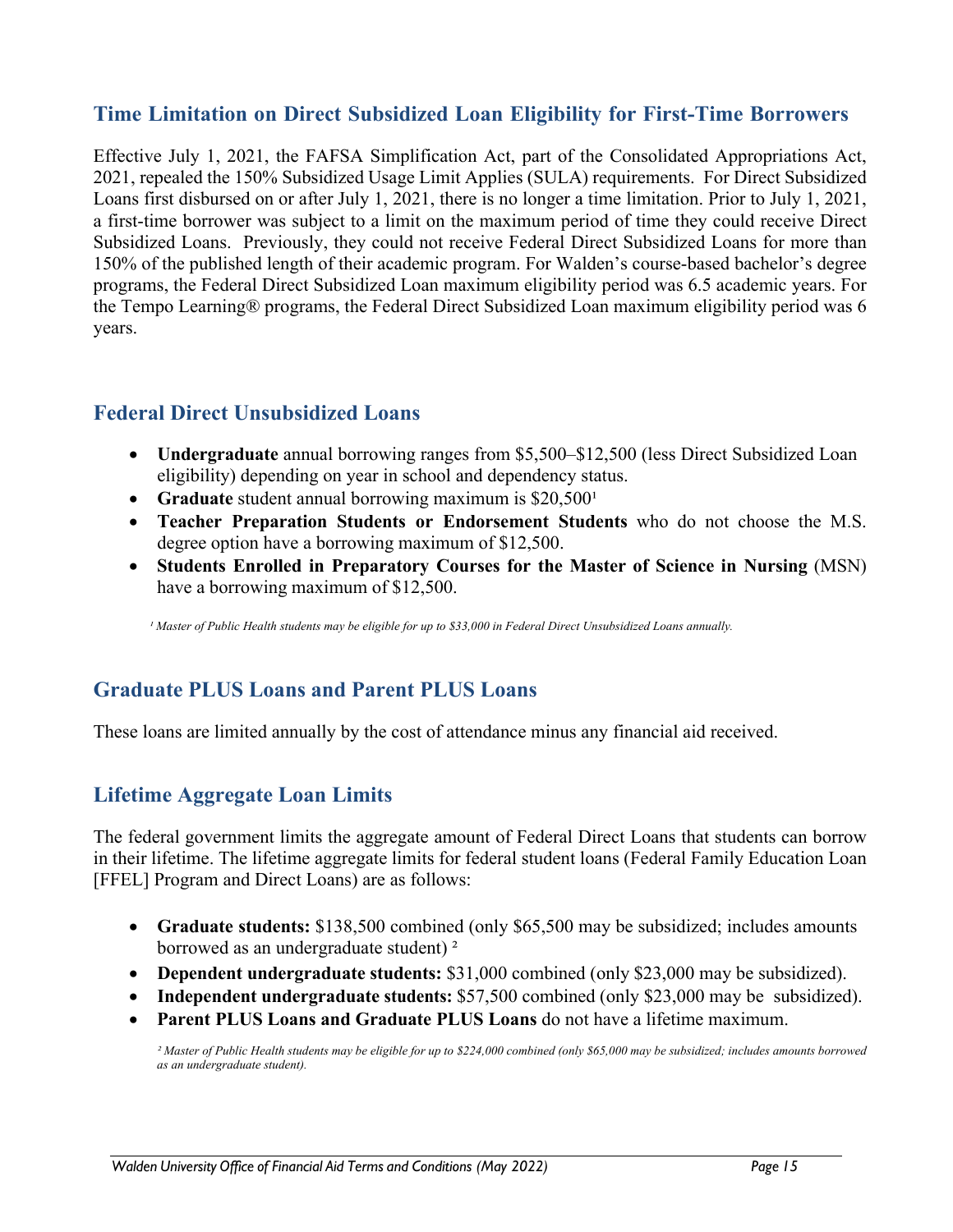## Time Limitation on Direct Subsidized Loan Eligibility for First-Time Borrowers

Effective July 1, 2021, the FAFSA Simplification Act, part of the Consolidated Appropriations Act, 2021, repealed the 150% Subsidized Usage Limit Applies (SULA) requirements. For Direct Subsidized Loans first disbursed on or after July 1, 2021, there is no longer a time limitation. Prior to July 1, 2021, a first-time borrower was subject to a limit on the maximum period of time they could receive Direct Subsidized Loans. Previously, they could not receive Federal Direct Subsidized Loans for more than 150% of the published length of their academic program. For Walden's course-based bachelor's degree programs, the Federal Direct Subsidized Loan maximum eligibility period was 6.5 academic years. For the Tempo Learning® programs, the Federal Direct Subsidized Loan maximum eligibility period was 6 years.

## Federal Direct Unsubsidized Loans

- **Undergraduate** annual borrowing ranges from $5,500–$12,500 (less Direct Subsidized Loan eligibility) depending on year in school and dependency status.
- **Graduate** student annual borrowing maximum is $20,500[1]
- **Teacher Preparation Students or Endorsement Students** who do not choose the M.S. degree option have a borrowing maximum of $12,500.
- **Students Enrolled in Preparatory Courses for the Master of Science in Nursing** (MSN) have a borrowing maximum of $12,500.

*[1] Master of Public Health students may be eligible for up to $33,000 in Federal Direct Unsubsidized Loans annually.*

## Graduate PLUS Loans and Parent PLUS Loans

These loans are limited annually by the cost of attendance minus any financial aid received.

## Lifetime Aggregate Loan Limits

The federal government limits the aggregate amount of Federal Direct Loans that students can borrow in their lifetime. The lifetime aggregate limits for federal student loans (Federal Family Education Loan [FFEL] Program and Direct Loans) are as follows:

- **Graduate students:** $138,500 combined (only $65,500 may be subsidized; includes amounts borrowed as an undergraduate student) [2]
- **Dependent undergraduate students:** $31,000 combined (only $23,000 may be subsidized).
- **Independent undergraduate students:** $57,500 combined (only $23,000 may be subsidized).
- **Parent PLUS Loans and Graduate PLUS Loans** do not have a lifetime maximum.

*[2] Master of Public Health students may be eligible for up to $224,000 combined (only $65,000 may be subsidized; includes amounts borrowed as an undergraduate student).*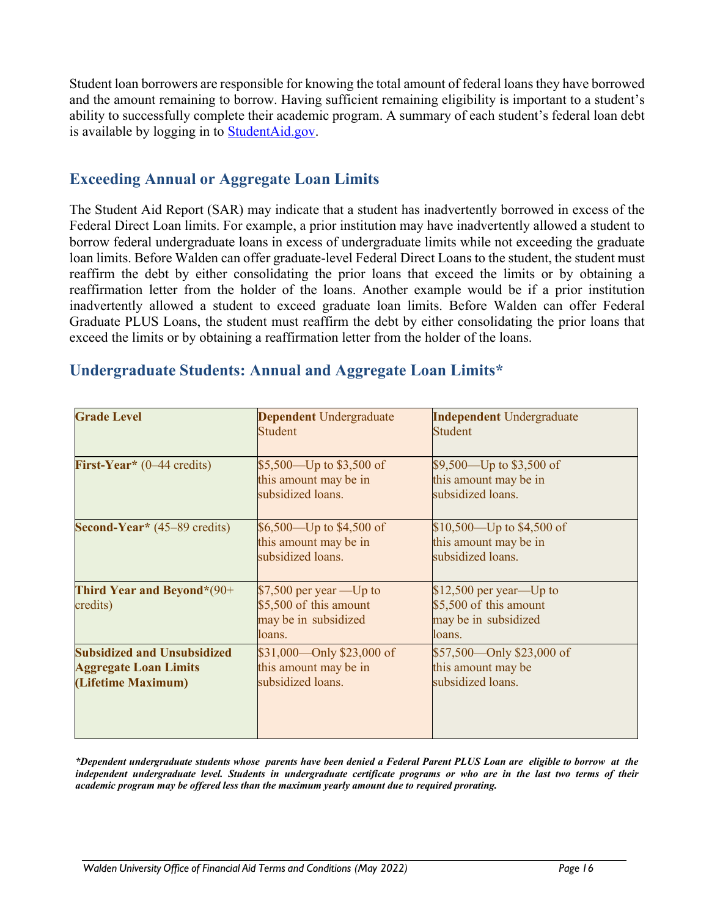Student loan borrowers are responsible for knowing the total amount of federal loans they have borrowed and the amount remaining to borrow. Having sufficient remaining eligibility is important to a student's ability to successfully complete their academic program. A summary of each student's federal loan debt is available by logging in to StudentAid.gov.

## Exceeding Annual or Aggregate Loan Limits

The Student Aid Report (SAR) may indicate that a student has inadvertently borrowed in excess of the Federal Direct Loan limits. For example, a prior institution may have inadvertently allowed a student to borrow federal undergraduate loans in excess of undergraduate limits while not exceeding the graduate loan limits. Before Walden can offer graduate-level Federal Direct Loans to the student, the student must reaffirm the debt by either consolidating the prior loans that exceed the limits or by obtaining a reaffirmation letter from the holder of the loans. Another example would be if a prior institution inadvertently allowed a student to exceed graduate loan limits. Before Walden can offer Federal Graduate PLUS Loans, the student must reaffirm the debt by either consolidating the prior loans that exceed the limits or by obtaining a reaffirmation letter from the holder of the loans.

## Undergraduate Students: Annual and Aggregate Loan Limits*

| **Grade Level** | **Dependent** Undergraduate Student | **Independent** Undergraduate Student |
|---|---|---|
| **First-Year*** (0–44 credits) | $5,500—Up to $3,500 of this amount may be in subsidized loans. | $9,500—Up to $3,500 of this amount may be in subsidized loans. |
| **Second-Year*** (45–89 credits) | $6,500—Up to $4,500 of this amount may be in subsidized loans. | $10,500—Up to $4,500 of this amount may be in subsidized loans. |
| **Third Year and Beyond***(90+ credits) | $7,500 per year —Up to $5,500 of this amount may be in subsidized loans. | $12,500 per year—Up to $5,500 of this amount may be in subsidized loans. |
| **Subsidized and Unsubsidized Aggregate Loan Limits (Lifetime Maximum)** | $31,000—Only $23,000 of this amount may be in subsidized loans. | $57,500—Only $23,000 of this amount may be subsidized loans. |

***Dependent undergraduate students whose parents have been denied a Federal Parent PLUS Loan are eligible to borrow at the independent undergraduate level. Students in undergraduate certificate programs or who are in the last two terms of their academic program may be offered less than the maximum yearly amount due to required prorating.***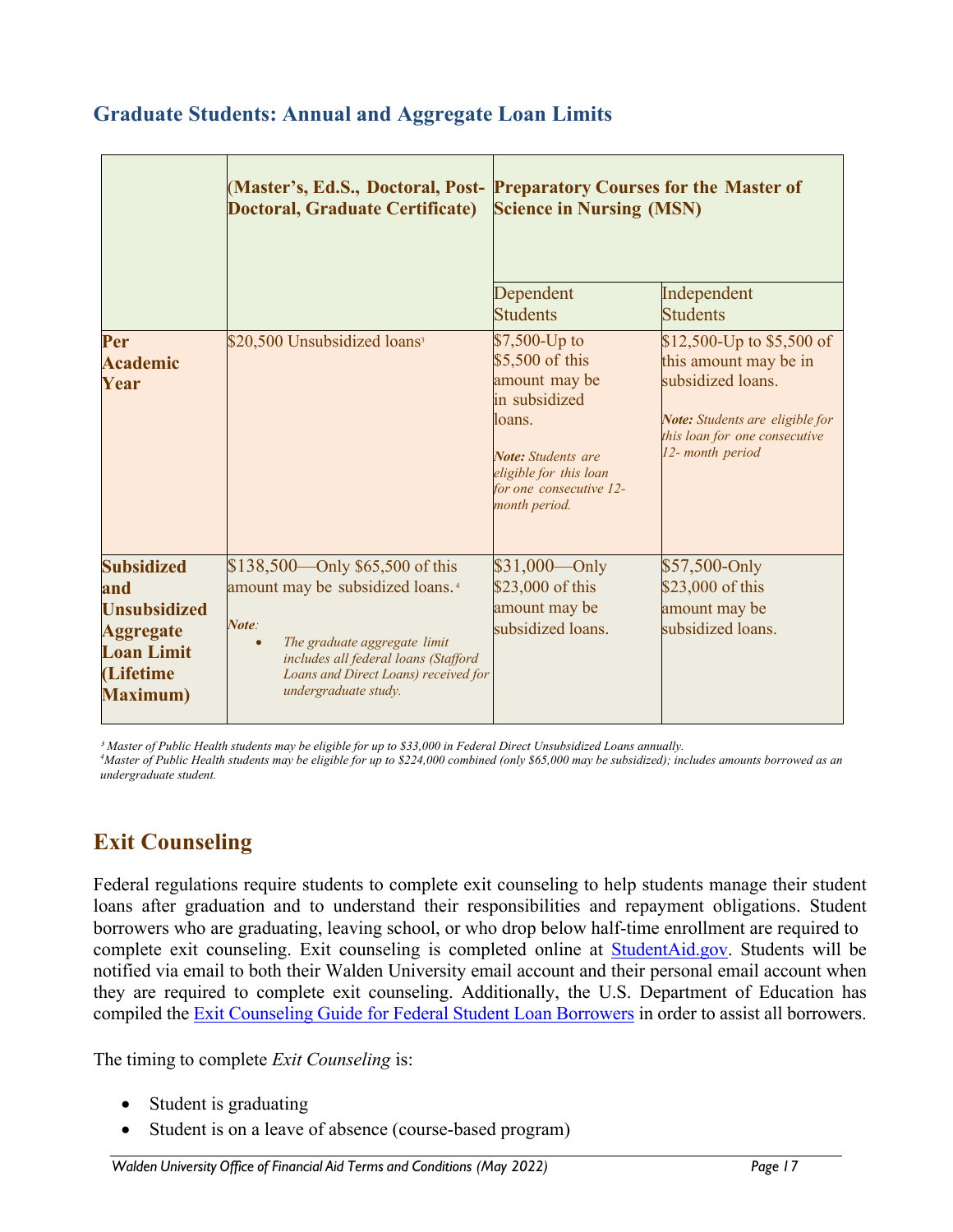## Graduate Students: Annual and Aggregate Loan Limits

| | (Master's, Ed.S., Doctoral, Post-Doctoral, Graduate Certificate) | Preparatory Courses for the Master of Science in Nursing (MSN) | |
|---|---|---|---|
| | | Dependent Students | Independent Students |
| **Per Academic Year** | $20,500 Unsubsidized loans[3] | $7,500-Up to $5,500 of this amount may be in subsidized loans. ***Note:*** *Students are eligible for this loan for one consecutive 12-month period.* | $12,500-Up to $5,500 of this amount may be in subsidized loans. ***Note:*** *Students are eligible for this loan for one consecutive 12- month period* |
| **Subsidized and Unsubsidized Aggregate Loan Limit (Lifetime Maximum)** | $138,500—Only $65,500 of this amount may be subsidized loans.[4] ***Note:*** • *The graduate aggregate limit includes all federal loans (Stafford Loans and Direct Loans) received for undergraduate study.* | $31,000—Only $23,000 of this amount may be subsidized loans. | $57,500-Only $23,000 of this amount may be subsidized loans. |

*[3] Master of Public Health students may be eligible for up to $33,000 in Federal Direct Unsubsidized Loans annually.*
*[4] Master of Public Health students may be eligible for up to $224,000 combined (only $65,000 may be subsidized); includes amounts borrowed as an undergraduate student.*

## Exit Counseling

Federal regulations require students to complete exit counseling to help students manage their student loans after graduation and to understand their responsibilities and repayment obligations. Student borrowers who are graduating, leaving school, or who drop below half-time enrollment are required to complete exit counseling. Exit counseling is completed online at [StudentAid.gov](). Students will be notified via email to both their Walden University email account and their personal email account when they are required to complete exit counseling. Additionally, the U.S. Department of Education has compiled the [Exit Counseling Guide for Federal Student Loan Borrowers]() in order to assist all borrowers.

The timing to complete *Exit Counseling* is:

- Student is graduating
- Student is on a leave of absence (course-based program)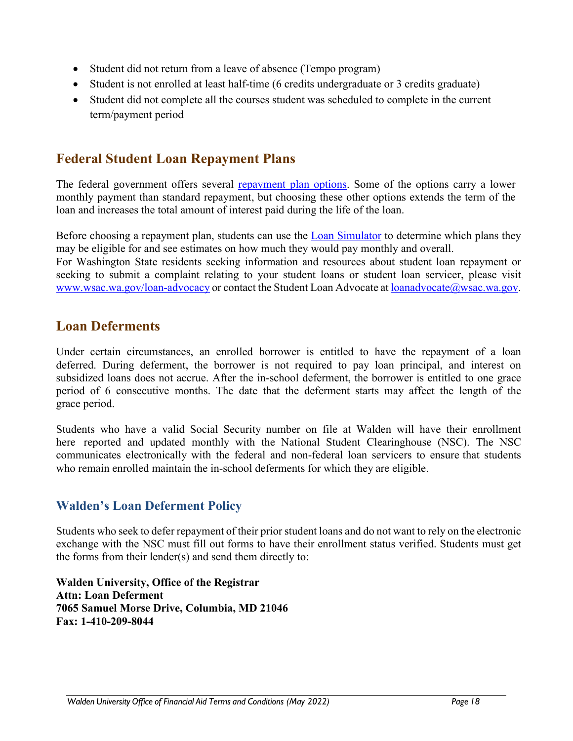- Student did not return from a leave of absence (Tempo program)
- Student is not enrolled at least half-time (6 credits undergraduate or 3 credits graduate)
- Student did not complete all the courses student was scheduled to complete in the current term/payment period

## Federal Student Loan Repayment Plans

The federal government offers several [repayment plan options](). Some of the options carry a lower monthly payment than standard repayment, but choosing these other options extends the term of the loan and increases the total amount of interest paid during the life of the loan.

Before choosing a repayment plan, students can use the [Loan Simulator]() to determine which plans they may be eligible for and see estimates on how much they would pay monthly and overall.
For Washington State residents seeking information and resources about student loan repayment or seeking to submit a complaint relating to your student loans or student loan servicer, please visit [www.wsac.wa.gov/loan-advocacy](www.wsac.wa.gov/loan-advocacy) or contact the Student Loan Advocate at [loanadvocate@wsac.wa.gov](mailto:loanadvocate@wsac.wa.gov).

## Loan Deferments

Under certain circumstances, an enrolled borrower is entitled to have the repayment of a loan deferred. During deferment, the borrower is not required to pay loan principal, and interest on subsidized loans does not accrue. After the in-school deferment, the borrower is entitled to one grace period of 6 consecutive months. The date that the deferment starts may affect the length of the grace period.

Students who have a valid Social Security number on file at Walden will have their enrollment here reported and updated monthly with the National Student Clearinghouse (NSC). The NSC communicates electronically with the federal and non-federal loan servicers to ensure that students who remain enrolled maintain the in-school deferments for which they are eligible.

### Walden's Loan Deferment Policy

Students who seek to defer repayment of their prior student loans and do not want to rely on the electronic exchange with the NSC must fill out forms to have their enrollment status verified. Students must get the forms from their lender(s) and send them directly to:

**Walden University, Office of the Registrar**
**Attn: Loan Deferment**
**7065 Samuel Morse Drive, Columbia, MD 21046**
**Fax: 1-410-209-8044**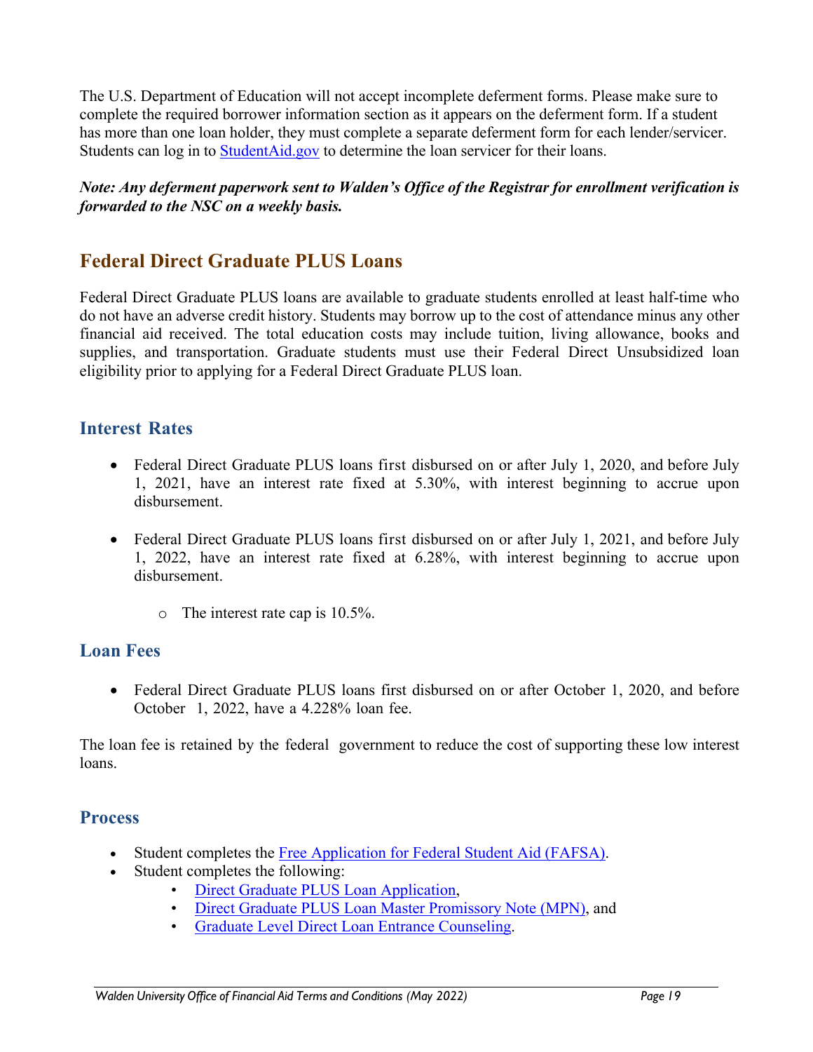The U.S. Department of Education will not accept incomplete deferment forms. Please make sure to complete the required borrower information section as it appears on the deferment form. If a student has more than one loan holder, they must complete a separate deferment form for each lender/servicer. Students can log in to [StudentAid.gov](StudentAid.gov) to determine the loan servicer for their loans.

***Note: Any deferment paperwork sent to Walden's Office of the Registrar for enrollment verification is forwarded to the NSC on a weekly basis.***

## Federal Direct Graduate PLUS Loans

Federal Direct Graduate PLUS loans are available to graduate students enrolled at least half-time who do not have an adverse credit history. Students may borrow up to the cost of attendance minus any other financial aid received. The total education costs may include tuition, living allowance, books and supplies, and transportation. Graduate students must use their Federal Direct Unsubsidized loan eligibility prior to applying for a Federal Direct Graduate PLUS loan.

### Interest Rates

- Federal Direct Graduate PLUS loans first disbursed on or after July 1, 2020, and before July 1, 2021, have an interest rate fixed at 5.30%, with interest beginning to accrue upon disbursement.
- Federal Direct Graduate PLUS loans first disbursed on or after July 1, 2021, and before July 1, 2022, have an interest rate fixed at 6.28%, with interest beginning to accrue upon disbursement.
    - The interest rate cap is 10.5%.

### Loan Fees

- Federal Direct Graduate PLUS loans first disbursed on or after October 1, 2020, and before October 1, 2022, have a 4.228% loan fee.

The loan fee is retained by the federal government to reduce the cost of supporting these low interest loans.

### Process

- Student completes the Free Application for Federal Student Aid (FAFSA).
- Student completes the following:
    - Direct Graduate PLUS Loan Application,
    - Direct Graduate PLUS Loan Master Promissory Note (MPN), and
    - Graduate Level Direct Loan Entrance Counseling.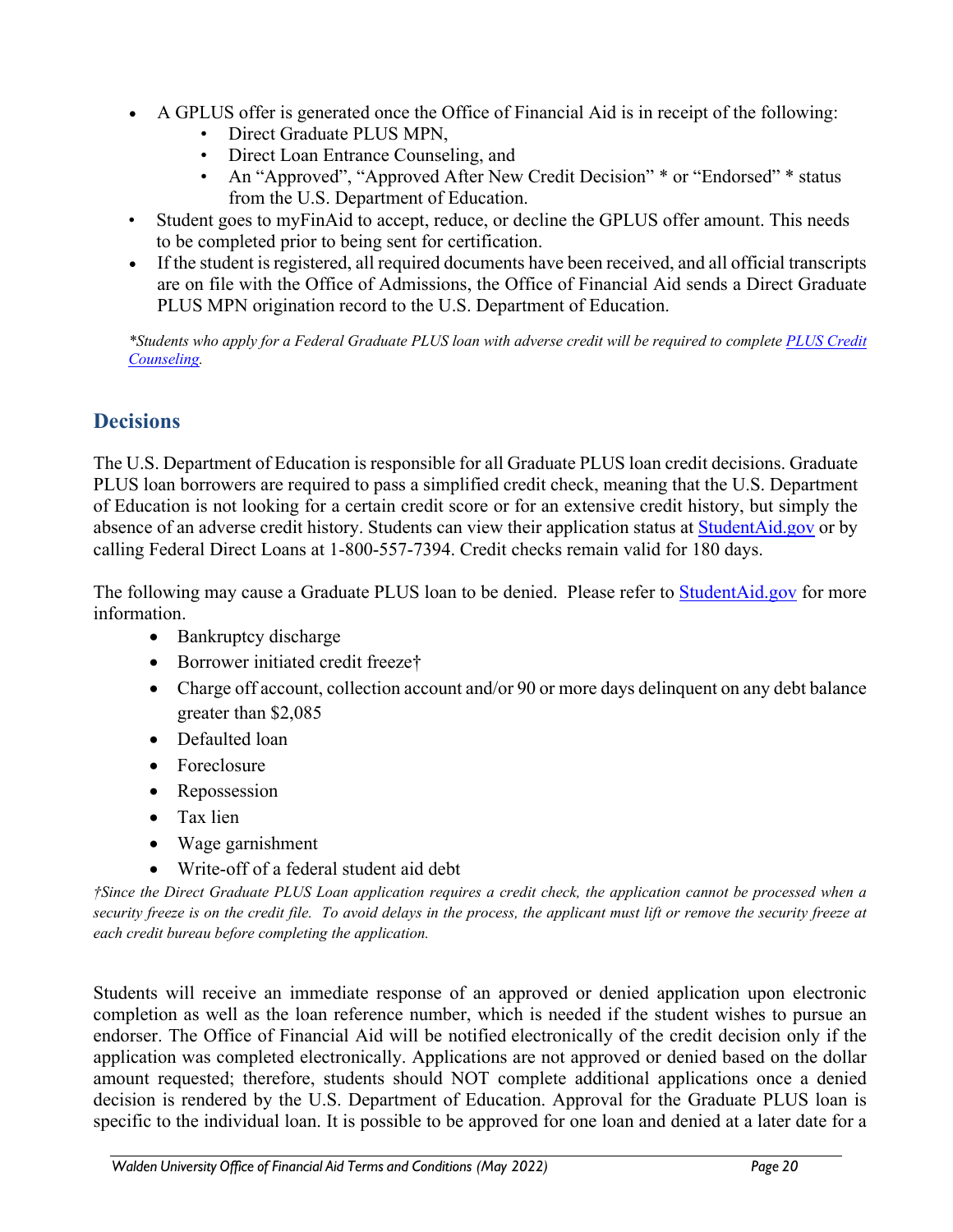- A GPLUS offer is generated once the Office of Financial Aid is in receipt of the following:
  - Direct Graduate PLUS MPN,
  - Direct Loan Entrance Counseling, and
  - An "Approved", "Approved After New Credit Decision" * or "Endorsed" * status from the U.S. Department of Education.
- Student goes to myFinAid to accept, reduce, or decline the GPLUS offer amount. This needs to be completed prior to being sent for certification.
- If the student is registered, all required documents have been received, and all official transcripts are on file with the Office of Admissions, the Office of Financial Aid sends a Direct Graduate PLUS MPN origination record to the U.S. Department of Education.

*\*Students who apply for a Federal Graduate PLUS loan with adverse credit will be required to complete [PLUS Credit Counseling](PLUS Credit Counseling).*

## Decisions

The U.S. Department of Education is responsible for all Graduate PLUS loan credit decisions. Graduate PLUS loan borrowers are required to pass a simplified credit check, meaning that the U.S. Department of Education is not looking for a certain credit score or for an extensive credit history, but simply the absence of an adverse credit history. Students can view their application status at [StudentAid.gov](StudentAid.gov) or by calling Federal Direct Loans at 1-800-557-7394. Credit checks remain valid for 180 days.

The following may cause a Graduate PLUS loan to be denied. Please refer to [StudentAid.gov](StudentAid.gov) for more information.

- Bankruptcy discharge
- Borrower initiated credit freeze†
- Charge off account, collection account and/or 90 or more days delinquent on any debt balance greater than $2,085
- Defaulted loan
- Foreclosure
- Repossession
- Tax lien
- Wage garnishment
- Write-off of a federal student aid debt

*†Since the Direct Graduate PLUS Loan application requires a credit check, the application cannot be processed when a security freeze is on the credit file. To avoid delays in the process, the applicant must lift or remove the security freeze at each credit bureau before completing the application.*

Students will receive an immediate response of an approved or denied application upon electronic completion as well as the loan reference number, which is needed if the student wishes to pursue an endorser. The Office of Financial Aid will be notified electronically of the credit decision only if the application was completed electronically. Applications are not approved or denied based on the dollar amount requested; therefore, students should NOT complete additional applications once a denied decision is rendered by the U.S. Department of Education. Approval for the Graduate PLUS loan is specific to the individual loan. It is possible to be approved for one loan and denied at a later date for a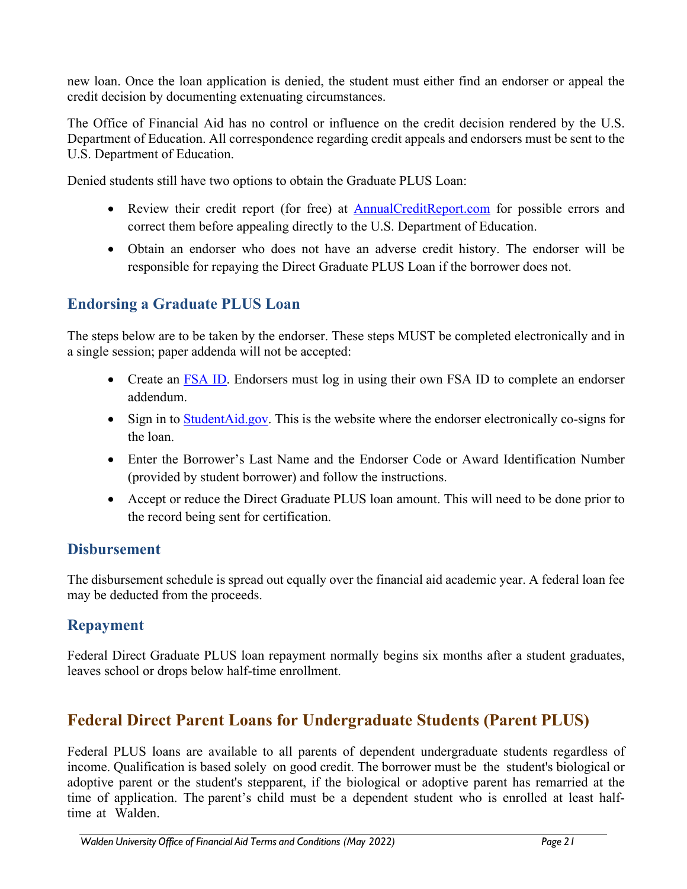new loan. Once the loan application is denied, the student must either find an endorser or appeal the credit decision by documenting extenuating circumstances.

The Office of Financial Aid has no control or influence on the credit decision rendered by the U.S. Department of Education. All correspondence regarding credit appeals and endorsers must be sent to the U.S. Department of Education.

Denied students still have two options to obtain the Graduate PLUS Loan:

- Review their credit report (for free) at [AnnualCreditReport.com](https://www.annualcreditreport.com) for possible errors and correct them before appealing directly to the U.S. Department of Education.
- Obtain an endorser who does not have an adverse credit history. The endorser will be responsible for repaying the Direct Graduate PLUS Loan if the borrower does not.

### Endorsing a Graduate PLUS Loan

The steps below are to be taken by the endorser. These steps MUST be completed electronically and in a single session; paper addenda will not be accepted:

- Create an FSA ID. Endorsers must log in using their own FSA ID to complete an endorser addendum.
- Sign in to [StudentAid.gov](https://studentaid.gov). This is the website where the endorser electronically co-signs for the loan.
- Enter the Borrower's Last Name and the Endorser Code or Award Identification Number (provided by student borrower) and follow the instructions.
- Accept or reduce the Direct Graduate PLUS loan amount. This will need to be done prior to the record being sent for certification.

### Disbursement

The disbursement schedule is spread out equally over the financial aid academic year. A federal loan fee may be deducted from the proceeds.

### Repayment

Federal Direct Graduate PLUS loan repayment normally begins six months after a student graduates, leaves school or drops below half-time enrollment.

## Federal Direct Parent Loans for Undergraduate Students (Parent PLUS)

Federal PLUS loans are available to all parents of dependent undergraduate students regardless of income. Qualification is based solely on good credit. The borrower must be the student's biological or adoptive parent or the student's stepparent, if the biological or adoptive parent has remarried at the time of application. The parent's child must be a dependent student who is enrolled at least half-time at Walden.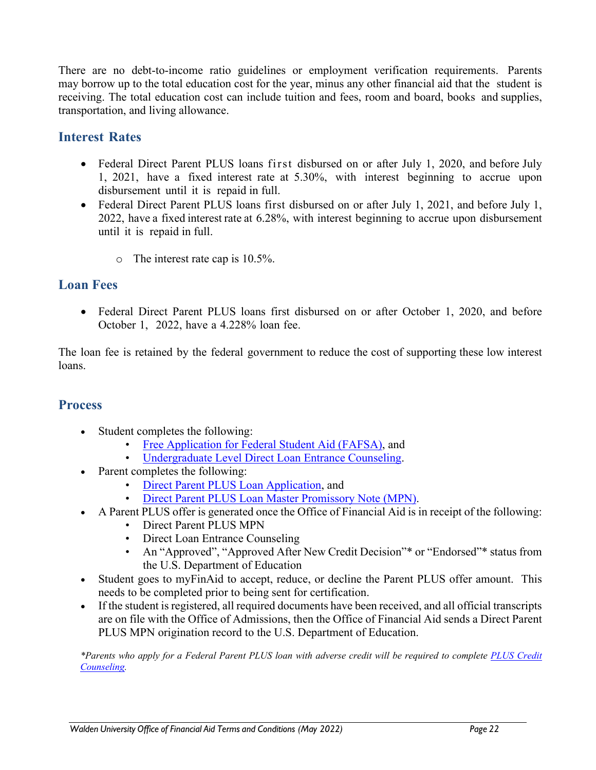There are no debt-to-income ratio guidelines or employment verification requirements. Parents may borrow up to the total education cost for the year, minus any other financial aid that the student is receiving. The total education cost can include tuition and fees, room and board, books and supplies, transportation, and living allowance.

## Interest Rates

- Federal Direct Parent PLUS loans first disbursed on or after July 1, 2020, and before July 1, 2021, have a fixed interest rate at 5.30%, with interest beginning to accrue upon disbursement until it is repaid in full.
- Federal Direct Parent PLUS loans first disbursed on or after July 1, 2021, and before July 1, 2022, have a fixed interest rate at 6.28%, with interest beginning to accrue upon disbursement until it is repaid in full.
    - The interest rate cap is 10.5%.

## Loan Fees

- Federal Direct Parent PLUS loans first disbursed on or after October 1, 2020, and before October 1, 2022, have a 4.228% loan fee.

The loan fee is retained by the federal government to reduce the cost of supporting these low interest loans.

## Process

- Student completes the following:
    - Free Application for Federal Student Aid (FAFSA), and
    - Undergraduate Level Direct Loan Entrance Counseling.
- Parent completes the following:
    - Direct Parent PLUS Loan Application, and
    - Direct Parent PLUS Loan Master Promissory Note (MPN).
- A Parent PLUS offer is generated once the Office of Financial Aid is in receipt of the following:
    - Direct Parent PLUS MPN
    - Direct Loan Entrance Counseling
    - An "Approved", "Approved After New Credit Decision"* or "Endorsed"* status from the U.S. Department of Education
- Student goes to myFinAid to accept, reduce, or decline the Parent PLUS offer amount. This needs to be completed prior to being sent for certification.
- If the student is registered, all required documents have been received, and all official transcripts are on file with the Office of Admissions, then the Office of Financial Aid sends a Direct Parent PLUS MPN origination record to the U.S. Department of Education.

*\*Parents who apply for a Federal Parent PLUS loan with adverse credit will be required to complete PLUS Credit Counseling.*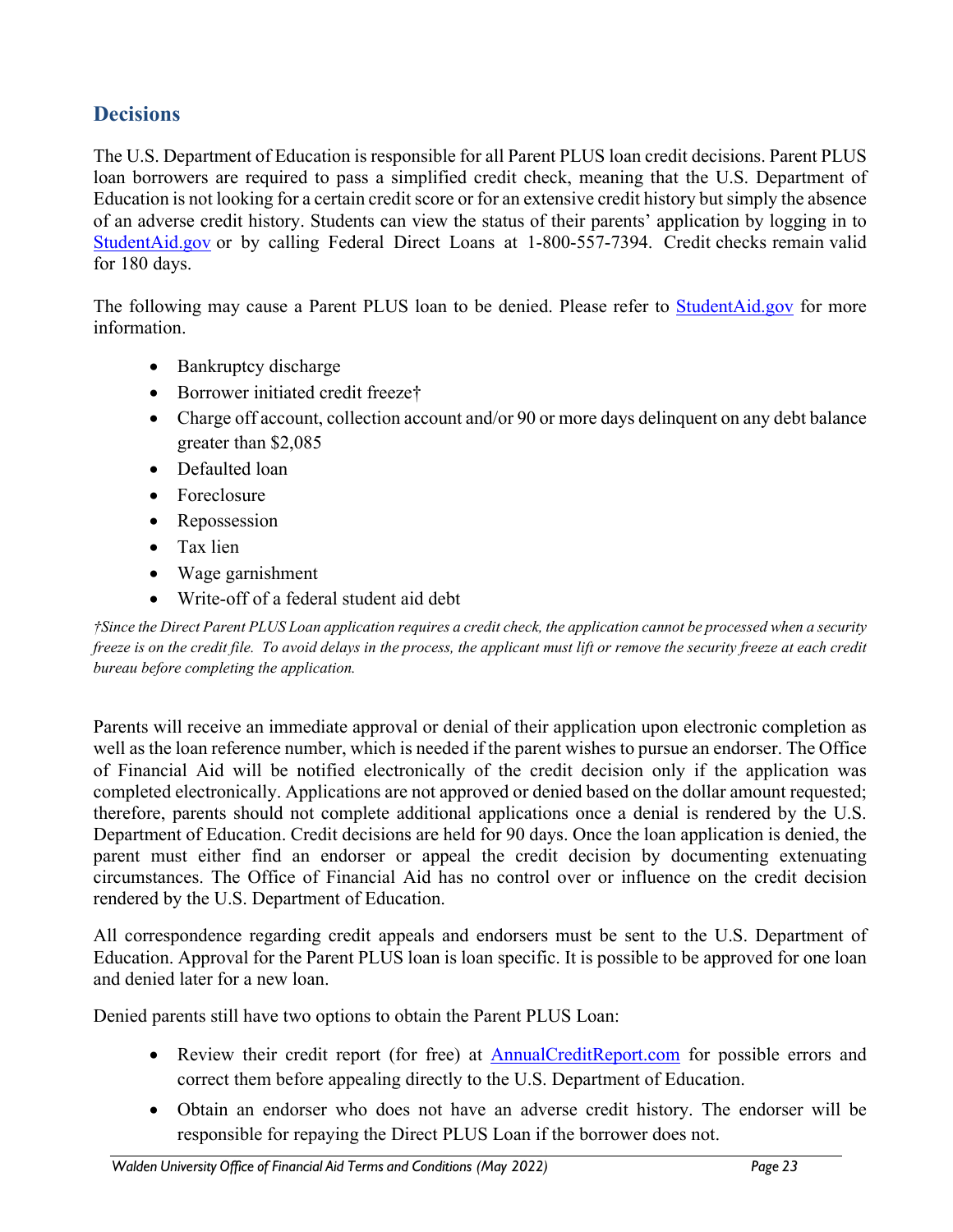## Decisions

The U.S. Department of Education is responsible for all Parent PLUS loan credit decisions. Parent PLUS loan borrowers are required to pass a simplified credit check, meaning that the U.S. Department of Education is not looking for a certain credit score or for an extensive credit history but simply the absence of an adverse credit history. Students can view the status of their parents' application by logging in to [StudentAid.gov](https://StudentAid.gov) or by calling Federal Direct Loans at 1-800-557-7394. Credit checks remain valid for 180 days.

The following may cause a Parent PLUS loan to be denied. Please refer to [StudentAid.gov](https://StudentAid.gov) for more information.

- Bankruptcy discharge
- Borrower initiated credit freeze†
- Charge off account, collection account and/or 90 or more days delinquent on any debt balance greater than $2,085
- Defaulted loan
- Foreclosure
- Repossession
- Tax lien
- Wage garnishment
- Write-off of a federal student aid debt

*†Since the Direct Parent PLUS Loan application requires a credit check, the application cannot be processed when a security freeze is on the credit file. To avoid delays in the process, the applicant must lift or remove the security freeze at each credit bureau before completing the application.*

Parents will receive an immediate approval or denial of their application upon electronic completion as well as the loan reference number, which is needed if the parent wishes to pursue an endorser. The Office of Financial Aid will be notified electronically of the credit decision only if the application was completed electronically. Applications are not approved or denied based on the dollar amount requested; therefore, parents should not complete additional applications once a denial is rendered by the U.S. Department of Education. Credit decisions are held for 90 days. Once the loan application is denied, the parent must either find an endorser or appeal the credit decision by documenting extenuating circumstances. The Office of Financial Aid has no control over or influence on the credit decision rendered by the U.S. Department of Education.

All correspondence regarding credit appeals and endorsers must be sent to the U.S. Department of Education. Approval for the Parent PLUS loan is loan specific. It is possible to be approved for one loan and denied later for a new loan.

Denied parents still have two options to obtain the Parent PLUS Loan:

- Review their credit report (for free) at [AnnualCreditReport.com](https://AnnualCreditReport.com) for possible errors and correct them before appealing directly to the U.S. Department of Education.
- Obtain an endorser who does not have an adverse credit history. The endorser will be responsible for repaying the Direct PLUS Loan if the borrower does not.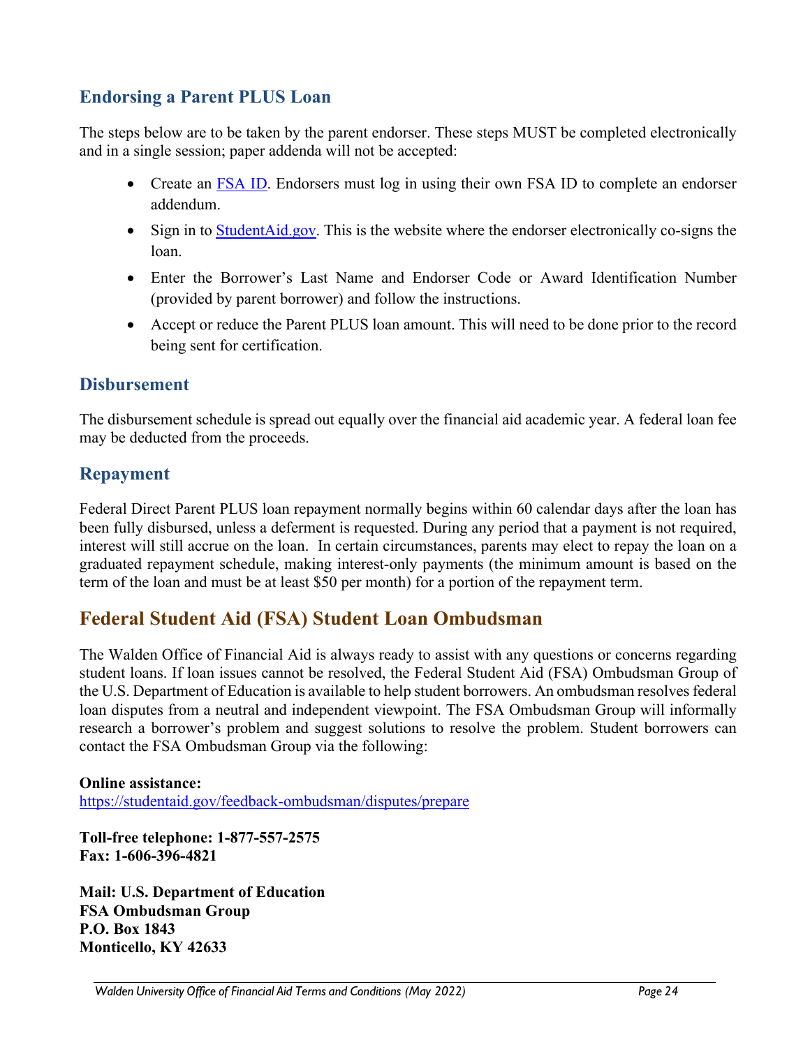### Endorsing a Parent PLUS Loan

The steps below are to be taken by the parent endorser. These steps MUST be completed electronically and in a single session; paper addenda will not be accepted:

- Create an [FSA ID](). Endorsers must log in using their own FSA ID to complete an endorser addendum.
- Sign in to [StudentAid.gov](). This is the website where the endorser electronically co-signs the loan.
- Enter the Borrower's Last Name and Endorser Code or Award Identification Number (provided by parent borrower) and follow the instructions.
- Accept or reduce the Parent PLUS loan amount. This will need to be done prior to the record being sent for certification.

### Disbursement

The disbursement schedule is spread out equally over the financial aid academic year. A federal loan fee may be deducted from the proceeds.

### Repayment

Federal Direct Parent PLUS loan repayment normally begins within 60 calendar days after the loan has been fully disbursed, unless a deferment is requested. During any period that a payment is not required, interest will still accrue on the loan. In certain circumstances, parents may elect to repay the loan on a graduated repayment schedule, making interest-only payments (the minimum amount is based on the term of the loan and must be at least $50 per month) for a portion of the repayment term.

## Federal Student Aid (FSA) Student Loan Ombudsman

The Walden Office of Financial Aid is always ready to assist with any questions or concerns regarding student loans. If loan issues cannot be resolved, the Federal Student Aid (FSA) Ombudsman Group of the U.S. Department of Education is available to help student borrowers. An ombudsman resolves federal loan disputes from a neutral and independent viewpoint. The FSA Ombudsman Group will informally research a borrower's problem and suggest solutions to resolve the problem. Student borrowers can contact the FSA Ombudsman Group via the following:

**Online assistance:**
https://studentaid.gov/feedback-ombudsman/disputes/prepare

**Toll-free telephone: 1-877-557-2575**
**Fax: 1-606-396-4821**

**Mail: U.S. Department of Education**
**FSA Ombudsman Group**
**P.O. Box 1843**
**Monticello, KY 42633**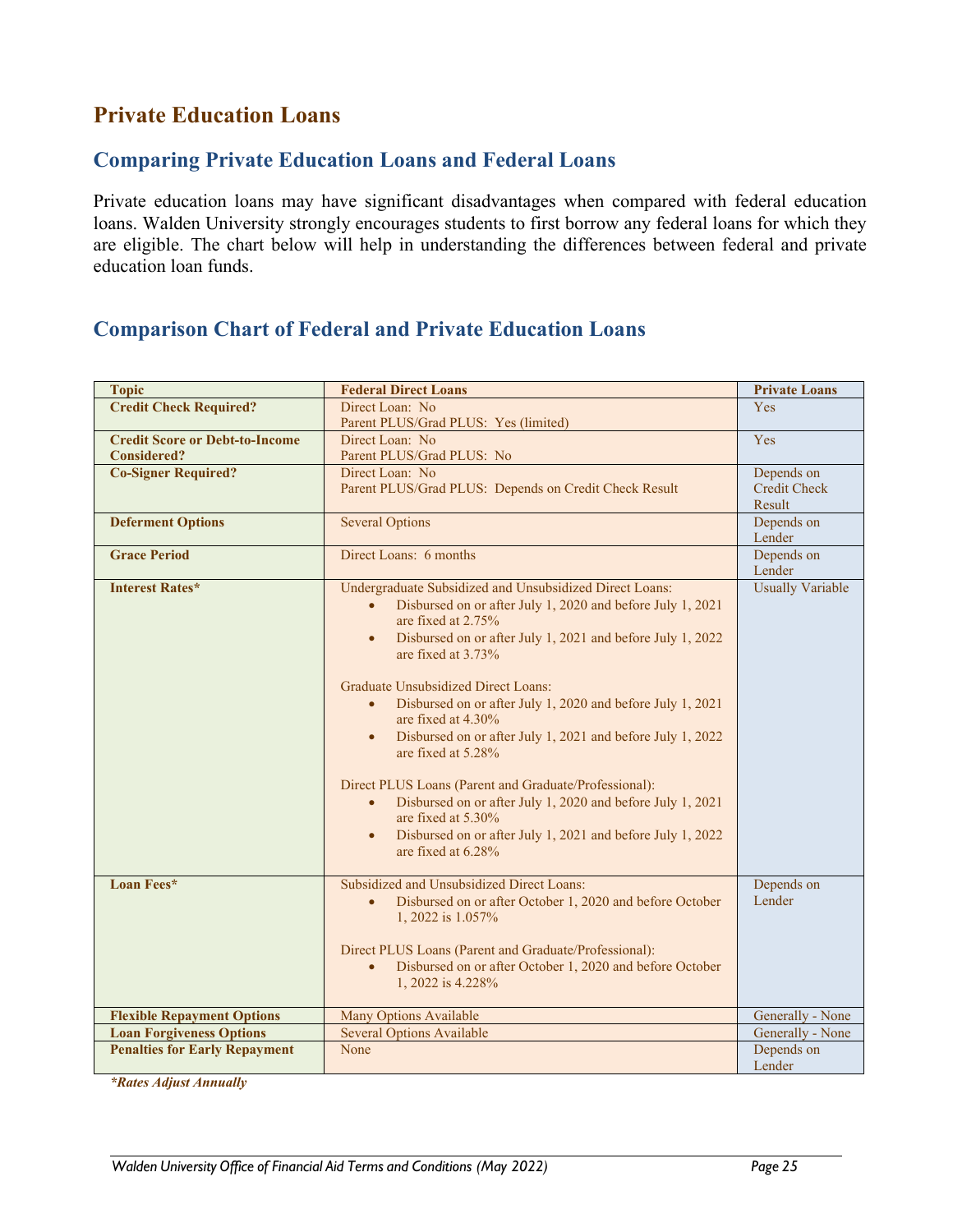# Private Education Loans

## Comparing Private Education Loans and Federal Loans

Private education loans may have significant disadvantages when compared with federal education loans. Walden University strongly encourages students to first borrow any federal loans for which they are eligible. The chart below will help in understanding the differences between federal and private education loan funds.

## Comparison Chart of Federal and Private Education Loans

| Topic | Federal Direct Loans | Private Loans |
|---|---|---|
| **Credit Check Required?** | Direct Loan: No<br>Parent PLUS/Grad PLUS: Yes (limited) | Yes |
| **Credit Score or Debt-to-Income Considered?** | Direct Loan: No<br>Parent PLUS/Grad PLUS: No | Yes |
| **Co-Signer Required?** | Direct Loan: No<br>Parent PLUS/Grad PLUS: Depends on Credit Check Result | Depends on Credit Check Result |
| **Deferment Options** | Several Options | Depends on Lender |
| **Grace Period** | Direct Loans: 6 months | Depends on Lender |
| **Interest Rates*** | Undergraduate Subsidized and Unsubsidized Direct Loans:<br>• Disbursed on or after July 1, 2020 and before July 1, 2021 are fixed at 2.75%<br>• Disbursed on or after July 1, 2021 and before July 1, 2022 are fixed at 3.73%<br><br>Graduate Unsubsidized Direct Loans:<br>• Disbursed on or after July 1, 2020 and before July 1, 2021 are fixed at 4.30%<br>• Disbursed on or after July 1, 2021 and before July 1, 2022 are fixed at 5.28%<br><br>Direct PLUS Loans (Parent and Graduate/Professional):<br>• Disbursed on or after July 1, 2020 and before July 1, 2021 are fixed at 5.30%<br>• Disbursed on or after July 1, 2021 and before July 1, 2022 are fixed at 6.28% | Usually Variable |
| **Loan Fees*** | Subsidized and Unsubsidized Direct Loans:<br>• Disbursed on or after October 1, 2020 and before October 1, 2022 is 1.057%<br><br>Direct PLUS Loans (Parent and Graduate/Professional):<br>• Disbursed on or after October 1, 2020 and before October 1, 2022 is 4.228% | Depends on Lender |
| **Flexible Repayment Options** | Many Options Available | Generally - None |
| **Loan Forgiveness Options** | Several Options Available | Generally - None |
| **Penalties for Early Repayment** | None | Depends on Lender |

***Rates Adjust Annually***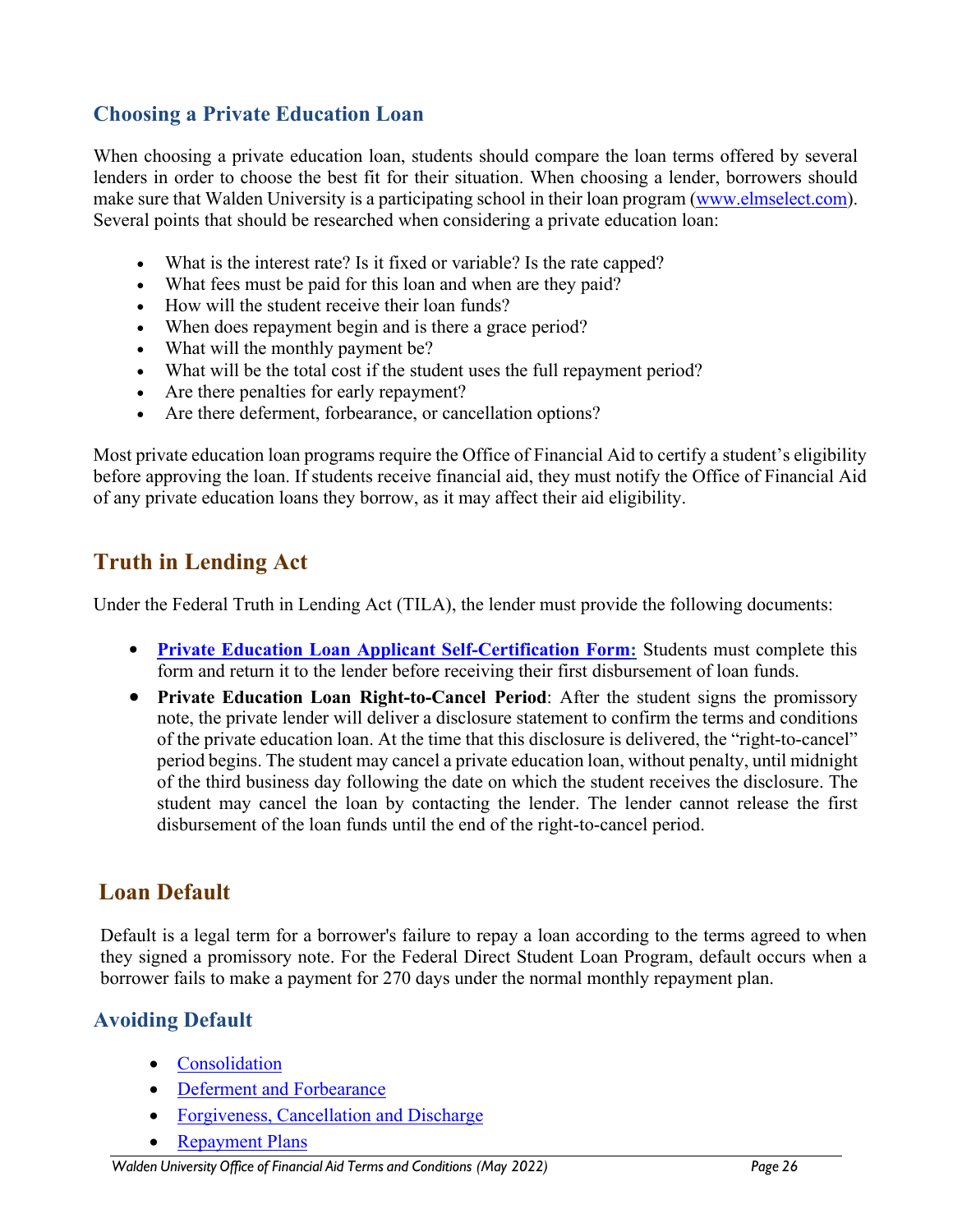### Choosing a Private Education Loan

When choosing a private education loan, students should compare the loan terms offered by several lenders in order to choose the best fit for their situation. When choosing a lender, borrowers should make sure that Walden University is a participating school in their loan program ([www.elmselect.com](www.elmselect.com)). Several points that should be researched when considering a private education loan:

- What is the interest rate? Is it fixed or variable? Is the rate capped?
- What fees must be paid for this loan and when are they paid?
- How will the student receive their loan funds?
- When does repayment begin and is there a grace period?
- What will the monthly payment be?
- What will be the total cost if the student uses the full repayment period?
- Are there penalties for early repayment?
- Are there deferment, forbearance, or cancellation options?

Most private education loan programs require the Office of Financial Aid to certify a student's eligibility before approving the loan. If students receive financial aid, they must notify the Office of Financial Aid of any private education loans they borrow, as it may affect their aid eligibility.

## Truth in Lending Act

Under the Federal Truth in Lending Act (TILA), the lender must provide the following documents:

- **Private Education Loan Applicant Self-Certification Form:** Students must complete this form and return it to the lender before receiving their first disbursement of loan funds.
- **Private Education Loan Right-to-Cancel Period**: After the student signs the promissory note, the private lender will deliver a disclosure statement to confirm the terms and conditions of the private education loan. At the time that this disclosure is delivered, the "right-to-cancel" period begins. The student may cancel a private education loan, without penalty, until midnight of the third business day following the date on which the student receives the disclosure. The student may cancel the loan by contacting the lender. The lender cannot release the first disbursement of the loan funds until the end of the right-to-cancel period.

## Loan Default

Default is a legal term for a borrower's failure to repay a loan according to the terms agreed to when they signed a promissory note. For the Federal Direct Student Loan Program, default occurs when a borrower fails to make a payment for 270 days under the normal monthly repayment plan.

### Avoiding Default

- Consolidation
- Deferment and Forbearance
- Forgiveness, Cancellation and Discharge
- Repayment Plans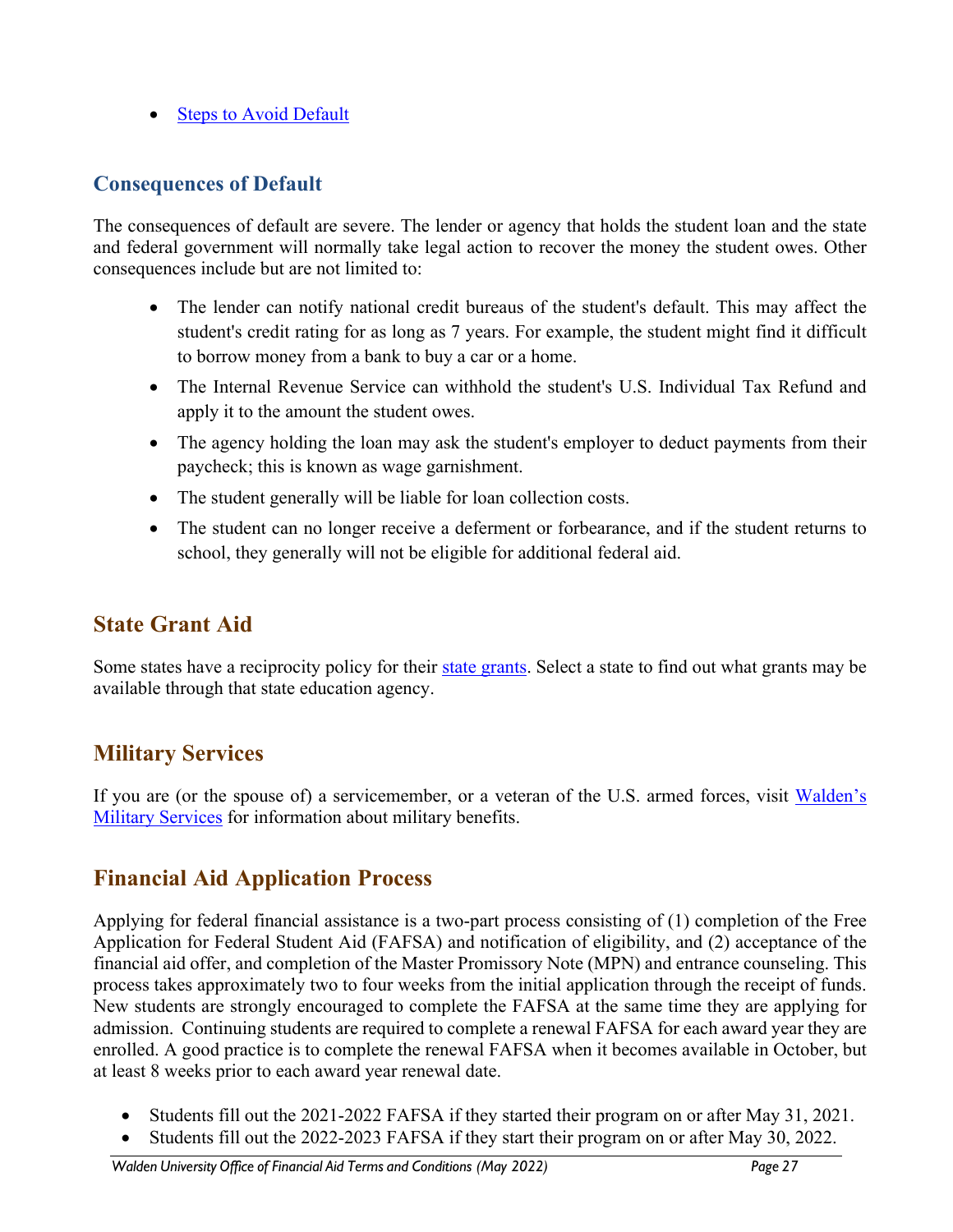- Steps to Avoid Default

### Consequences of Default

The consequences of default are severe. The lender or agency that holds the student loan and the state and federal government will normally take legal action to recover the money the student owes. Other consequences include but are not limited to:

- The lender can notify national credit bureaus of the student's default. This may affect the student's credit rating for as long as 7 years. For example, the student might find it difficult to borrow money from a bank to buy a car or a home.
- The Internal Revenue Service can withhold the student's U.S. Individual Tax Refund and apply it to the amount the student owes.
- The agency holding the loan may ask the student's employer to deduct payments from their paycheck; this is known as wage garnishment.
- The student generally will be liable for loan collection costs.
- The student can no longer receive a deferment or forbearance, and if the student returns to school, they generally will not be eligible for additional federal aid.

## State Grant Aid

Some states have a reciprocity policy for their state grants. Select a state to find out what grants may be available through that state education agency.

## Military Services

If you are (or the spouse of) a servicemember, or a veteran of the U.S. armed forces, visit Walden's Military Services for information about military benefits.

## Financial Aid Application Process

Applying for federal financial assistance is a two-part process consisting of (1) completion of the Free Application for Federal Student Aid (FAFSA) and notification of eligibility, and (2) acceptance of the financial aid offer, and completion of the Master Promissory Note (MPN) and entrance counseling. This process takes approximately two to four weeks from the initial application through the receipt of funds. New students are strongly encouraged to complete the FAFSA at the same time they are applying for admission. Continuing students are required to complete a renewal FAFSA for each award year they are enrolled. A good practice is to complete the renewal FAFSA when it becomes available in October, but at least 8 weeks prior to each award year renewal date.

- Students fill out the 2021-2022 FAFSA if they started their program on or after May 31, 2021.
- Students fill out the 2022-2023 FAFSA if they start their program on or after May 30, 2022.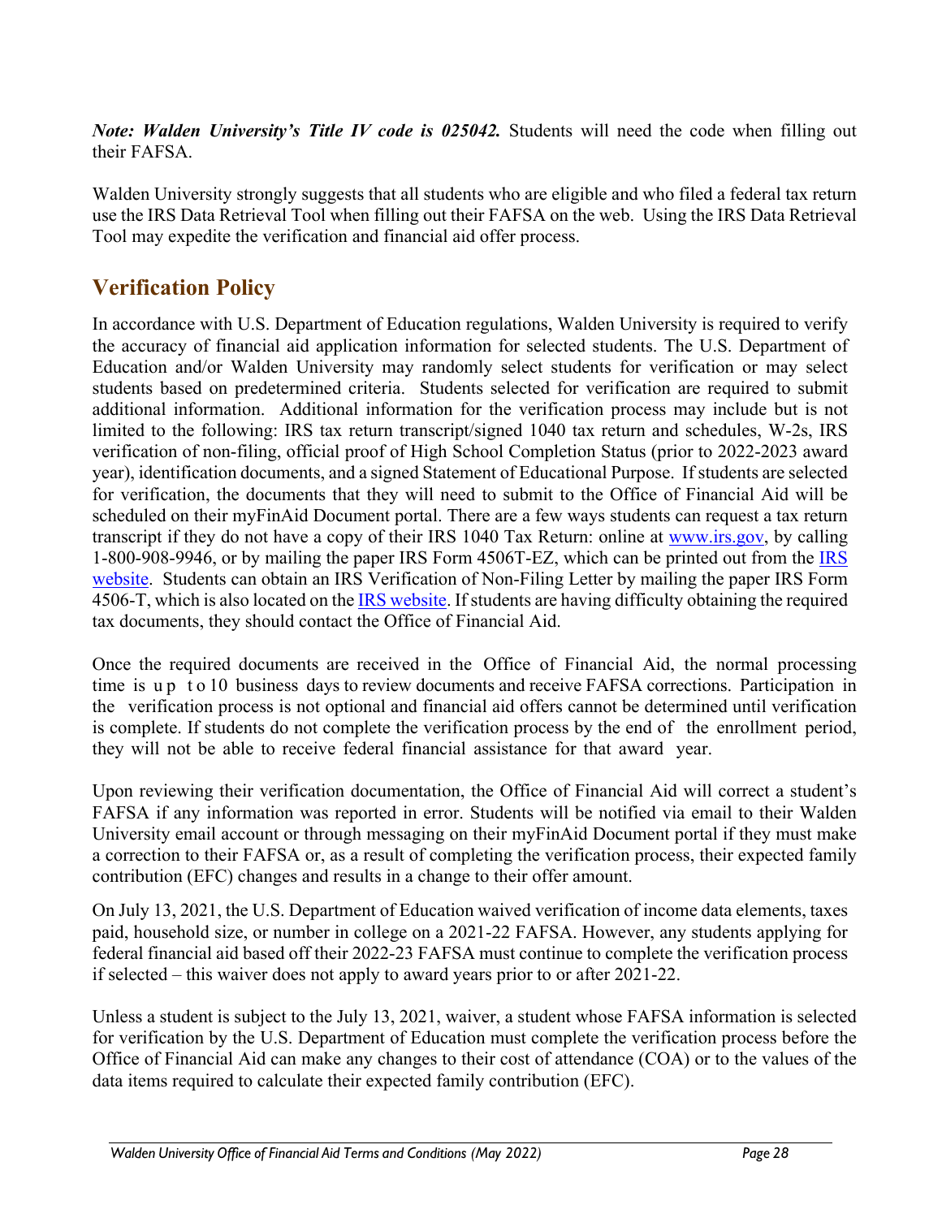***Note: Walden University's Title IV code is 025042.*** Students will need the code when filling out their FAFSA.

Walden University strongly suggests that all students who are eligible and who filed a federal tax return use the IRS Data Retrieval Tool when filling out their FAFSA on the web. Using the IRS Data Retrieval Tool may expedite the verification and financial aid offer process.

## Verification Policy

In accordance with U.S. Department of Education regulations, Walden University is required to verify the accuracy of financial aid application information for selected students. The U.S. Department of Education and/or Walden University may randomly select students for verification or may select students based on predetermined criteria. Students selected for verification are required to submit additional information. Additional information for the verification process may include but is not limited to the following: IRS tax return transcript/signed 1040 tax return and schedules, W-2s, IRS verification of non-filing, official proof of High School Completion Status (prior to 2022-2023 award year), identification documents, and a signed Statement of Educational Purpose. If students are selected for verification, the documents that they will need to submit to the Office of Financial Aid will be scheduled on their myFinAid Document portal. There are a few ways students can request a tax return transcript if they do not have a copy of their IRS 1040 Tax Return: online at [www.irs.gov](www.irs.gov), by calling 1-800-908-9946, or by mailing the paper IRS Form 4506T-EZ, which can be printed out from the [IRS website](). Students can obtain an IRS Verification of Non-Filing Letter by mailing the paper IRS Form 4506-T, which is also located on the [IRS website](). If students are having difficulty obtaining the required tax documents, they should contact the Office of Financial Aid.

Once the required documents are received in the Office of Financial Aid, the normal processing time is up to 10 business days to review documents and receive FAFSA corrections. Participation in the verification process is not optional and financial aid offers cannot be determined until verification is complete. If students do not complete the verification process by the end of the enrollment period, they will not be able to receive federal financial assistance for that award year.

Upon reviewing their verification documentation, the Office of Financial Aid will correct a student's FAFSA if any information was reported in error. Students will be notified via email to their Walden University email account or through messaging on their myFinAid Document portal if they must make a correction to their FAFSA or, as a result of completing the verification process, their expected family contribution (EFC) changes and results in a change to their offer amount.

On July 13, 2021, the U.S. Department of Education waived verification of income data elements, taxes paid, household size, or number in college on a 2021-22 FAFSA. However, any students applying for federal financial aid based off their 2022-23 FAFSA must continue to complete the verification process if selected – this waiver does not apply to award years prior to or after 2021-22.

Unless a student is subject to the July 13, 2021, waiver, a student whose FAFSA information is selected for verification by the U.S. Department of Education must complete the verification process before the Office of Financial Aid can make any changes to their cost of attendance (COA) or to the values of the data items required to calculate their expected family contribution (EFC).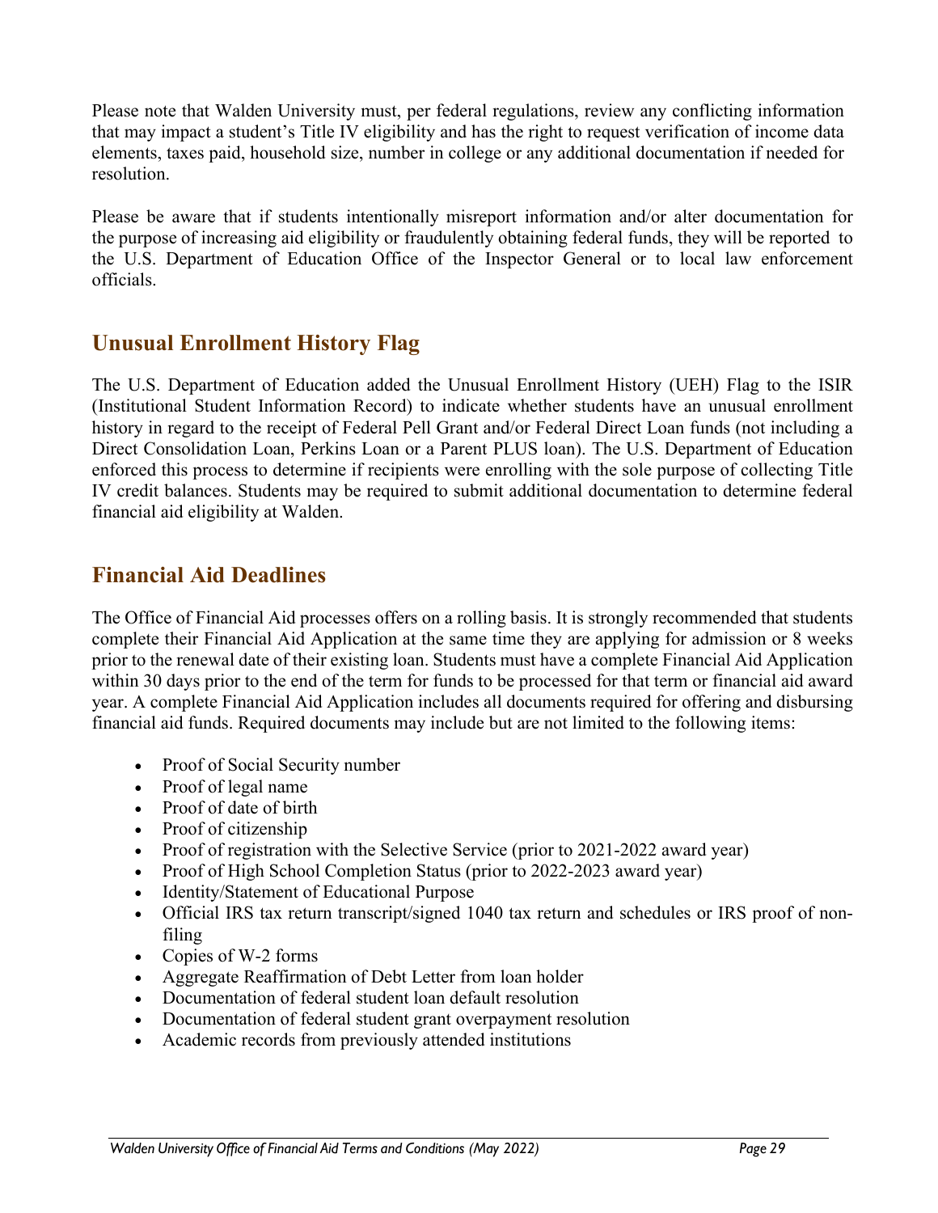Please note that Walden University must, per federal regulations, review any conflicting information that may impact a student's Title IV eligibility and has the right to request verification of income data elements, taxes paid, household size, number in college or any additional documentation if needed for resolution.

Please be aware that if students intentionally misreport information and/or alter documentation for the purpose of increasing aid eligibility or fraudulently obtaining federal funds, they will be reported to the U.S. Department of Education Office of the Inspector General or to local law enforcement officials.

## Unusual Enrollment History Flag

The U.S. Department of Education added the Unusual Enrollment History (UEH) Flag to the ISIR (Institutional Student Information Record) to indicate whether students have an unusual enrollment history in regard to the receipt of Federal Pell Grant and/or Federal Direct Loan funds (not including a Direct Consolidation Loan, Perkins Loan or a Parent PLUS loan). The U.S. Department of Education enforced this process to determine if recipients were enrolling with the sole purpose of collecting Title IV credit balances. Students may be required to submit additional documentation to determine federal financial aid eligibility at Walden.

## Financial Aid Deadlines

The Office of Financial Aid processes offers on a rolling basis. It is strongly recommended that students complete their Financial Aid Application at the same time they are applying for admission or 8 weeks prior to the renewal date of their existing loan. Students must have a complete Financial Aid Application within 30 days prior to the end of the term for funds to be processed for that term or financial aid award year. A complete Financial Aid Application includes all documents required for offering and disbursing financial aid funds. Required documents may include but are not limited to the following items:

- Proof of Social Security number
- Proof of legal name
- Proof of date of birth
- Proof of citizenship
- Proof of registration with the Selective Service (prior to 2021-2022 award year)
- Proof of High School Completion Status (prior to 2022-2023 award year)
- Identity/Statement of Educational Purpose
- Official IRS tax return transcript/signed 1040 tax return and schedules or IRS proof of non-filing
- Copies of W-2 forms
- Aggregate Reaffirmation of Debt Letter from loan holder
- Documentation of federal student loan default resolution
- Documentation of federal student grant overpayment resolution
- Academic records from previously attended institutions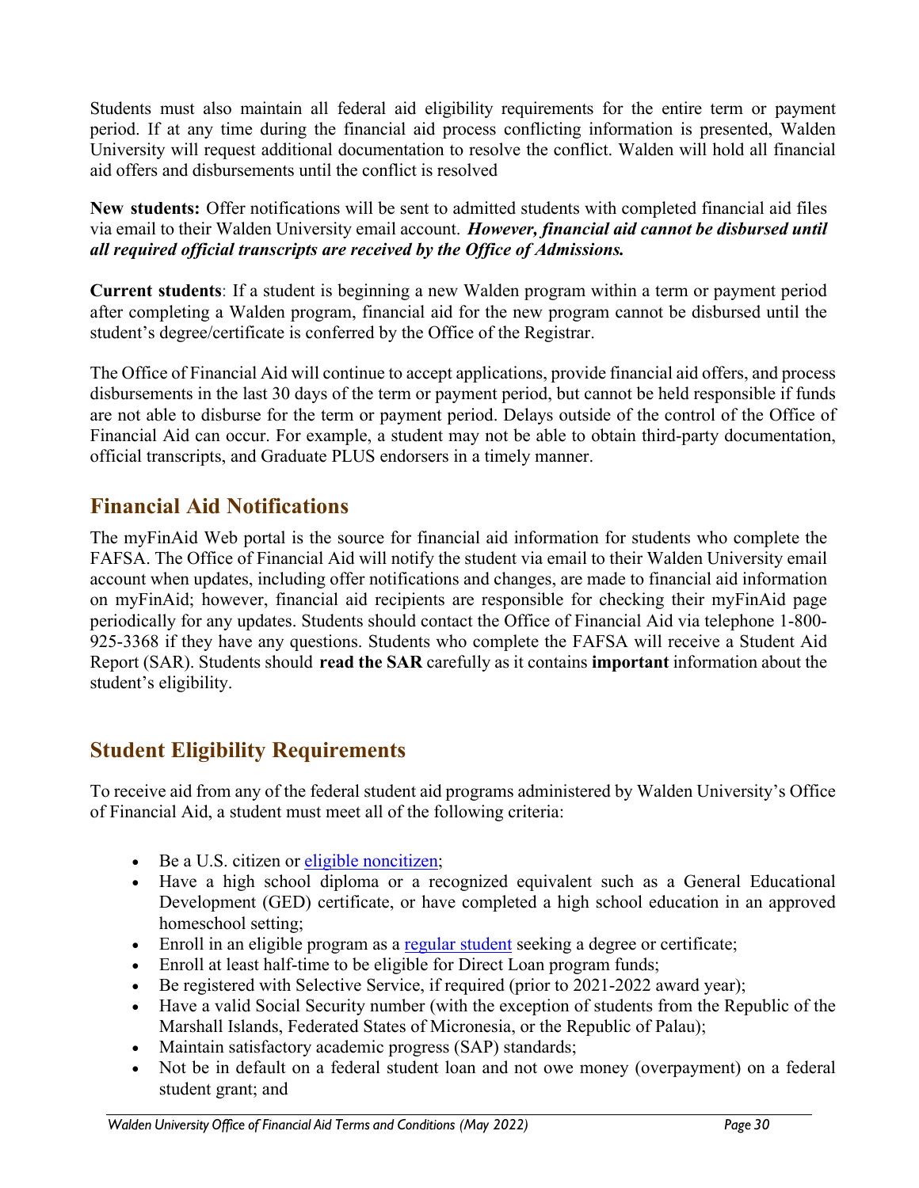Students must also maintain all federal aid eligibility requirements for the entire term or payment period. If at any time during the financial aid process conflicting information is presented, Walden University will request additional documentation to resolve the conflict. Walden will hold all financial aid offers and disbursements until the conflict is resolved

**New students:** Offer notifications will be sent to admitted students with completed financial aid files via email to their Walden University email account. ***However, financial aid cannot be disbursed until all required official transcripts are received by the Office of Admissions.***

**Current students**: If a student is beginning a new Walden program within a term or payment period after completing a Walden program, financial aid for the new program cannot be disbursed until the student's degree/certificate is conferred by the Office of the Registrar.

The Office of Financial Aid will continue to accept applications, provide financial aid offers, and process disbursements in the last 30 days of the term or payment period, but cannot be held responsible if funds are not able to disburse for the term or payment period. Delays outside of the control of the Office of Financial Aid can occur. For example, a student may not be able to obtain third-party documentation, official transcripts, and Graduate PLUS endorsers in a timely manner.

## Financial Aid Notifications

The myFinAid Web portal is the source for financial aid information for students who complete the FAFSA. The Office of Financial Aid will notify the student via email to their Walden University email account when updates, including offer notifications and changes, are made to financial aid information on myFinAid; however, financial aid recipients are responsible for checking their myFinAid page periodically for any updates. Students should contact the Office of Financial Aid via telephone 1-800-925-3368 if they have any questions. Students who complete the FAFSA will receive a Student Aid Report (SAR). Students should **read the SAR** carefully as it contains **important** information about the student's eligibility.

## Student Eligibility Requirements

To receive aid from any of the federal student aid programs administered by Walden University's Office of Financial Aid, a student must meet all of the following criteria:

- Be a U.S. citizen or eligible noncitizen;
- Have a high school diploma or a recognized equivalent such as a General Educational Development (GED) certificate, or have completed a high school education in an approved homeschool setting;
- Enroll in an eligible program as a regular student seeking a degree or certificate;
- Enroll at least half-time to be eligible for Direct Loan program funds;
- Be registered with Selective Service, if required (prior to 2021-2022 award year);
- Have a valid Social Security number (with the exception of students from the Republic of the Marshall Islands, Federated States of Micronesia, or the Republic of Palau);
- Maintain satisfactory academic progress (SAP) standards;
- Not be in default on a federal student loan and not owe money (overpayment) on a federal student grant; and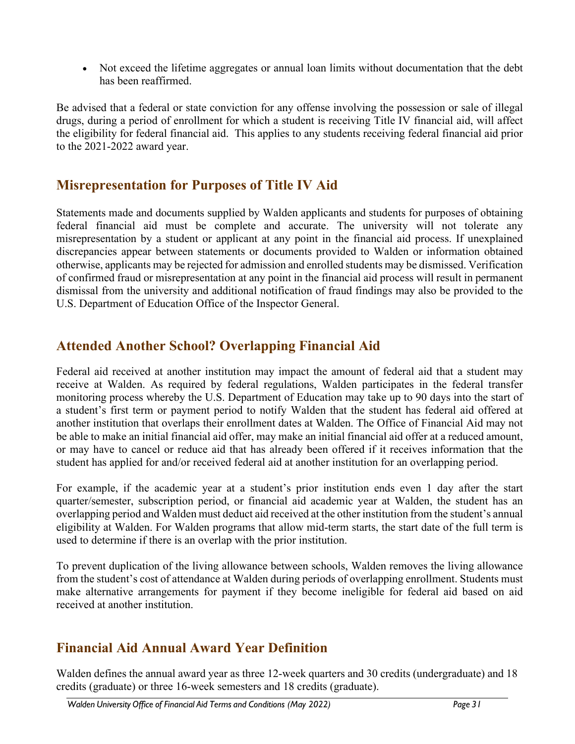- Not exceed the lifetime aggregates or annual loan limits without documentation that the debt has been reaffirmed.

Be advised that a federal or state conviction for any offense involving the possession or sale of illegal drugs, during a period of enrollment for which a student is receiving Title IV financial aid, will affect the eligibility for federal financial aid. This applies to any students receiving federal financial aid prior to the 2021-2022 award year.

## Misrepresentation for Purposes of Title IV Aid

Statements made and documents supplied by Walden applicants and students for purposes of obtaining federal financial aid must be complete and accurate. The university will not tolerate any misrepresentation by a student or applicant at any point in the financial aid process. If unexplained discrepancies appear between statements or documents provided to Walden or information obtained otherwise, applicants may be rejected for admission and enrolled students may be dismissed. Verification of confirmed fraud or misrepresentation at any point in the financial aid process will result in permanent dismissal from the university and additional notification of fraud findings may also be provided to the U.S. Department of Education Office of the Inspector General.

## Attended Another School? Overlapping Financial Aid

Federal aid received at another institution may impact the amount of federal aid that a student may receive at Walden. As required by federal regulations, Walden participates in the federal transfer monitoring process whereby the U.S. Department of Education may take up to 90 days into the start of a student's first term or payment period to notify Walden that the student has federal aid offered at another institution that overlaps their enrollment dates at Walden. The Office of Financial Aid may not be able to make an initial financial aid offer, may make an initial financial aid offer at a reduced amount, or may have to cancel or reduce aid that has already been offered if it receives information that the student has applied for and/or received federal aid at another institution for an overlapping period.

For example, if the academic year at a student's prior institution ends even 1 day after the start quarter/semester, subscription period, or financial aid academic year at Walden, the student has an overlapping period and Walden must deduct aid received at the other institution from the student's annual eligibility at Walden. For Walden programs that allow mid-term starts, the start date of the full term is used to determine if there is an overlap with the prior institution.

To prevent duplication of the living allowance between schools, Walden removes the living allowance from the student's cost of attendance at Walden during periods of overlapping enrollment. Students must make alternative arrangements for payment if they become ineligible for federal aid based on aid received at another institution.

## Financial Aid Annual Award Year Definition

Walden defines the annual award year as three 12-week quarters and 30 credits (undergraduate) and 18 credits (graduate) or three 16-week semesters and 18 credits (graduate).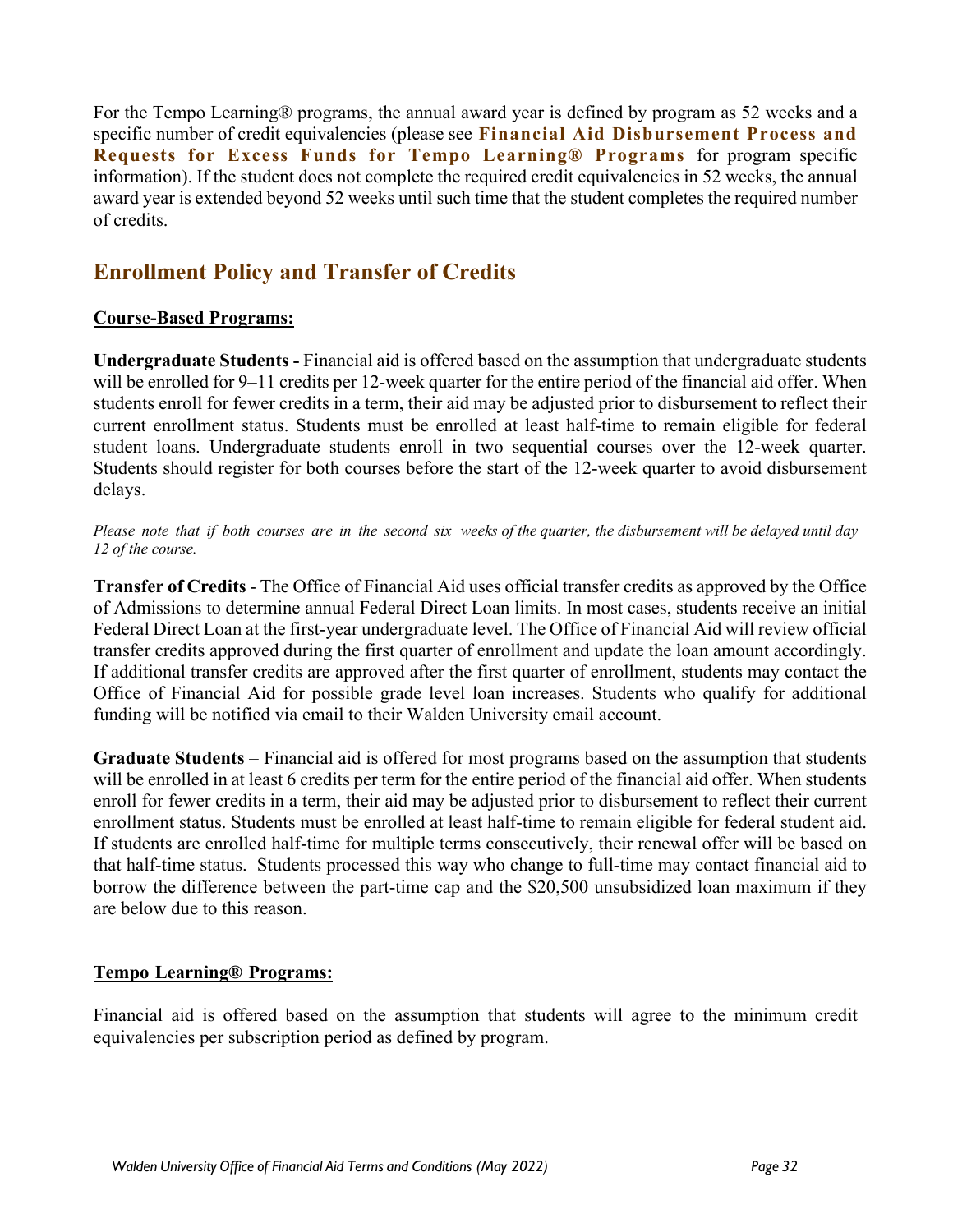For the Tempo Learning® programs, the annual award year is defined by program as 52 weeks and a specific number of credit equivalencies (please see **Financial Aid Disbursement Process and Requests for Excess Funds for Tempo Learning® Programs** for program specific information). If the student does not complete the required credit equivalencies in 52 weeks, the annual award year is extended beyond 52 weeks until such time that the student completes the required number of credits.

## Enrollment Policy and Transfer of Credits

**Course-Based Programs:**

**Undergraduate Students -** Financial aid is offered based on the assumption that undergraduate students will be enrolled for 9–11 credits per 12-week quarter for the entire period of the financial aid offer. When students enroll for fewer credits in a term, their aid may be adjusted prior to disbursement to reflect their current enrollment status. Students must be enrolled at least half-time to remain eligible for federal student loans. Undergraduate students enroll in two sequential courses over the 12-week quarter. Students should register for both courses before the start of the 12-week quarter to avoid disbursement delays.

*Please note that if both courses are in the second six weeks of the quarter, the disbursement will be delayed until day 12 of the course.*

**Transfer of Credits** - The Office of Financial Aid uses official transfer credits as approved by the Office of Admissions to determine annual Federal Direct Loan limits. In most cases, students receive an initial Federal Direct Loan at the first-year undergraduate level. The Office of Financial Aid will review official transfer credits approved during the first quarter of enrollment and update the loan amount accordingly. If additional transfer credits are approved after the first quarter of enrollment, students may contact the Office of Financial Aid for possible grade level loan increases. Students who qualify for additional funding will be notified via email to their Walden University email account.

**Graduate Students** – Financial aid is offered for most programs based on the assumption that students will be enrolled in at least 6 credits per term for the entire period of the financial aid offer. When students enroll for fewer credits in a term, their aid may be adjusted prior to disbursement to reflect their current enrollment status. Students must be enrolled at least half-time to remain eligible for federal student aid. If students are enrolled half-time for multiple terms consecutively, their renewal offer will be based on that half-time status. Students processed this way who change to full-time may contact financial aid to borrow the difference between the part-time cap and the $20,500 unsubsidized loan maximum if they are below due to this reason.

**Tempo Learning® Programs:**

Financial aid is offered based on the assumption that students will agree to the minimum credit equivalencies per subscription period as defined by program.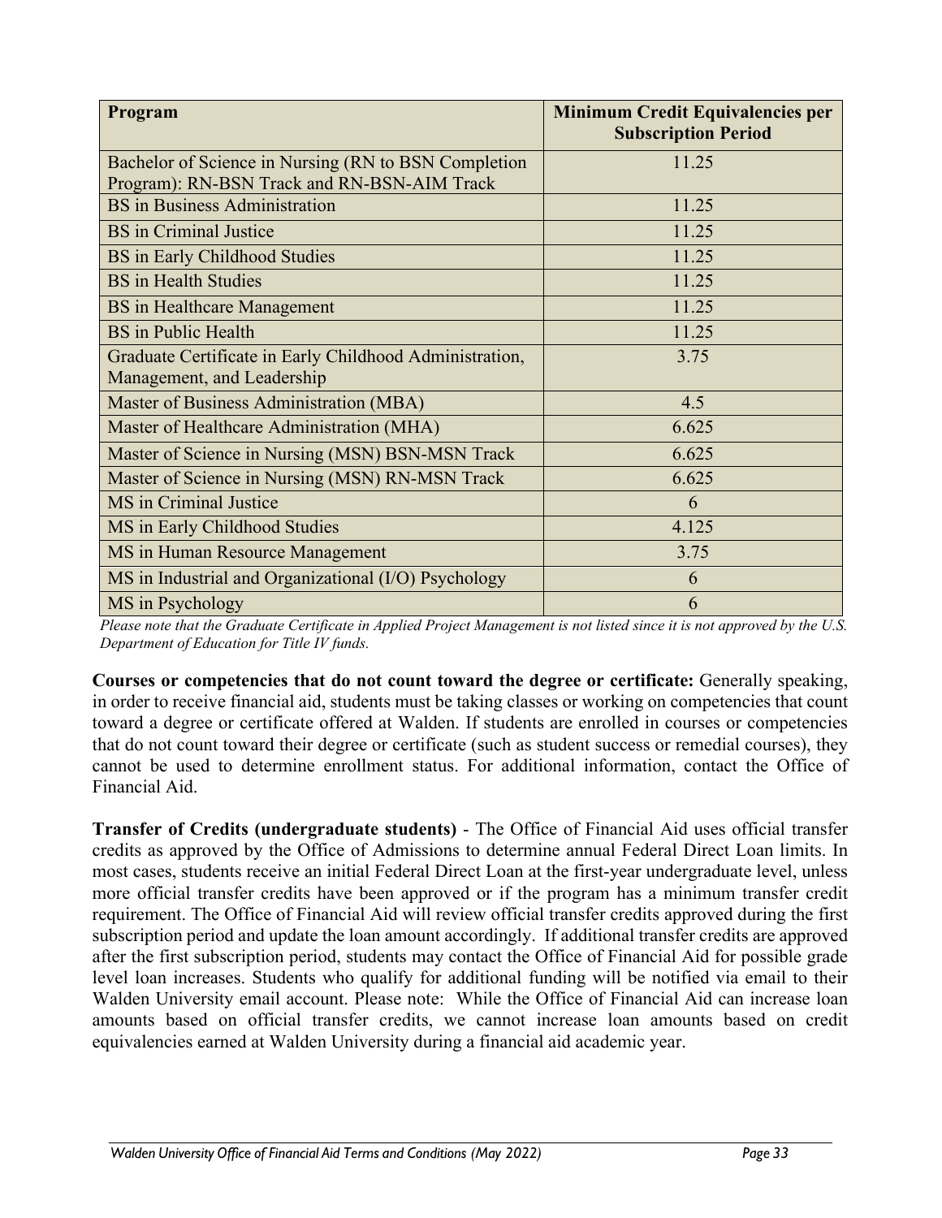| Program | Minimum Credit Equivalencies per Subscription Period |
| --- | --- |
| Bachelor of Science in Nursing (RN to BSN Completion Program): RN-BSN Track and RN-BSN-AIM Track | 11.25 |
| BS in Business Administration | 11.25 |
| BS in Criminal Justice | 11.25 |
| BS in Early Childhood Studies | 11.25 |
| BS in Health Studies | 11.25 |
| BS in Healthcare Management | 11.25 |
| BS in Public Health | 11.25 |
| Graduate Certificate in Early Childhood Administration, Management, and Leadership | 3.75 |
| Master of Business Administration (MBA) | 4.5 |
| Master of Healthcare Administration (MHA) | 6.625 |
| Master of Science in Nursing (MSN) BSN-MSN Track | 6.625 |
| Master of Science in Nursing (MSN) RN-MSN Track | 6.625 |
| MS in Criminal Justice | 6 |
| MS in Early Childhood Studies | 4.125 |
| MS in Human Resource Management | 3.75 |
| MS in Industrial and Organizational (I/O) Psychology | 6 |
| MS in Psychology | 6 |

*Please note that the Graduate Certificate in Applied Project Management is not listed since it is not approved by the U.S. Department of Education for Title IV funds.*

**Courses or competencies that do not count toward the degree or certificate:** Generally speaking, in order to receive financial aid, students must be taking classes or working on competencies that count toward a degree or certificate offered at Walden. If students are enrolled in courses or competencies that do not count toward their degree or certificate (such as student success or remedial courses), they cannot be used to determine enrollment status. For additional information, contact the Office of Financial Aid.

**Transfer of Credits (undergraduate students)** - The Office of Financial Aid uses official transfer credits as approved by the Office of Admissions to determine annual Federal Direct Loan limits. In most cases, students receive an initial Federal Direct Loan at the first-year undergraduate level, unless more official transfer credits have been approved or if the program has a minimum transfer credit requirement. The Office of Financial Aid will review official transfer credits approved during the first subscription period and update the loan amount accordingly. If additional transfer credits are approved after the first subscription period, students may contact the Office of Financial Aid for possible grade level loan increases. Students who qualify for additional funding will be notified via email to their Walden University email account. Please note: While the Office of Financial Aid can increase loan amounts based on official transfer credits, we cannot increase loan amounts based on credit equivalencies earned at Walden University during a financial aid academic year.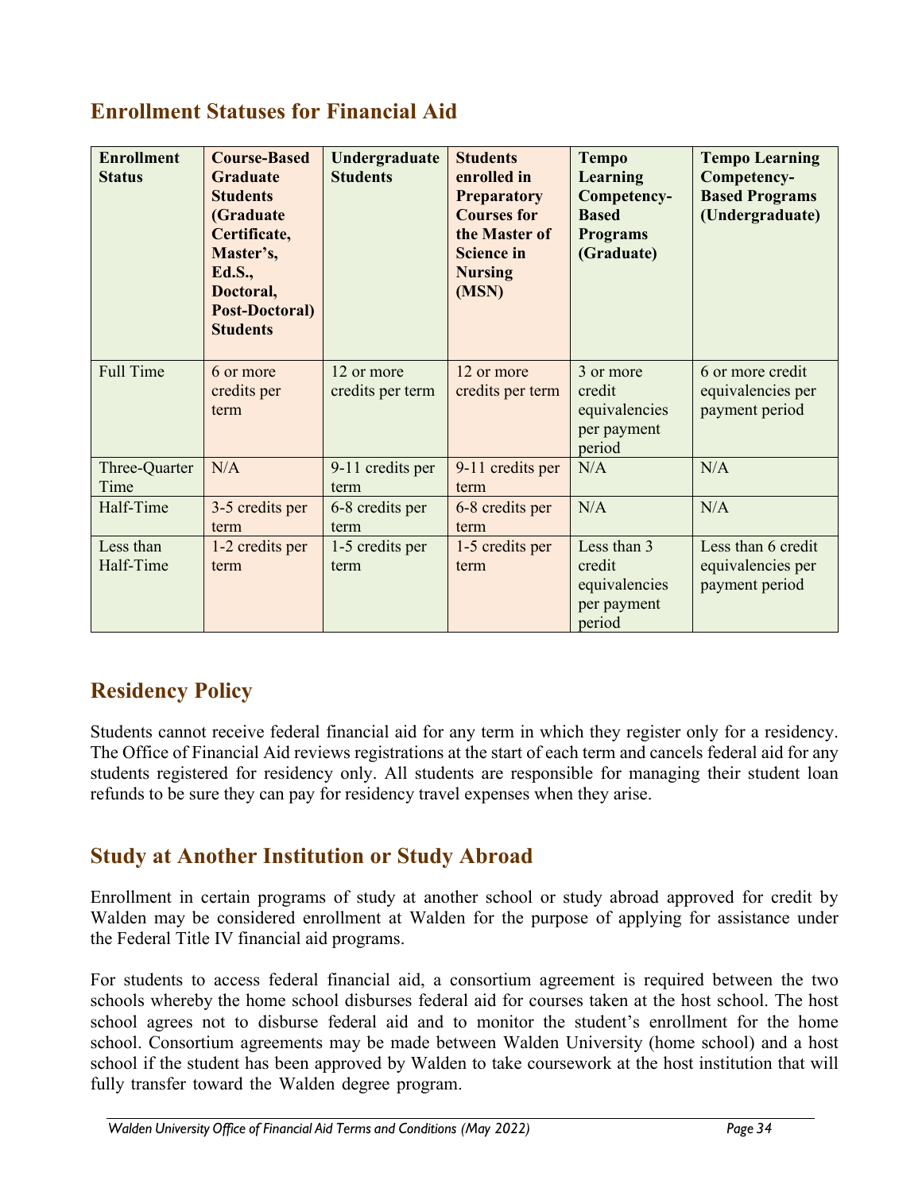## Enrollment Statuses for Financial Aid

| Enrollment Status | Course-Based Graduate Students (Graduate Certificate, Master's, Ed.S., Doctoral, Post-Doctoral) Students | Undergraduate Students | Students enrolled in Preparatory Courses for the Master of Science in Nursing (MSN) | Tempo Learning Competency-Based Programs (Graduate) | Tempo Learning Competency-Based Programs (Undergraduate) |
|---|---|---|---|---|---|
| Full Time | 6 or more credits per term | 12 or more credits per term | 12 or more credits per term | 3 or more credit equivalencies per payment period | 6 or more credit equivalencies per payment period |
| Three-Quarter Time | N/A | 9-11 credits per term | 9-11 credits per term | N/A | N/A |
| Half-Time | 3-5 credits per term | 6-8 credits per term | 6-8 credits per term | N/A | N/A |
| Less than Half-Time | 1-2 credits per term | 1-5 credits per term | 1-5 credits per term | Less than 3 credit equivalencies per payment period | Less than 6 credit equivalencies per payment period |

## Residency Policy

Students cannot receive federal financial aid for any term in which they register only for a residency. The Office of Financial Aid reviews registrations at the start of each term and cancels federal aid for any students registered for residency only. All students are responsible for managing their student loan refunds to be sure they can pay for residency travel expenses when they arise.

## Study at Another Institution or Study Abroad

Enrollment in certain programs of study at another school or study abroad approved for credit by Walden may be considered enrollment at Walden for the purpose of applying for assistance under the Federal Title IV financial aid programs.

For students to access federal financial aid, a consortium agreement is required between the two schools whereby the home school disburses federal aid for courses taken at the host school. The host school agrees not to disburse federal aid and to monitor the student's enrollment for the home school. Consortium agreements may be made between Walden University (home school) and a host school if the student has been approved by Walden to take coursework at the host institution that will fully transfer toward the Walden degree program.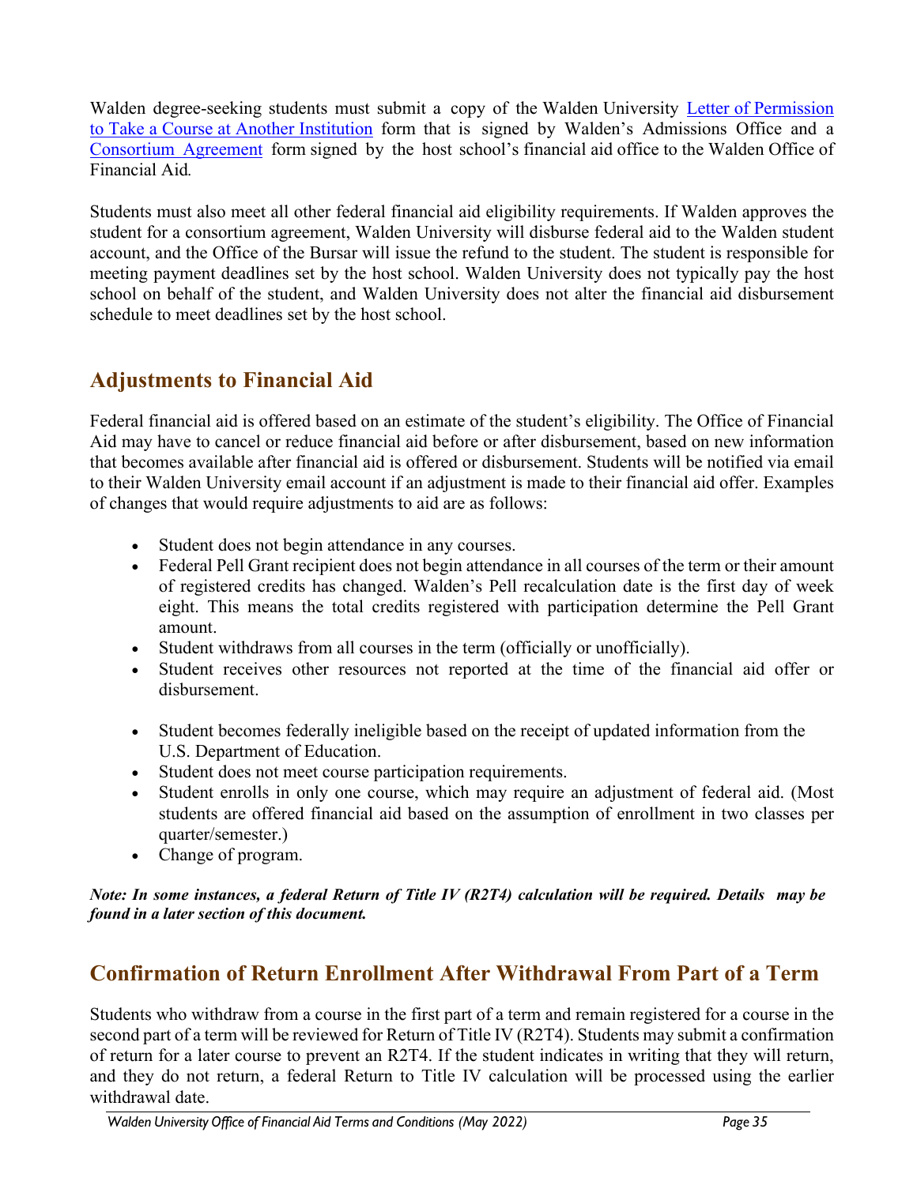Walden degree-seeking students must submit a copy of the Walden University Letter of Permission to Take a Course at Another Institution form that is signed by Walden's Admissions Office and a Consortium Agreement form signed by the host school's financial aid office to the Walden Office of Financial Aid.

Students must also meet all other federal financial aid eligibility requirements. If Walden approves the student for a consortium agreement, Walden University will disburse federal aid to the Walden student account, and the Office of the Bursar will issue the refund to the student. The student is responsible for meeting payment deadlines set by the host school. Walden University does not typically pay the host school on behalf of the student, and Walden University does not alter the financial aid disbursement schedule to meet deadlines set by the host school.

## Adjustments to Financial Aid

Federal financial aid is offered based on an estimate of the student's eligibility. The Office of Financial Aid may have to cancel or reduce financial aid before or after disbursement, based on new information that becomes available after financial aid is offered or disbursement. Students will be notified via email to their Walden University email account if an adjustment is made to their financial aid offer. Examples of changes that would require adjustments to aid are as follows:

- Student does not begin attendance in any courses.
- Federal Pell Grant recipient does not begin attendance in all courses of the term or their amount of registered credits has changed. Walden's Pell recalculation date is the first day of week eight. This means the total credits registered with participation determine the Pell Grant amount.
- Student withdraws from all courses in the term (officially or unofficially).
- Student receives other resources not reported at the time of the financial aid offer or disbursement.
- Student becomes federally ineligible based on the receipt of updated information from the U.S. Department of Education.
- Student does not meet course participation requirements.
- Student enrolls in only one course, which may require an adjustment of federal aid. (Most students are offered financial aid based on the assumption of enrollment in two classes per quarter/semester.)
- Change of program.

***Note: In some instances, a federal Return of Title IV (R2T4) calculation will be required. Details may be found in a later section of this document.***

## Confirmation of Return Enrollment After Withdrawal From Part of a Term

Students who withdraw from a course in the first part of a term and remain registered for a course in the second part of a term will be reviewed for Return of Title IV (R2T4). Students may submit a confirmation of return for a later course to prevent an R2T4. If the student indicates in writing that they will return, and they do not return, a federal Return to Title IV calculation will be processed using the earlier withdrawal date.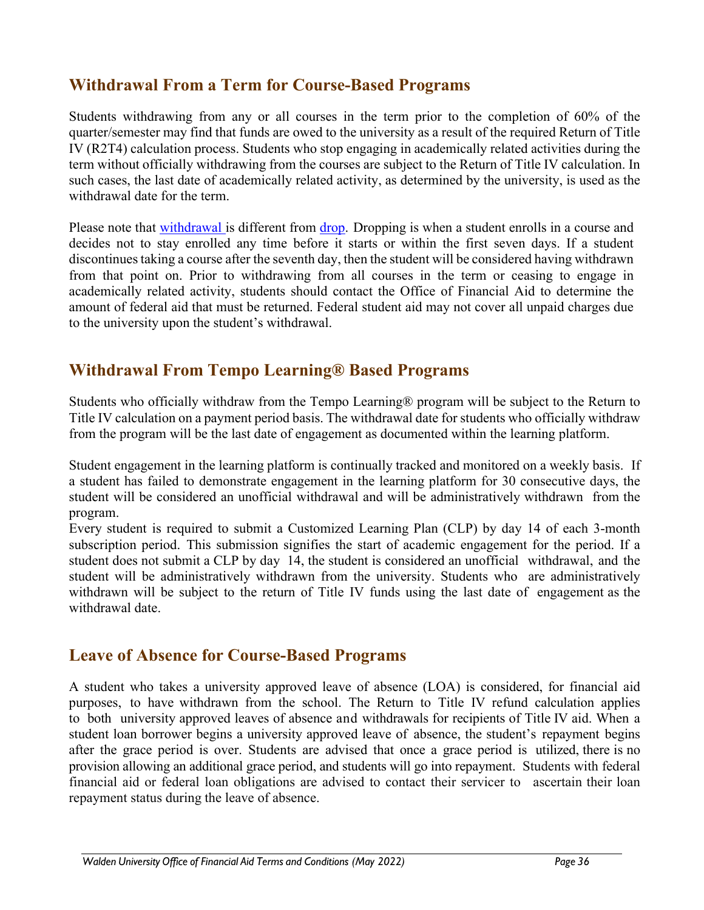## Withdrawal From a Term for Course-Based Programs

Students withdrawing from any or all courses in the term prior to the completion of 60% of the quarter/semester may find that funds are owed to the university as a result of the required Return of Title IV (R2T4) calculation process. Students who stop engaging in academically related activities during the term without officially withdrawing from the courses are subject to the Return of Title IV calculation. In such cases, the last date of academically related activity, as determined by the university, is used as the withdrawal date for the term.

Please note that withdrawal is different from drop. Dropping is when a student enrolls in a course and decides not to stay enrolled any time before it starts or within the first seven days. If a student discontinues taking a course after the seventh day, then the student will be considered having withdrawn from that point on. Prior to withdrawing from all courses in the term or ceasing to engage in academically related activity, students should contact the Office of Financial Aid to determine the amount of federal aid that must be returned. Federal student aid may not cover all unpaid charges due to the university upon the student's withdrawal.

## Withdrawal From Tempo Learning® Based Programs

Students who officially withdraw from the Tempo Learning® program will be subject to the Return to Title IV calculation on a payment period basis. The withdrawal date for students who officially withdraw from the program will be the last date of engagement as documented within the learning platform.

Student engagement in the learning platform is continually tracked and monitored on a weekly basis. If a student has failed to demonstrate engagement in the learning platform for 30 consecutive days, the student will be considered an unofficial withdrawal and will be administratively withdrawn from the program.

Every student is required to submit a Customized Learning Plan (CLP) by day 14 of each 3-month subscription period. This submission signifies the start of academic engagement for the period. If a student does not submit a CLP by day 14, the student is considered an unofficial withdrawal, and the student will be administratively withdrawn from the university. Students who are administratively withdrawn will be subject to the return of Title IV funds using the last date of engagement as the withdrawal date.

## Leave of Absence for Course-Based Programs

A student who takes a university approved leave of absence (LOA) is considered, for financial aid purposes, to have withdrawn from the school. The Return to Title IV refund calculation applies to both university approved leaves of absence and withdrawals for recipients of Title IV aid. When a student loan borrower begins a university approved leave of absence, the student's repayment begins after the grace period is over. Students are advised that once a grace period is utilized, there is no provision allowing an additional grace period, and students will go into repayment. Students with federal financial aid or federal loan obligations are advised to contact their servicer to ascertain their loan repayment status during the leave of absence.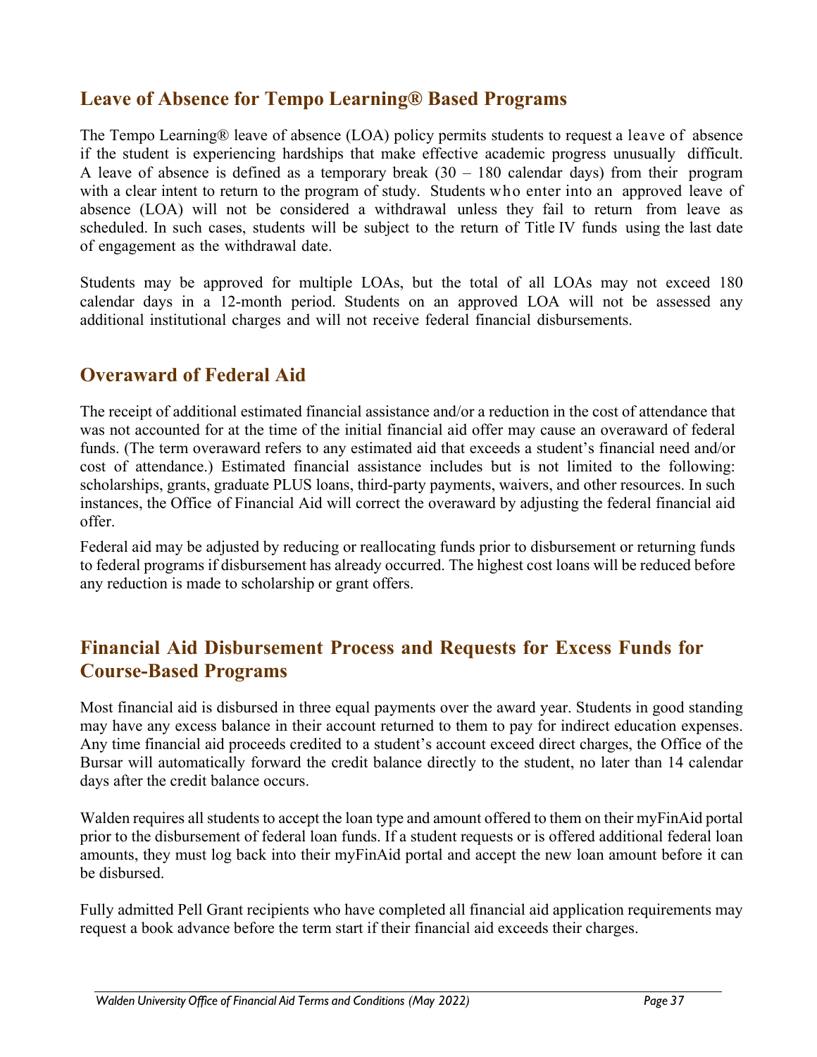## Leave of Absence for Tempo Learning® Based Programs

The Tempo Learning® leave of absence (LOA) policy permits students to request a leave of absence if the student is experiencing hardships that make effective academic progress unusually difficult. A leave of absence is defined as a temporary break (30 – 180 calendar days) from their program with a clear intent to return to the program of study. Students who enter into an approved leave of absence (LOA) will not be considered a withdrawal unless they fail to return from leave as scheduled. In such cases, students will be subject to the return of Title IV funds using the last date of engagement as the withdrawal date.

Students may be approved for multiple LOAs, but the total of all LOAs may not exceed 180 calendar days in a 12-month period. Students on an approved LOA will not be assessed any additional institutional charges and will not receive federal financial disbursements.

## Overaward of Federal Aid

The receipt of additional estimated financial assistance and/or a reduction in the cost of attendance that was not accounted for at the time of the initial financial aid offer may cause an overaward of federal funds. (The term overaward refers to any estimated aid that exceeds a student's financial need and/or cost of attendance.) Estimated financial assistance includes but is not limited to the following: scholarships, grants, graduate PLUS loans, third-party payments, waivers, and other resources. In such instances, the Office of Financial Aid will correct the overaward by adjusting the federal financial aid offer.

Federal aid may be adjusted by reducing or reallocating funds prior to disbursement or returning funds to federal programs if disbursement has already occurred. The highest cost loans will be reduced before any reduction is made to scholarship or grant offers.

## Financial Aid Disbursement Process and Requests for Excess Funds for Course-Based Programs

Most financial aid is disbursed in three equal payments over the award year. Students in good standing may have any excess balance in their account returned to them to pay for indirect education expenses. Any time financial aid proceeds credited to a student's account exceed direct charges, the Office of the Bursar will automatically forward the credit balance directly to the student, no later than 14 calendar days after the credit balance occurs.

Walden requires all students to accept the loan type and amount offered to them on their myFinAid portal prior to the disbursement of federal loan funds. If a student requests or is offered additional federal loan amounts, they must log back into their myFinAid portal and accept the new loan amount before it can be disbursed.

Fully admitted Pell Grant recipients who have completed all financial aid application requirements may request a book advance before the term start if their financial aid exceeds their charges.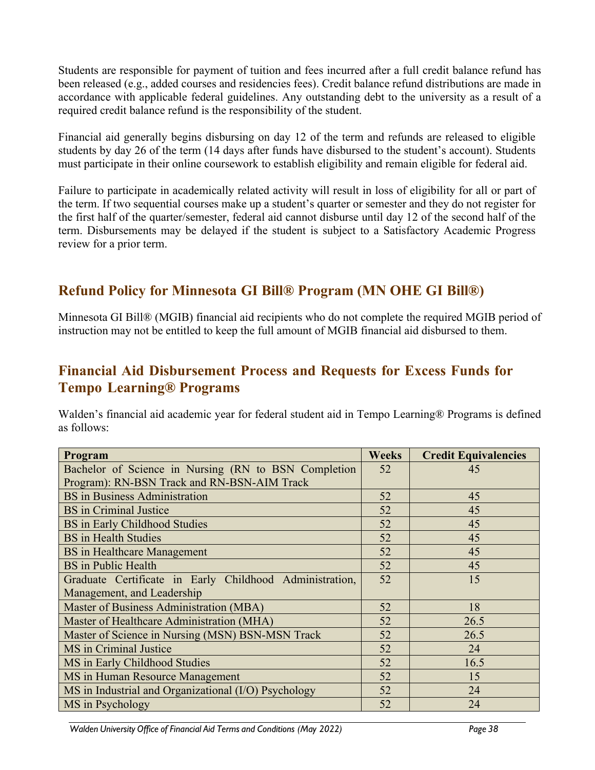Students are responsible for payment of tuition and fees incurred after a full credit balance refund has been released (e.g., added courses and residencies fees). Credit balance refund distributions are made in accordance with applicable federal guidelines. Any outstanding debt to the university as a result of a required credit balance refund is the responsibility of the student.

Financial aid generally begins disbursing on day 12 of the term and refunds are released to eligible students by day 26 of the term (14 days after funds have disbursed to the student's account). Students must participate in their online coursework to establish eligibility and remain eligible for federal aid.

Failure to participate in academically related activity will result in loss of eligibility for all or part of the term. If two sequential courses make up a student's quarter or semester and they do not register for the first half of the quarter/semester, federal aid cannot disburse until day 12 of the second half of the term. Disbursements may be delayed if the student is subject to a Satisfactory Academic Progress review for a prior term.

## Refund Policy for Minnesota GI Bill® Program (MN OHE GI Bill®)

Minnesota GI Bill® (MGIB) financial aid recipients who do not complete the required MGIB period of instruction may not be entitled to keep the full amount of MGIB financial aid disbursed to them.

## Financial Aid Disbursement Process and Requests for Excess Funds for Tempo Learning® Programs

Walden's financial aid academic year for federal student aid in Tempo Learning® Programs is defined as follows:

| Program | Weeks | Credit Equivalencies |
|---|---|---|
| Bachelor of Science in Nursing (RN to BSN Completion Program): RN-BSN Track and RN-BSN-AIM Track | 52 | 45 |
| BS in Business Administration | 52 | 45 |
| BS in Criminal Justice | 52 | 45 |
| BS in Early Childhood Studies | 52 | 45 |
| BS in Health Studies | 52 | 45 |
| BS in Healthcare Management | 52 | 45 |
| BS in Public Health | 52 | 45 |
| Graduate Certificate in Early Childhood Administration, Management, and Leadership | 52 | 15 |
| Master of Business Administration (MBA) | 52 | 18 |
| Master of Healthcare Administration (MHA) | 52 | 26.5 |
| Master of Science in Nursing (MSN) BSN-MSN Track | 52 | 26.5 |
| MS in Criminal Justice | 52 | 24 |
| MS in Early Childhood Studies | 52 | 16.5 |
| MS in Human Resource Management | 52 | 15 |
| MS in Industrial and Organizational (I/O) Psychology | 52 | 24 |
| MS in Psychology | 52 | 24 |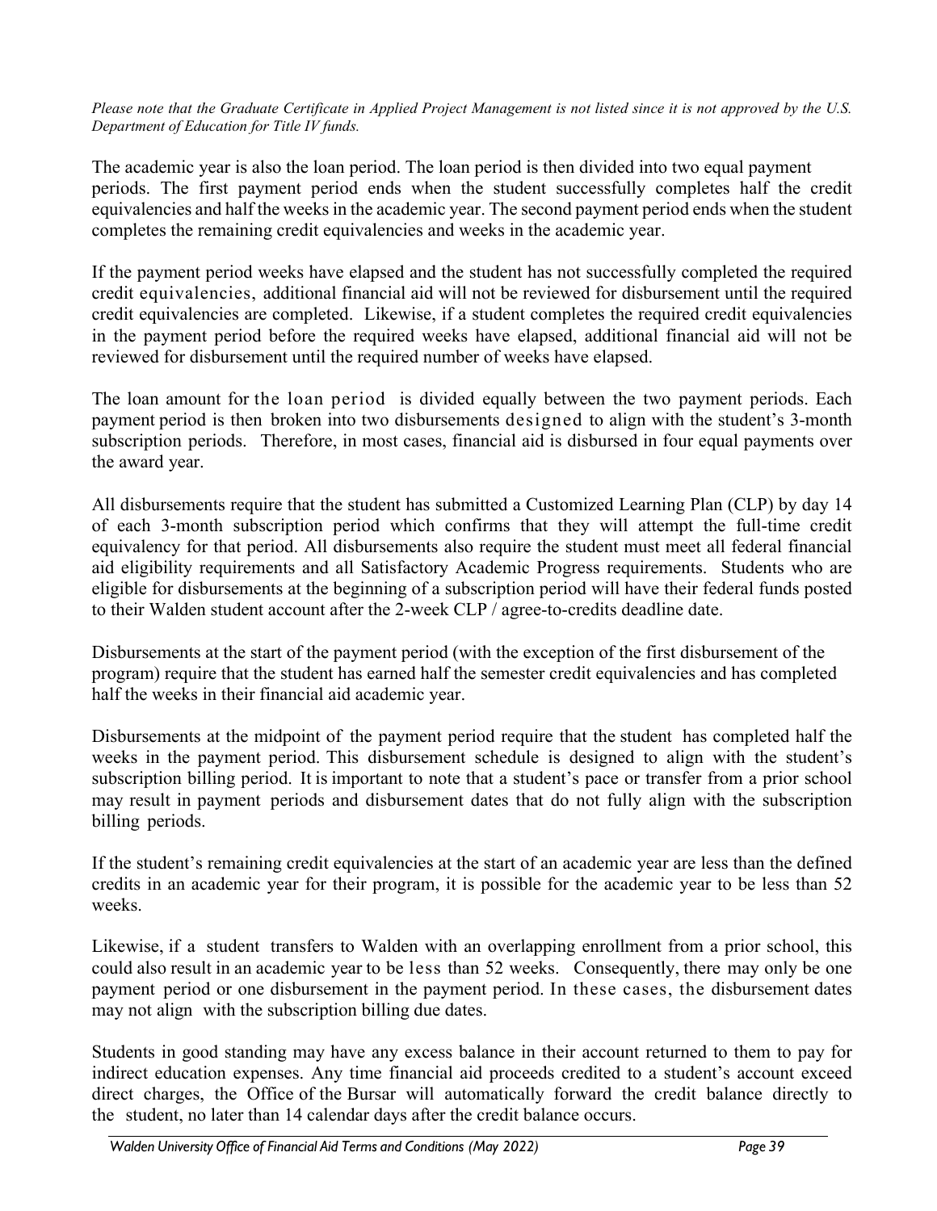*Please note that the Graduate Certificate in Applied Project Management is not listed since it is not approved by the U.S. Department of Education for Title IV funds.*

The academic year is also the loan period. The loan period is then divided into two equal payment periods. The first payment period ends when the student successfully completes half the credit equivalencies and half the weeks in the academic year. The second payment period ends when the student completes the remaining credit equivalencies and weeks in the academic year.

If the payment period weeks have elapsed and the student has not successfully completed the required credit equivalencies, additional financial aid will not be reviewed for disbursement until the required credit equivalencies are completed. Likewise, if a student completes the required credit equivalencies in the payment period before the required weeks have elapsed, additional financial aid will not be reviewed for disbursement until the required number of weeks have elapsed.

The loan amount for the loan period is divided equally between the two payment periods. Each payment period is then broken into two disbursements designed to align with the student's 3-month subscription periods. Therefore, in most cases, financial aid is disbursed in four equal payments over the award year.

All disbursements require that the student has submitted a Customized Learning Plan (CLP) by day 14 of each 3-month subscription period which confirms that they will attempt the full-time credit equivalency for that period. All disbursements also require the student must meet all federal financial aid eligibility requirements and all Satisfactory Academic Progress requirements. Students who are eligible for disbursements at the beginning of a subscription period will have their federal funds posted to their Walden student account after the 2-week CLP / agree-to-credits deadline date.

Disbursements at the start of the payment period (with the exception of the first disbursement of the program) require that the student has earned half the semester credit equivalencies and has completed half the weeks in their financial aid academic year.

Disbursements at the midpoint of the payment period require that the student has completed half the weeks in the payment period. This disbursement schedule is designed to align with the student's subscription billing period. It is important to note that a student's pace or transfer from a prior school may result in payment periods and disbursement dates that do not fully align with the subscription billing periods.

If the student's remaining credit equivalencies at the start of an academic year are less than the defined credits in an academic year for their program, it is possible for the academic year to be less than 52 weeks.

Likewise, if a student transfers to Walden with an overlapping enrollment from a prior school, this could also result in an academic year to be less than 52 weeks. Consequently, there may only be one payment period or one disbursement in the payment period. In these cases, the disbursement dates may not align with the subscription billing due dates.

Students in good standing may have any excess balance in their account returned to them to pay for indirect education expenses. Any time financial aid proceeds credited to a student's account exceed direct charges, the Office of the Bursar will automatically forward the credit balance directly to the student, no later than 14 calendar days after the credit balance occurs.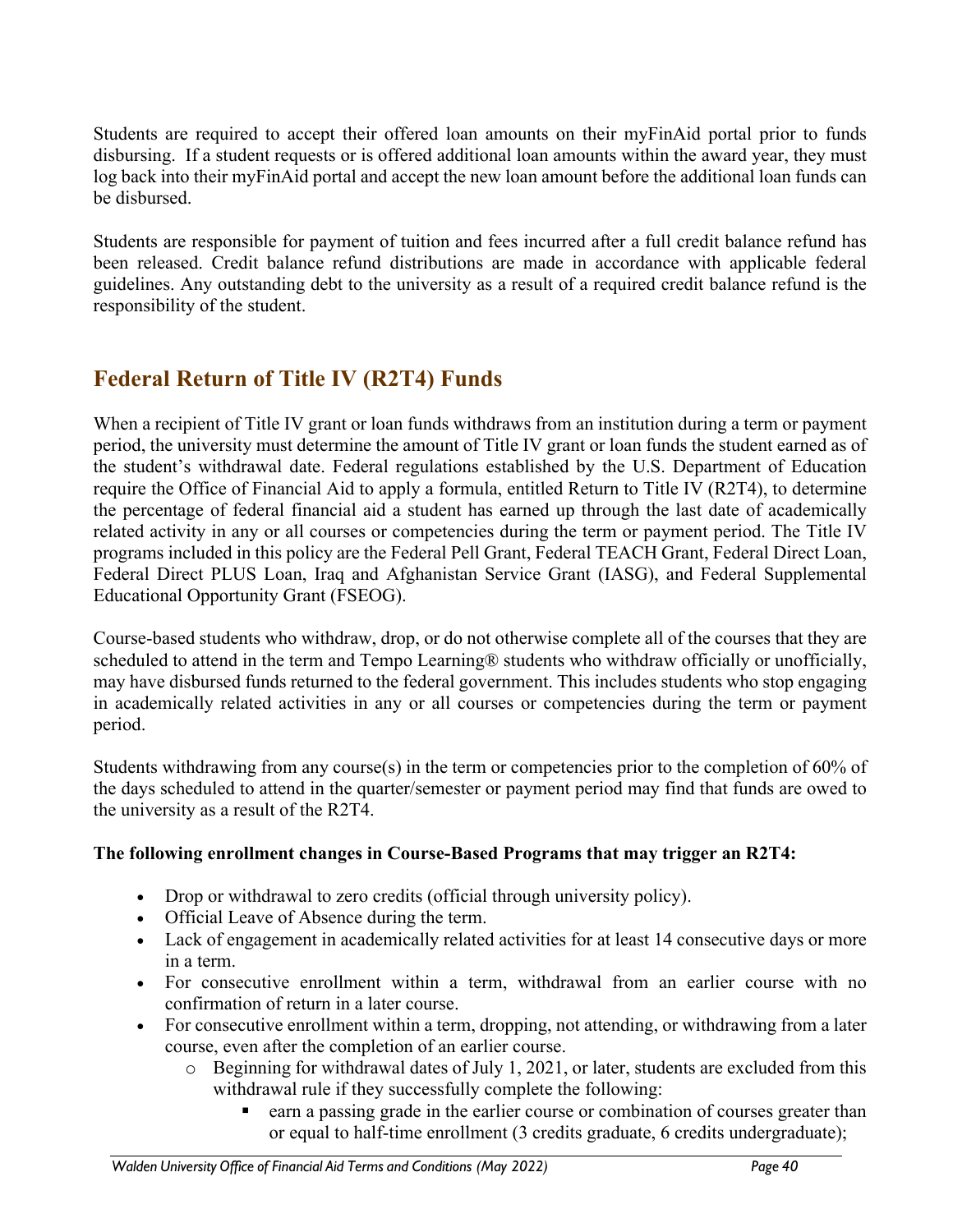Students are required to accept their offered loan amounts on their myFinAid portal prior to funds disbursing. If a student requests or is offered additional loan amounts within the award year, they must log back into their myFinAid portal and accept the new loan amount before the additional loan funds can be disbursed.

Students are responsible for payment of tuition and fees incurred after a full credit balance refund has been released. Credit balance refund distributions are made in accordance with applicable federal guidelines. Any outstanding debt to the university as a result of a required credit balance refund is the responsibility of the student.

## Federal Return of Title IV (R2T4) Funds

When a recipient of Title IV grant or loan funds withdraws from an institution during a term or payment period, the university must determine the amount of Title IV grant or loan funds the student earned as of the student's withdrawal date. Federal regulations established by the U.S. Department of Education require the Office of Financial Aid to apply a formula, entitled Return to Title IV (R2T4), to determine the percentage of federal financial aid a student has earned up through the last date of academically related activity in any or all courses or competencies during the term or payment period. The Title IV programs included in this policy are the Federal Pell Grant, Federal TEACH Grant, Federal Direct Loan, Federal Direct PLUS Loan, Iraq and Afghanistan Service Grant (IASG), and Federal Supplemental Educational Opportunity Grant (FSEOG).

Course-based students who withdraw, drop, or do not otherwise complete all of the courses that they are scheduled to attend in the term and Tempo Learning® students who withdraw officially or unofficially, may have disbursed funds returned to the federal government. This includes students who stop engaging in academically related activities in any or all courses or competencies during the term or payment period.

Students withdrawing from any course(s) in the term or competencies prior to the completion of 60% of the days scheduled to attend in the quarter/semester or payment period may find that funds are owed to the university as a result of the R2T4.

**The following enrollment changes in Course-Based Programs that may trigger an R2T4:**

- Drop or withdrawal to zero credits (official through university policy).
- Official Leave of Absence during the term.
- Lack of engagement in academically related activities for at least 14 consecutive days or more in a term.
- For consecutive enrollment within a term, withdrawal from an earlier course with no confirmation of return in a later course.
- For consecutive enrollment within a term, dropping, not attending, or withdrawing from a later course, even after the completion of an earlier course.
    - Beginning for withdrawal dates of July 1, 2021, or later, students are excluded from this withdrawal rule if they successfully complete the following:
        - earn a passing grade in the earlier course or combination of courses greater than or equal to half-time enrollment (3 credits graduate, 6 credits undergraduate);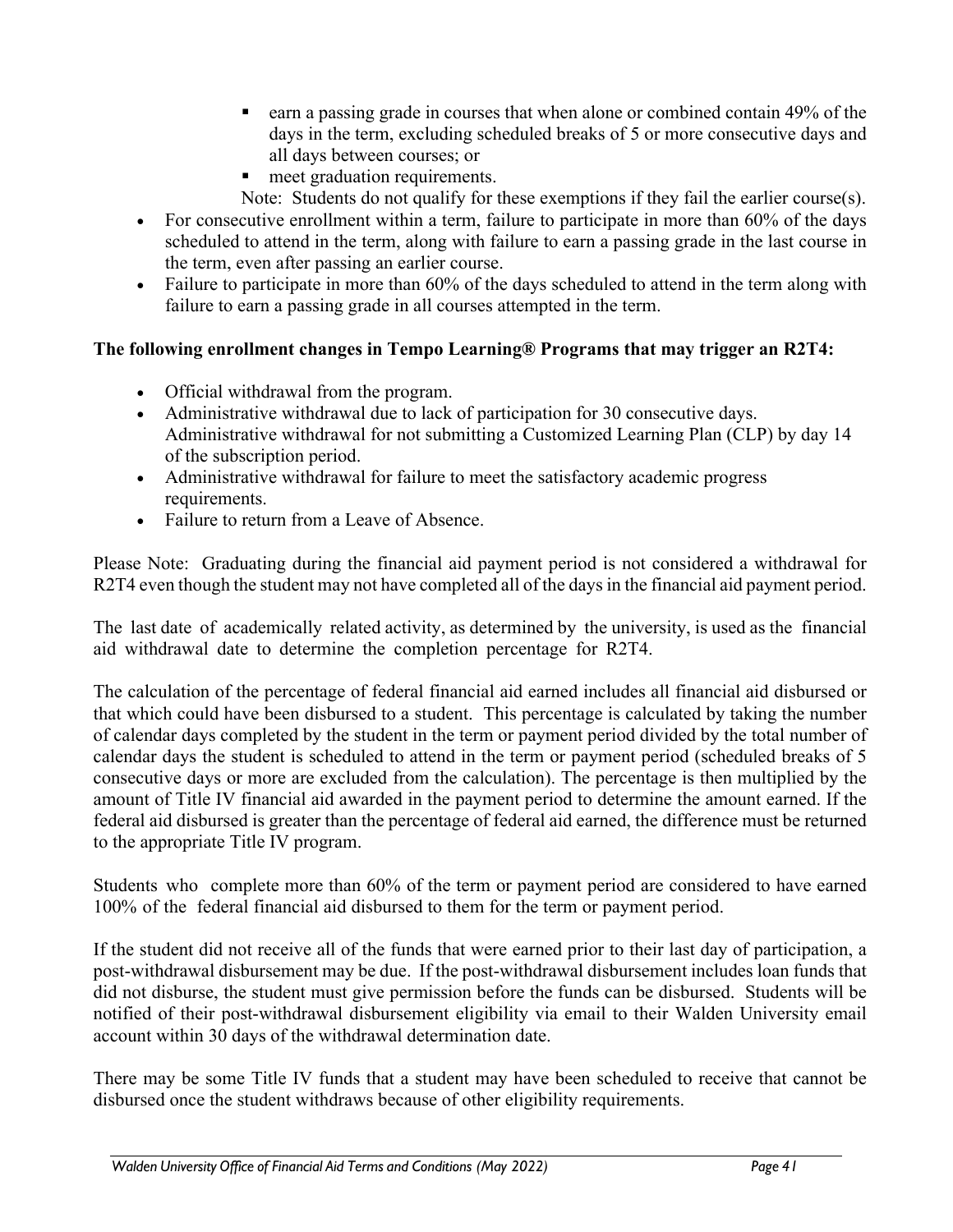- earn a passing grade in courses that when alone or combined contain 49% of the days in the term, excluding scheduled breaks of 5 or more consecutive days and all days between courses; or
    - meet graduation requirements.

  Note: Students do not qualify for these exemptions if they fail the earlier course(s).
- For consecutive enrollment within a term, failure to participate in more than 60% of the days scheduled to attend in the term, along with failure to earn a passing grade in the last course in the term, even after passing an earlier course.
- Failure to participate in more than 60% of the days scheduled to attend in the term along with failure to earn a passing grade in all courses attempted in the term.

**The following enrollment changes in Tempo Learning® Programs that may trigger an R2T4:**

- Official withdrawal from the program.
- Administrative withdrawal due to lack of participation for 30 consecutive days. Administrative withdrawal for not submitting a Customized Learning Plan (CLP) by day 14 of the subscription period.
- Administrative withdrawal for failure to meet the satisfactory academic progress requirements.
- Failure to return from a Leave of Absence.

Please Note: Graduating during the financial aid payment period is not considered a withdrawal for R2T4 even though the student may not have completed all of the days in the financial aid payment period.

The last date of academically related activity, as determined by the university, is used as the financial aid withdrawal date to determine the completion percentage for R2T4.

The calculation of the percentage of federal financial aid earned includes all financial aid disbursed or that which could have been disbursed to a student. This percentage is calculated by taking the number of calendar days completed by the student in the term or payment period divided by the total number of calendar days the student is scheduled to attend in the term or payment period (scheduled breaks of 5 consecutive days or more are excluded from the calculation). The percentage is then multiplied by the amount of Title IV financial aid awarded in the payment period to determine the amount earned. If the federal aid disbursed is greater than the percentage of federal aid earned, the difference must be returned to the appropriate Title IV program.

Students who complete more than 60% of the term or payment period are considered to have earned 100% of the federal financial aid disbursed to them for the term or payment period.

If the student did not receive all of the funds that were earned prior to their last day of participation, a post-withdrawal disbursement may be due. If the post-withdrawal disbursement includes loan funds that did not disburse, the student must give permission before the funds can be disbursed. Students will be notified of their post-withdrawal disbursement eligibility via email to their Walden University email account within 30 days of the withdrawal determination date.

There may be some Title IV funds that a student may have been scheduled to receive that cannot be disbursed once the student withdraws because of other eligibility requirements.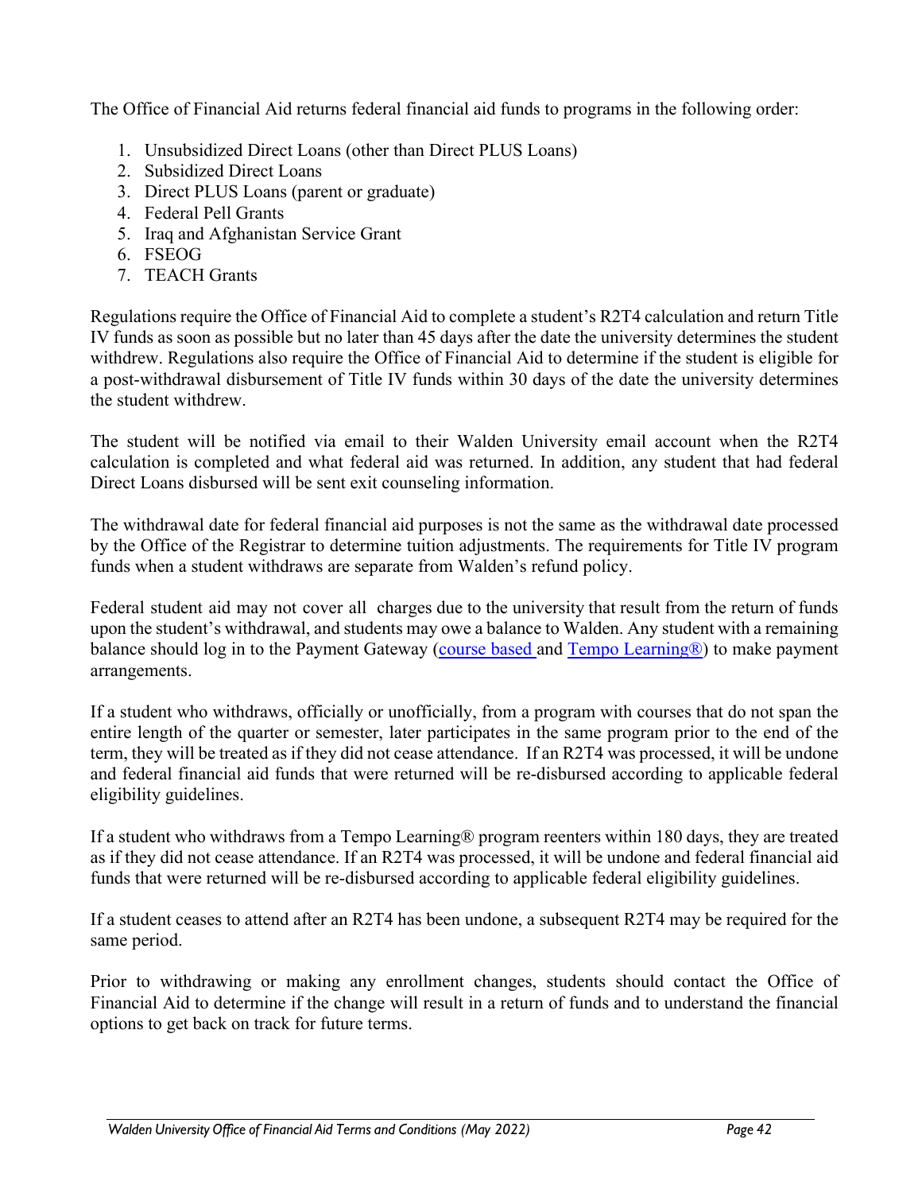The Office of Financial Aid returns federal financial aid funds to programs in the following order:

1. Unsubsidized Direct Loans (other than Direct PLUS Loans)
2. Subsidized Direct Loans
3. Direct PLUS Loans (parent or graduate)
4. Federal Pell Grants
5. Iraq and Afghanistan Service Grant
6. FSEOG
7. TEACH Grants

Regulations require the Office of Financial Aid to complete a student's R2T4 calculation and return Title IV funds as soon as possible but no later than 45 days after the date the university determines the student withdrew. Regulations also require the Office of Financial Aid to determine if the student is eligible for a post-withdrawal disbursement of Title IV funds within 30 days of the date the university determines the student withdrew.

The student will be notified via email to their Walden University email account when the R2T4 calculation is completed and what federal aid was returned. In addition, any student that had federal Direct Loans disbursed will be sent exit counseling information.

The withdrawal date for federal financial aid purposes is not the same as the withdrawal date processed by the Office of the Registrar to determine tuition adjustments. The requirements for Title IV program funds when a student withdraws are separate from Walden's refund policy.

Federal student aid may not cover all charges due to the university that result from the return of funds upon the student's withdrawal, and students may owe a balance to Walden. Any student with a remaining balance should log in to the Payment Gateway (course based and Tempo Learning®) to make payment arrangements.

If a student who withdraws, officially or unofficially, from a program with courses that do not span the entire length of the quarter or semester, later participates in the same program prior to the end of the term, they will be treated as if they did not cease attendance. If an R2T4 was processed, it will be undone and federal financial aid funds that were returned will be re-disbursed according to applicable federal eligibility guidelines.

If a student who withdraws from a Tempo Learning® program reenters within 180 days, they are treated as if they did not cease attendance. If an R2T4 was processed, it will be undone and federal financial aid funds that were returned will be re-disbursed according to applicable federal eligibility guidelines.

If a student ceases to attend after an R2T4 has been undone, a subsequent R2T4 may be required for the same period.

Prior to withdrawing or making any enrollment changes, students should contact the Office of Financial Aid to determine if the change will result in a return of funds and to understand the financial options to get back on track for future terms.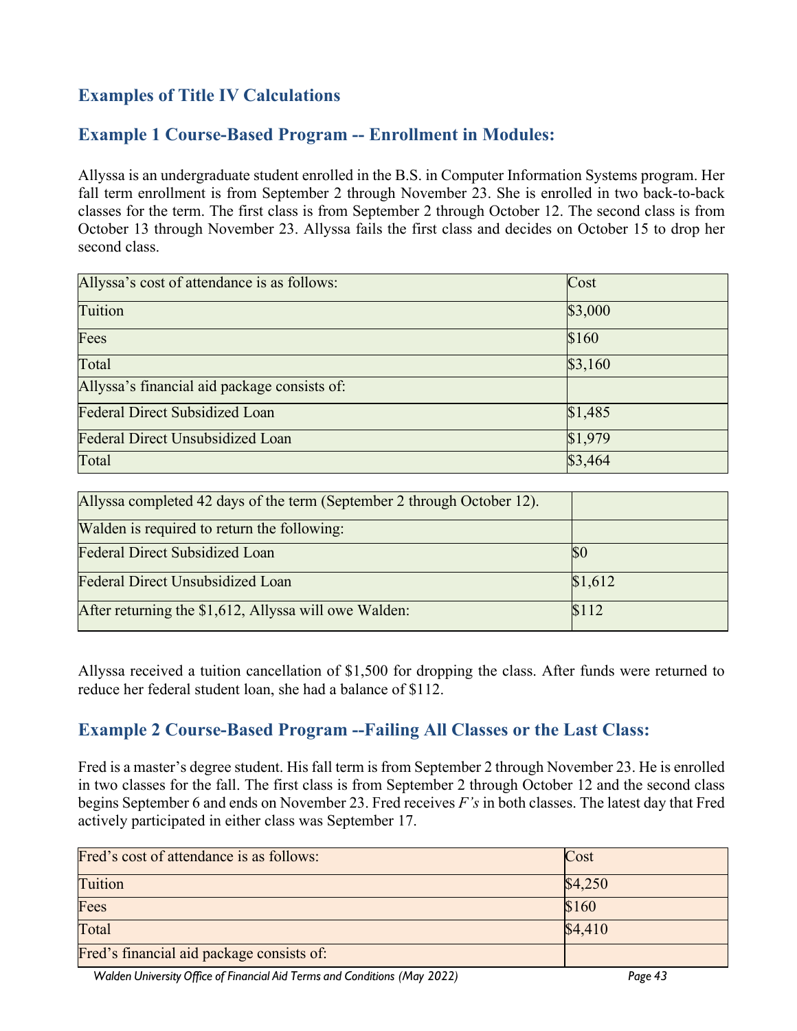## Examples of Title IV Calculations

### Example 1 Course-Based Program -- Enrollment in Modules:

Allyssa is an undergraduate student enrolled in the B.S. in Computer Information Systems program. Her fall term enrollment is from September 2 through November 23. She is enrolled in two back-to-back classes for the term. The first class is from September 2 through October 12. The second class is from October 13 through November 23. Allyssa fails the first class and decides on October 15 to drop her second class.

| Allyssa's cost of attendance is as follows: | Cost |
|---|---|
| Tuition | $3,000 |
| Fees | $160 |
| Total | $3,160 |
| Allyssa's financial aid package consists of: | |
| Federal Direct Subsidized Loan | $1,485 |
| Federal Direct Unsubsidized Loan | $1,979 |
| Total | $3,464 |

| Allyssa completed 42 days of the term (September 2 through October 12). | |
|---|---|
| Walden is required to return the following: | |
| Federal Direct Subsidized Loan | $0 |
| Federal Direct Unsubsidized Loan | $1,612 |
| After returning the $1,612, Allyssa will owe Walden: | $112 |

Allyssa received a tuition cancellation of $1,500 for dropping the class. After funds were returned to reduce her federal student loan, she had a balance of $112.

### Example 2 Course-Based Program --Failing All Classes or the Last Class:

Fred is a master's degree student. His fall term is from September 2 through November 23. He is enrolled in two classes for the fall. The first class is from September 2 through October 12 and the second class begins September 6 and ends on November 23. Fred receives *F's* in both classes. The latest day that Fred actively participated in either class was September 17.

| Fred's cost of attendance is as follows: | Cost |
|---|---|
| Tuition | $4,250 |
| Fees | $160 |
| Total | $4,410 |
| Fred's financial aid package consists of: | |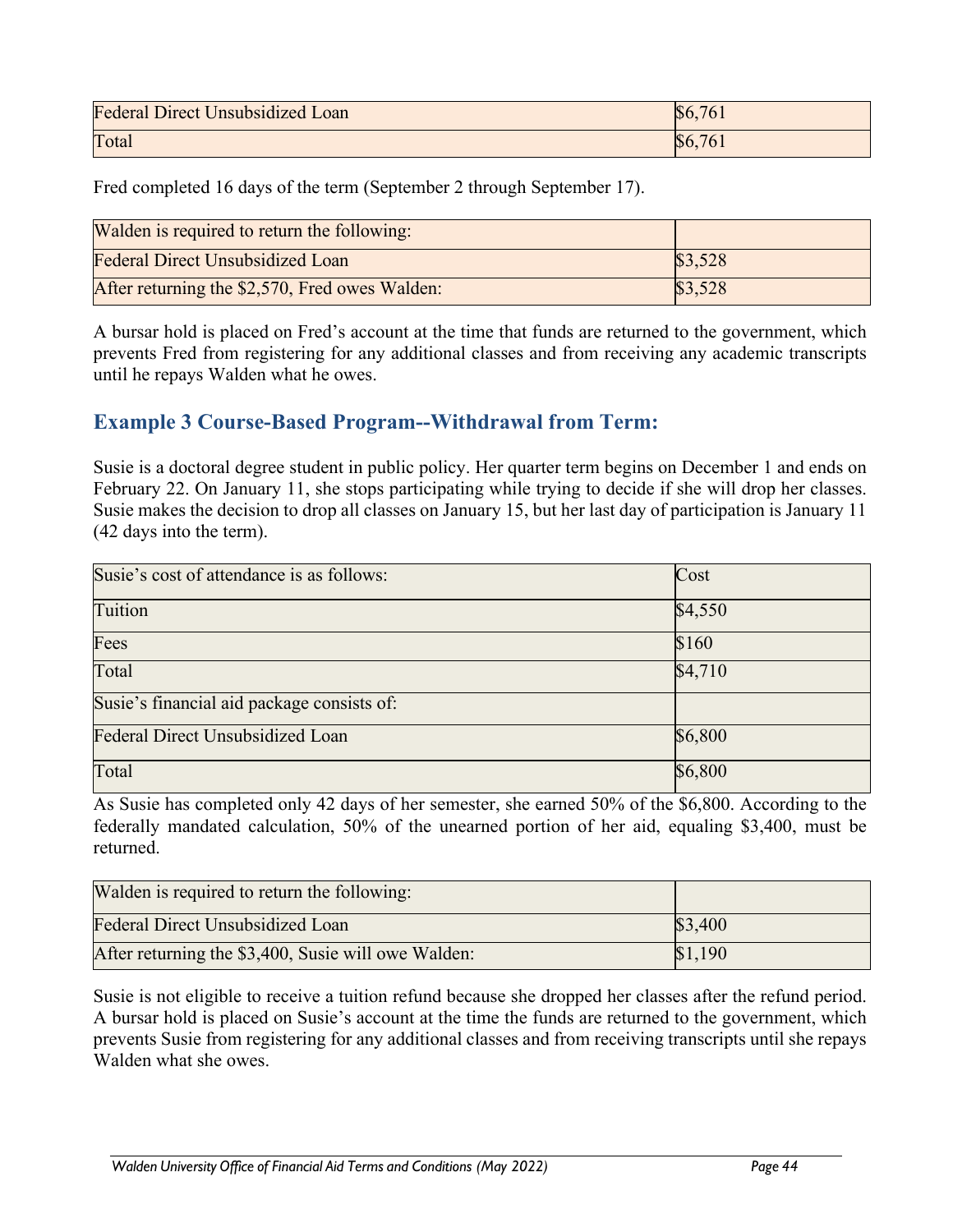| Federal Direct Unsubsidized Loan | $6,761 |
|---|---|
| Total | $6,761 |

Fred completed 16 days of the term (September 2 through September 17).

| Walden is required to return the following: | |
|---|---|
| Federal Direct Unsubsidized Loan | $3,528 |
| After returning the $2,570, Fred owes Walden: | $3,528 |

A bursar hold is placed on Fred's account at the time that funds are returned to the government, which prevents Fred from registering for any additional classes and from receiving any academic transcripts until he repays Walden what he owes.

## Example 3 Course-Based Program--Withdrawal from Term:

Susie is a doctoral degree student in public policy. Her quarter term begins on December 1 and ends on February 22. On January 11, she stops participating while trying to decide if she will drop her classes. Susie makes the decision to drop all classes on January 15, but her last day of participation is January 11 (42 days into the term).

| Susie's cost of attendance is as follows: | Cost |
|---|---|
| Tuition | $4,550 |
| Fees | $160 |
| Total | $4,710 |
| Susie's financial aid package consists of: | |
| Federal Direct Unsubsidized Loan | $6,800 |
| Total | $6,800 |

As Susie has completed only 42 days of her semester, she earned 50% of the $6,800. According to the federally mandated calculation, 50% of the unearned portion of her aid, equaling $3,400, must be returned.

| Walden is required to return the following: | |
|---|---|
| Federal Direct Unsubsidized Loan | $3,400 |
| After returning the $3,400, Susie will owe Walden: | $1,190 |

Susie is not eligible to receive a tuition refund because she dropped her classes after the refund period. A bursar hold is placed on Susie's account at the time the funds are returned to the government, which prevents Susie from registering for any additional classes and from receiving transcripts until she repays Walden what she owes.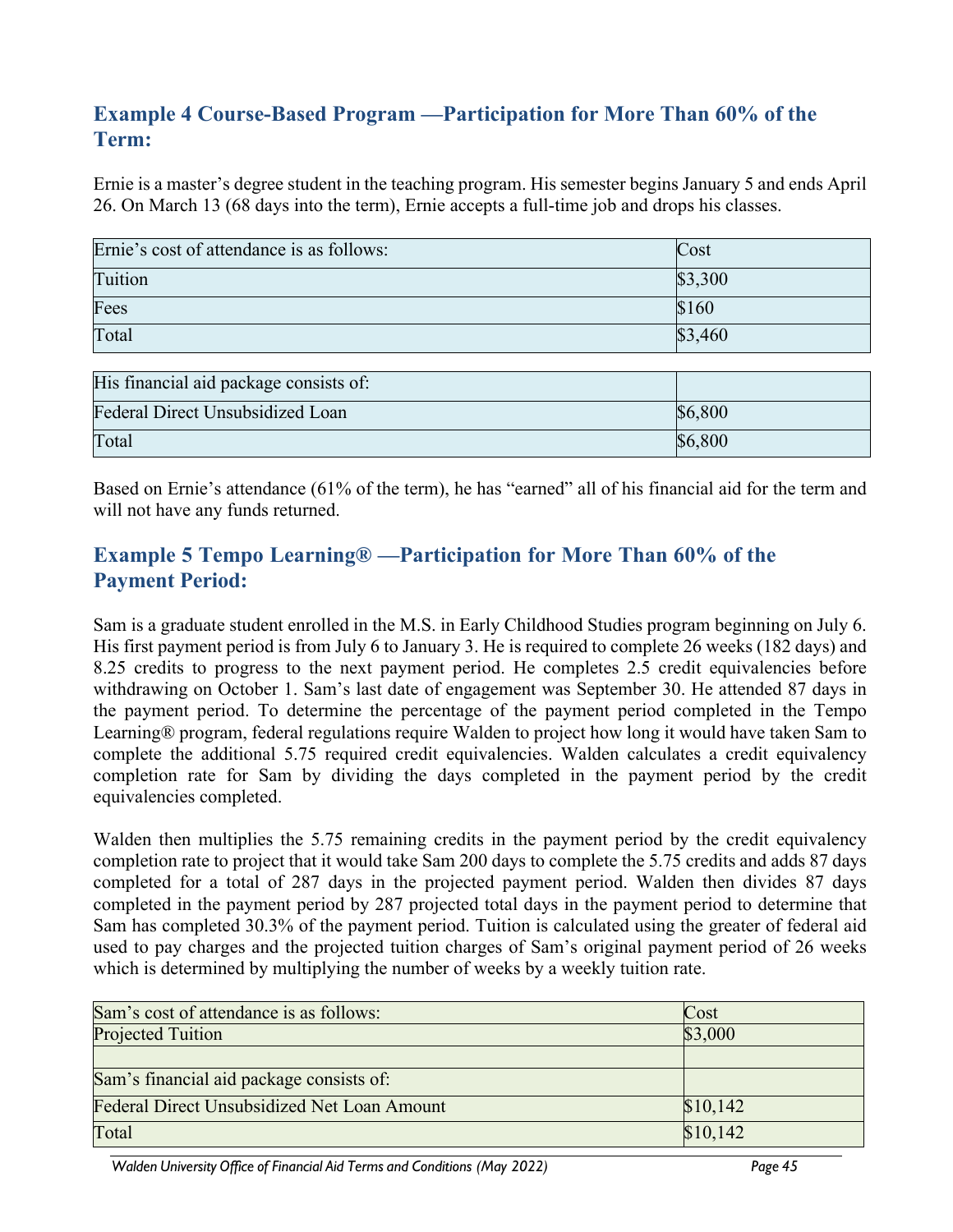## Example 4 Course-Based Program —Participation for More Than 60% of the Term:

Ernie is a master's degree student in the teaching program. His semester begins January 5 and ends April 26. On March 13 (68 days into the term), Ernie accepts a full-time job and drops his classes.

| Ernie's cost of attendance is as follows: | Cost |
|---|---|
| Tuition | $3,300 |
| Fees | $160 |
| Total | $3,460 |

| His financial aid package consists of: | |
|---|---|
| Federal Direct Unsubsidized Loan | $6,800 |
| Total | $6,800 |

Based on Ernie's attendance (61% of the term), he has "earned" all of his financial aid for the term and will not have any funds returned.

## Example 5 Tempo Learning® —Participation for More Than 60% of the Payment Period:

Sam is a graduate student enrolled in the M.S. in Early Childhood Studies program beginning on July 6. His first payment period is from July 6 to January 3. He is required to complete 26 weeks (182 days) and 8.25 credits to progress to the next payment period. He completes 2.5 credit equivalencies before withdrawing on October 1. Sam's last date of engagement was September 30. He attended 87 days in the payment period. To determine the percentage of the payment period completed in the Tempo Learning® program, federal regulations require Walden to project how long it would have taken Sam to complete the additional 5.75 required credit equivalencies. Walden calculates a credit equivalency completion rate for Sam by dividing the days completed in the payment period by the credit equivalencies completed.

Walden then multiplies the 5.75 remaining credits in the payment period by the credit equivalency completion rate to project that it would take Sam 200 days to complete the 5.75 credits and adds 87 days completed for a total of 287 days in the projected payment period. Walden then divides 87 days completed in the payment period by 287 projected total days in the payment period to determine that Sam has completed 30.3% of the payment period. Tuition is calculated using the greater of federal aid used to pay charges and the projected tuition charges of Sam's original payment period of 26 weeks which is determined by multiplying the number of weeks by a weekly tuition rate.

| Sam's cost of attendance is as follows: | Cost |
|---|---|
| Projected Tuition | $3,000 |
| | |
| Sam's financial aid package consists of: | |
| Federal Direct Unsubsidized Net Loan Amount | $10,142 |
| Total | $10,142 |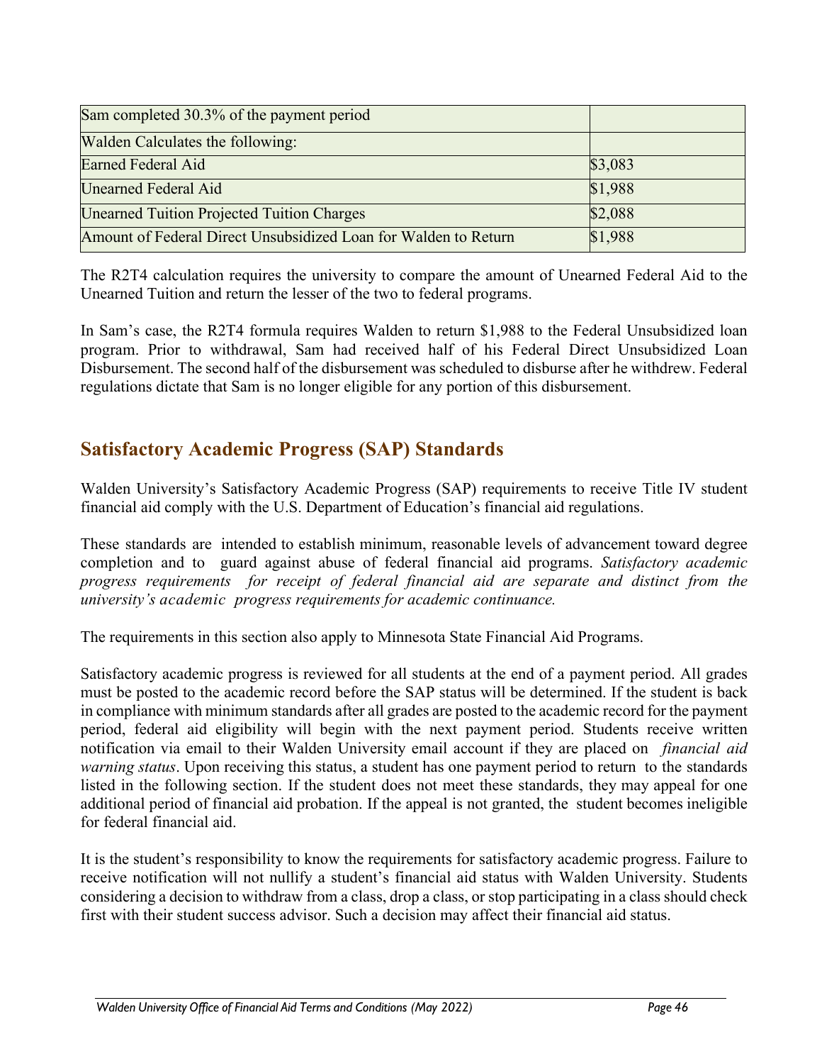| Sam completed 30.3% of the payment period | |
|---|---|
| Walden Calculates the following: | |
| Earned Federal Aid | $3,083 |
| Unearned Federal Aid | $1,988 |
| Unearned Tuition Projected Tuition Charges | $2,088 |
| Amount of Federal Direct Unsubsidized Loan for Walden to Return | $1,988 |

The R2T4 calculation requires the university to compare the amount of Unearned Federal Aid to the Unearned Tuition and return the lesser of the two to federal programs.

In Sam's case, the R2T4 formula requires Walden to return $1,988 to the Federal Unsubsidized loan program. Prior to withdrawal, Sam had received half of his Federal Direct Unsubsidized Loan Disbursement. The second half of the disbursement was scheduled to disburse after he withdrew. Federal regulations dictate that Sam is no longer eligible for any portion of this disbursement.

## Satisfactory Academic Progress (SAP) Standards

Walden University's Satisfactory Academic Progress (SAP) requirements to receive Title IV student financial aid comply with the U.S. Department of Education's financial aid regulations.

These standards are intended to establish minimum, reasonable levels of advancement toward degree completion and to guard against abuse of federal financial aid programs. *Satisfactory academic progress requirements for receipt of federal financial aid are separate and distinct from the university's academic progress requirements for academic continuance.*

The requirements in this section also apply to Minnesota State Financial Aid Programs.

Satisfactory academic progress is reviewed for all students at the end of a payment period. All grades must be posted to the academic record before the SAP status will be determined. If the student is back in compliance with minimum standards after all grades are posted to the academic record for the payment period, federal aid eligibility will begin with the next payment period. Students receive written notification via email to their Walden University email account if they are placed on *financial aid warning status*. Upon receiving this status, a student has one payment period to return to the standards listed in the following section. If the student does not meet these standards, they may appeal for one additional period of financial aid probation. If the appeal is not granted, the student becomes ineligible for federal financial aid.

It is the student's responsibility to know the requirements for satisfactory academic progress. Failure to receive notification will not nullify a student's financial aid status with Walden University. Students considering a decision to withdraw from a class, drop a class, or stop participating in a class should check first with their student success advisor. Such a decision may affect their financial aid status.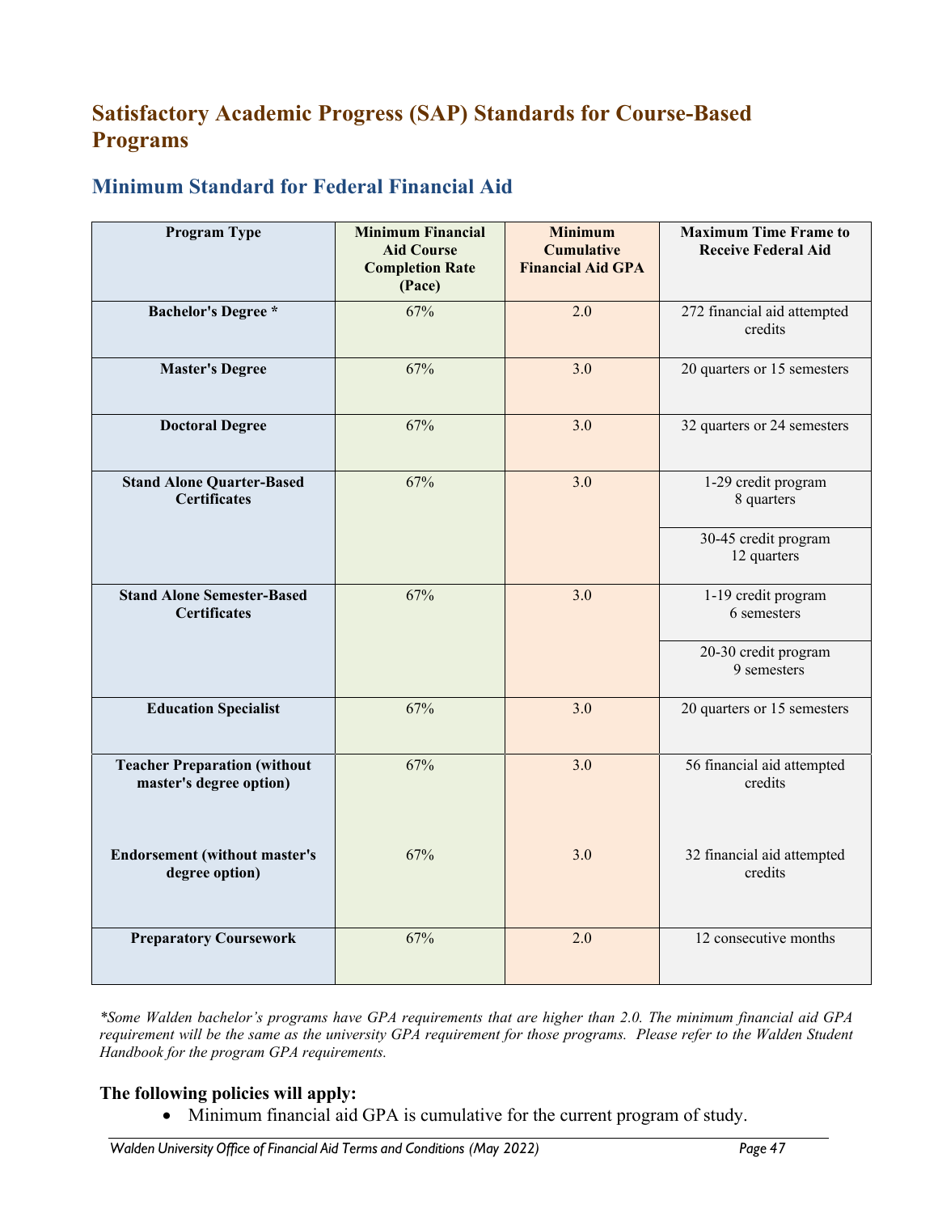# Satisfactory Academic Progress (SAP) Standards for Course-Based Programs

## Minimum Standard for Federal Financial Aid

| Program Type | Minimum Financial Aid Course Completion Rate (Pace) | Minimum Cumulative Financial Aid GPA | Maximum Time Frame to Receive Federal Aid |
|---|---|---|---|
| **Bachelor's Degree *** | 67% | 2.0 | 272 financial aid attempted credits |
| **Master's Degree** | 67% | 3.0 | 20 quarters or 15 semesters |
| **Doctoral Degree** | 67% | 3.0 | 32 quarters or 24 semesters |
| **Stand Alone Quarter-Based Certificates** | 67% | 3.0 | 1-29 credit program 8 quarters |
| | | | 30-45 credit program 12 quarters |
| **Stand Alone Semester-Based Certificates** | 67% | 3.0 | 1-19 credit program 6 semesters |
| | | | 20-30 credit program 9 semesters |
| **Education Specialist** | 67% | 3.0 | 20 quarters or 15 semesters |
| **Teacher Preparation (without master's degree option)** | 67% | 3.0 | 56 financial aid attempted credits |
| **Endorsement (without master's degree option)** | 67% | 3.0 | 32 financial aid attempted credits |
| **Preparatory Coursework** | 67% | 2.0 | 12 consecutive months |

*\*Some Walden bachelor's programs have GPA requirements that are higher than 2.0. The minimum financial aid GPA requirement will be the same as the university GPA requirement for those programs. Please refer to the Walden Student Handbook for the program GPA requirements.*

**The following policies will apply:**

- Minimum financial aid GPA is cumulative for the current program of study.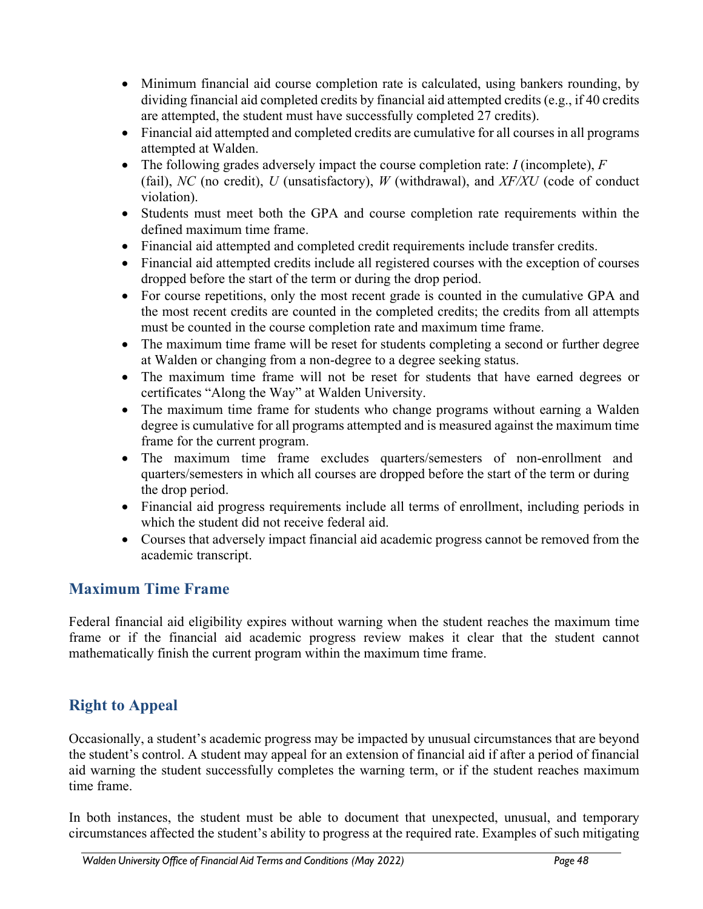- Minimum financial aid course completion rate is calculated, using bankers rounding, by dividing financial aid completed credits by financial aid attempted credits (e.g., if 40 credits are attempted, the student must have successfully completed 27 credits).
- Financial aid attempted and completed credits are cumulative for all courses in all programs attempted at Walden.
- The following grades adversely impact the course completion rate: *I* (incomplete), *F* (fail), *NC* (no credit), *U* (unsatisfactory), *W* (withdrawal), and *XF/XU* (code of conduct violation).
- Students must meet both the GPA and course completion rate requirements within the defined maximum time frame.
- Financial aid attempted and completed credit requirements include transfer credits.
- Financial aid attempted credits include all registered courses with the exception of courses dropped before the start of the term or during the drop period.
- For course repetitions, only the most recent grade is counted in the cumulative GPA and the most recent credits are counted in the completed credits; the credits from all attempts must be counted in the course completion rate and maximum time frame.
- The maximum time frame will be reset for students completing a second or further degree at Walden or changing from a non-degree to a degree seeking status.
- The maximum time frame will not be reset for students that have earned degrees or certificates "Along the Way" at Walden University.
- The maximum time frame for students who change programs without earning a Walden degree is cumulative for all programs attempted and is measured against the maximum time frame for the current program.
- The maximum time frame excludes quarters/semesters of non-enrollment and quarters/semesters in which all courses are dropped before the start of the term or during the drop period.
- Financial aid progress requirements include all terms of enrollment, including periods in which the student did not receive federal aid.
- Courses that adversely impact financial aid academic progress cannot be removed from the academic transcript.

## Maximum Time Frame

Federal financial aid eligibility expires without warning when the student reaches the maximum time frame or if the financial aid academic progress review makes it clear that the student cannot mathematically finish the current program within the maximum time frame.

## Right to Appeal

Occasionally, a student's academic progress may be impacted by unusual circumstances that are beyond the student's control. A student may appeal for an extension of financial aid if after a period of financial aid warning the student successfully completes the warning term, or if the student reaches maximum time frame.

In both instances, the student must be able to document that unexpected, unusual, and temporary circumstances affected the student's ability to progress at the required rate. Examples of such mitigating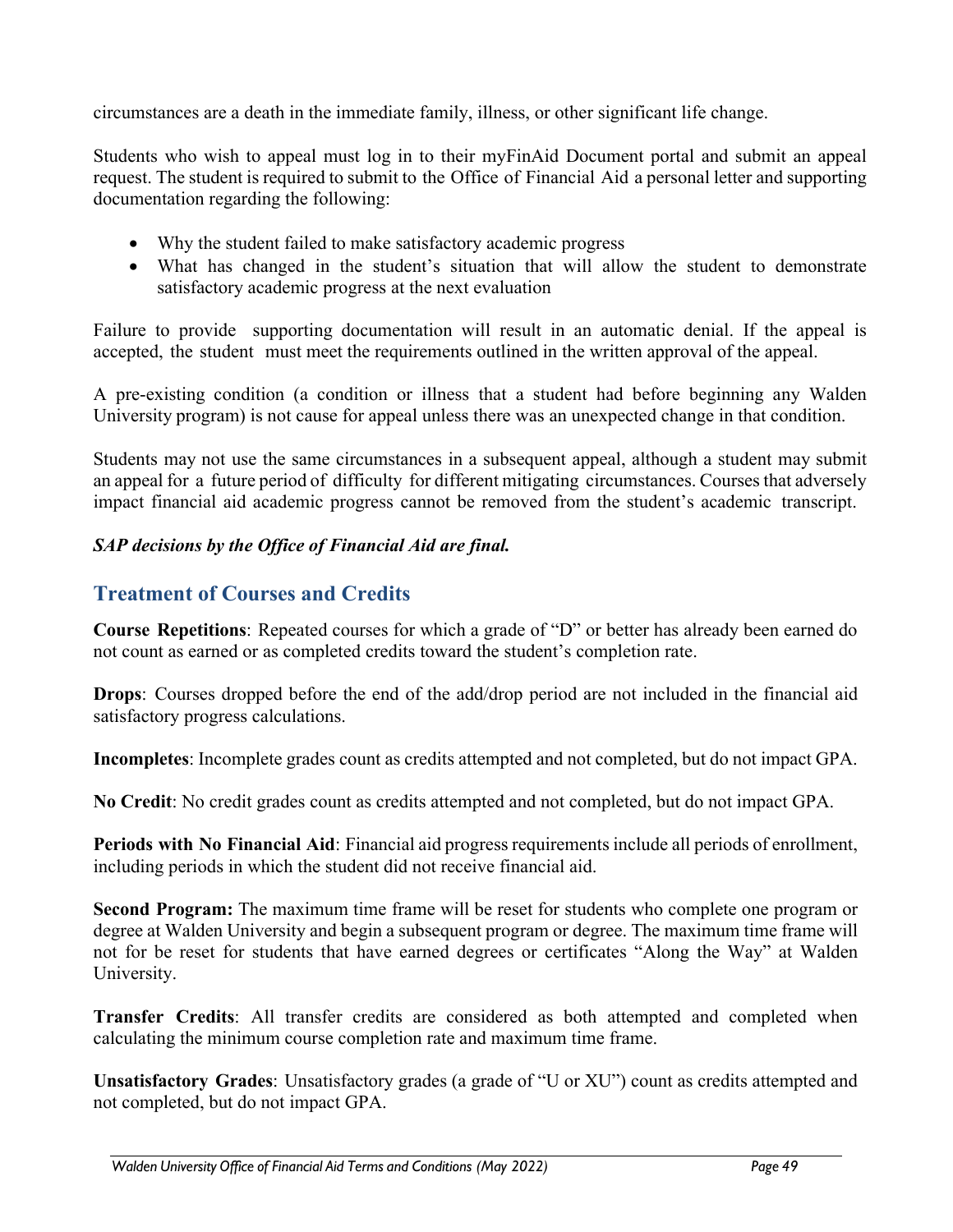circumstances are a death in the immediate family, illness, or other significant life change.

Students who wish to appeal must log in to their myFinAid Document portal and submit an appeal request. The student is required to submit to the Office of Financial Aid a personal letter and supporting documentation regarding the following:

- Why the student failed to make satisfactory academic progress
- What has changed in the student's situation that will allow the student to demonstrate satisfactory academic progress at the next evaluation

Failure to provide supporting documentation will result in an automatic denial. If the appeal is accepted, the student must meet the requirements outlined in the written approval of the appeal.

A pre-existing condition (a condition or illness that a student had before beginning any Walden University program) is not cause for appeal unless there was an unexpected change in that condition.

Students may not use the same circumstances in a subsequent appeal, although a student may submit an appeal for a future period of difficulty for different mitigating circumstances. Courses that adversely impact financial aid academic progress cannot be removed from the student's academic transcript.

***SAP decisions by the Office of Financial Aid are final.***

## Treatment of Courses and Credits

**Course Repetitions**: Repeated courses for which a grade of "D" or better has already been earned do not count as earned or as completed credits toward the student's completion rate.

**Drops**: Courses dropped before the end of the add/drop period are not included in the financial aid satisfactory progress calculations.

**Incompletes**: Incomplete grades count as credits attempted and not completed, but do not impact GPA.

**No Credit**: No credit grades count as credits attempted and not completed, but do not impact GPA.

**Periods with No Financial Aid**: Financial aid progress requirements include all periods of enrollment, including periods in which the student did not receive financial aid.

**Second Program:** The maximum time frame will be reset for students who complete one program or degree at Walden University and begin a subsequent program or degree. The maximum time frame will not for be reset for students that have earned degrees or certificates "Along the Way" at Walden University.

**Transfer Credits**: All transfer credits are considered as both attempted and completed when calculating the minimum course completion rate and maximum time frame.

**Unsatisfactory Grades**: Unsatisfactory grades (a grade of "U or XU") count as credits attempted and not completed, but do not impact GPA.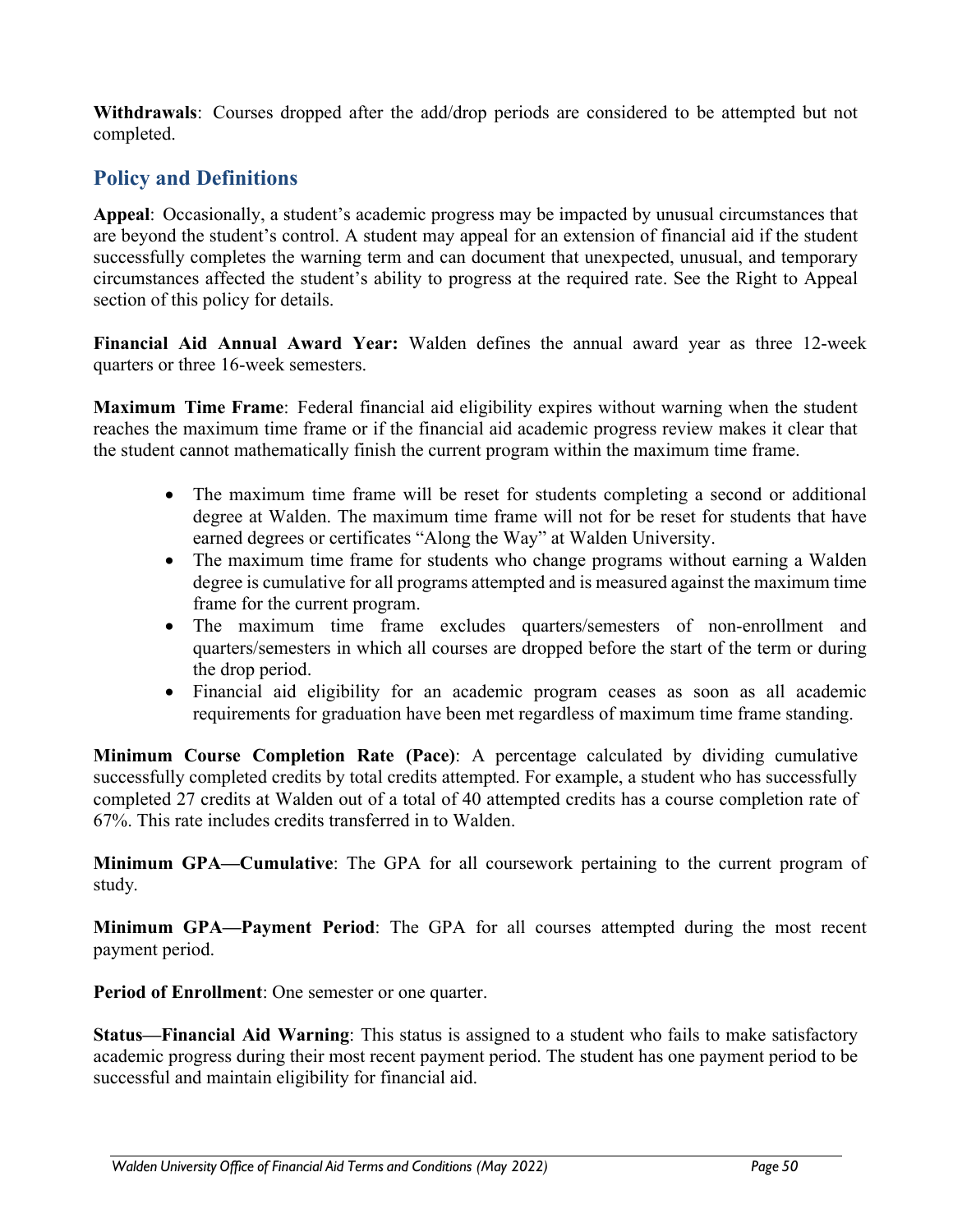**Withdrawals**: Courses dropped after the add/drop periods are considered to be attempted but not completed.

## Policy and Definitions

**Appeal**: Occasionally, a student's academic progress may be impacted by unusual circumstances that are beyond the student's control. A student may appeal for an extension of financial aid if the student successfully completes the warning term and can document that unexpected, unusual, and temporary circumstances affected the student's ability to progress at the required rate. See the Right to Appeal section of this policy for details.

**Financial Aid Annual Award Year:** Walden defines the annual award year as three 12-week quarters or three 16-week semesters.

**Maximum Time Frame**: Federal financial aid eligibility expires without warning when the student reaches the maximum time frame or if the financial aid academic progress review makes it clear that the student cannot mathematically finish the current program within the maximum time frame.

- The maximum time frame will be reset for students completing a second or additional degree at Walden. The maximum time frame will not for be reset for students that have earned degrees or certificates "Along the Way" at Walden University.
- The maximum time frame for students who change programs without earning a Walden degree is cumulative for all programs attempted and is measured against the maximum time frame for the current program.
- The maximum time frame excludes quarters/semesters of non-enrollment and quarters/semesters in which all courses are dropped before the start of the term or during the drop period.
- Financial aid eligibility for an academic program ceases as soon as all academic requirements for graduation have been met regardless of maximum time frame standing.

**Minimum Course Completion Rate (Pace)**: A percentage calculated by dividing cumulative successfully completed credits by total credits attempted. For example, a student who has successfully completed 27 credits at Walden out of a total of 40 attempted credits has a course completion rate of 67%. This rate includes credits transferred in to Walden.

**Minimum GPA—Cumulative**: The GPA for all coursework pertaining to the current program of study.

**Minimum GPA—Payment Period**: The GPA for all courses attempted during the most recent payment period.

**Period of Enrollment**: One semester or one quarter.

**Status—Financial Aid Warning**: This status is assigned to a student who fails to make satisfactory academic progress during their most recent payment period. The student has one payment period to be successful and maintain eligibility for financial aid.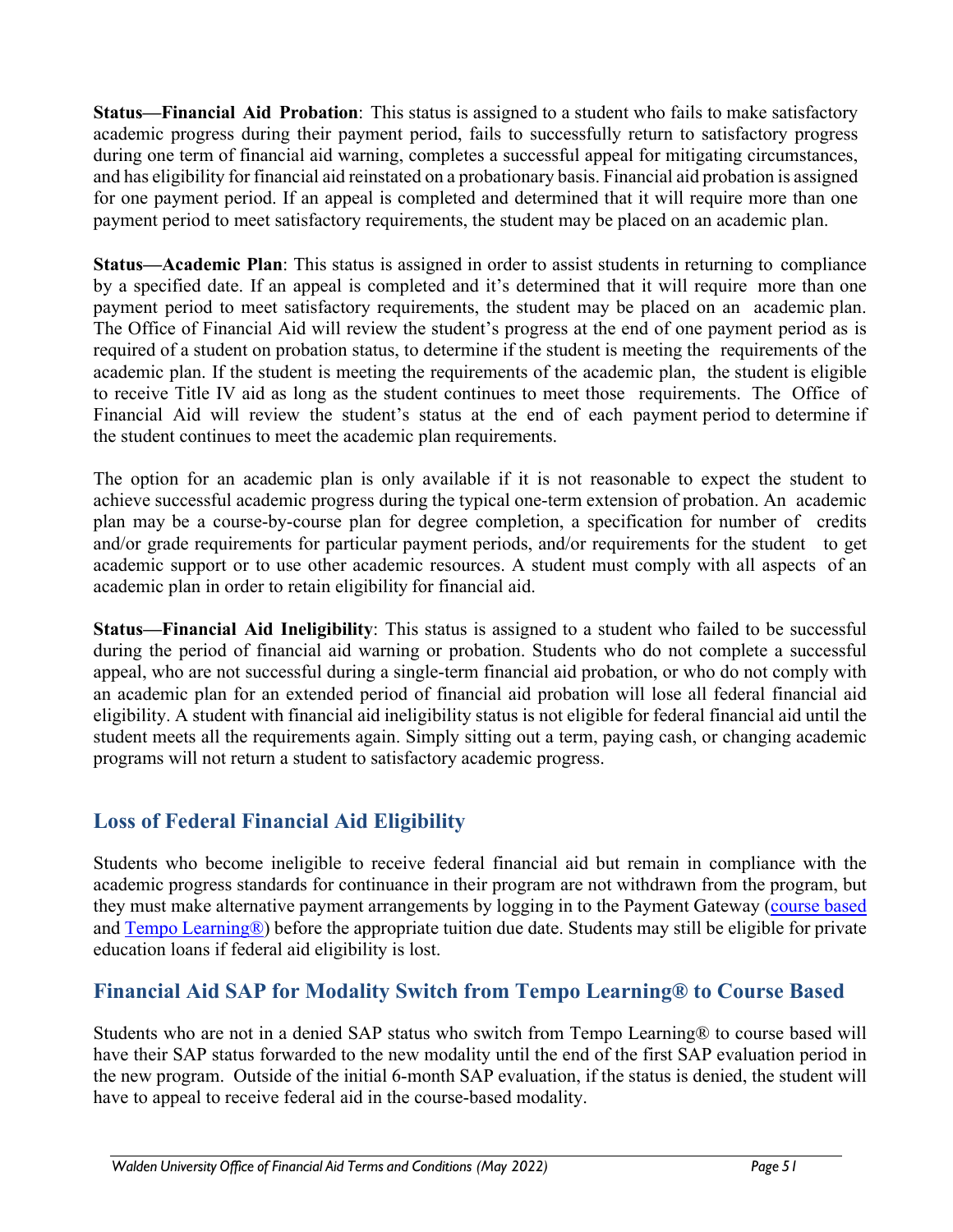**Status—Financial Aid Probation**: This status is assigned to a student who fails to make satisfactory academic progress during their payment period, fails to successfully return to satisfactory progress during one term of financial aid warning, completes a successful appeal for mitigating circumstances, and has eligibility for financial aid reinstated on a probationary basis. Financial aid probation is assigned for one payment period. If an appeal is completed and determined that it will require more than one payment period to meet satisfactory requirements, the student may be placed on an academic plan.

**Status—Academic Plan**: This status is assigned in order to assist students in returning to compliance by a specified date. If an appeal is completed and it's determined that it will require more than one payment period to meet satisfactory requirements, the student may be placed on an academic plan. The Office of Financial Aid will review the student's progress at the end of one payment period as is required of a student on probation status, to determine if the student is meeting the requirements of the academic plan. If the student is meeting the requirements of the academic plan, the student is eligible to receive Title IV aid as long as the student continues to meet those requirements. The Office of Financial Aid will review the student's status at the end of each payment period to determine if the student continues to meet the academic plan requirements.

The option for an academic plan is only available if it is not reasonable to expect the student to achieve successful academic progress during the typical one-term extension of probation. An academic plan may be a course-by-course plan for degree completion, a specification for number of credits and/or grade requirements for particular payment periods, and/or requirements for the student to get academic support or to use other academic resources. A student must comply with all aspects of an academic plan in order to retain eligibility for financial aid.

**Status—Financial Aid Ineligibility**: This status is assigned to a student who failed to be successful during the period of financial aid warning or probation. Students who do not complete a successful appeal, who are not successful during a single-term financial aid probation, or who do not comply with an academic plan for an extended period of financial aid probation will lose all federal financial aid eligibility. A student with financial aid ineligibility status is not eligible for federal financial aid until the student meets all the requirements again. Simply sitting out a term, paying cash, or changing academic programs will not return a student to satisfactory academic progress.

## Loss of Federal Financial Aid Eligibility

Students who become ineligible to receive federal financial aid but remain in compliance with the academic progress standards for continuance in their program are not withdrawn from the program, but they must make alternative payment arrangements by logging in to the Payment Gateway (course based and Tempo Learning®) before the appropriate tuition due date. Students may still be eligible for private education loans if federal aid eligibility is lost.

## Financial Aid SAP for Modality Switch from Tempo Learning® to Course Based

Students who are not in a denied SAP status who switch from Tempo Learning® to course based will have their SAP status forwarded to the new modality until the end of the first SAP evaluation period in the new program. Outside of the initial 6-month SAP evaluation, if the status is denied, the student will have to appeal to receive federal aid in the course-based modality.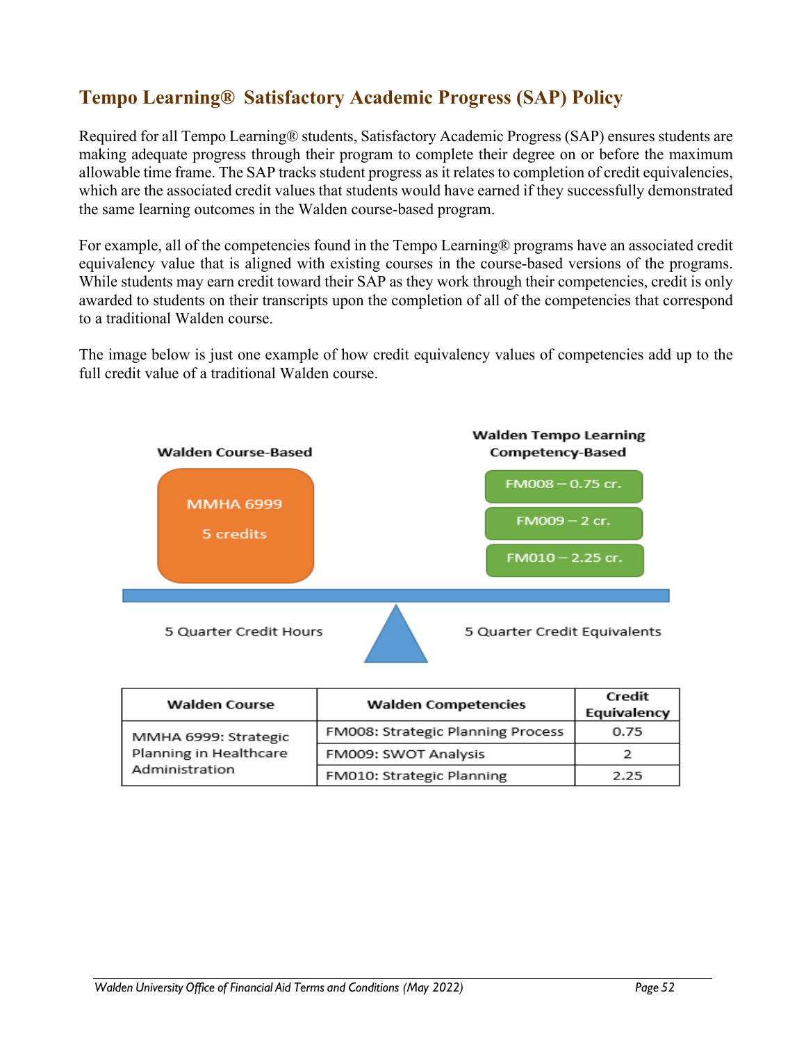## Tempo Learning® Satisfactory Academic Progress (SAP) Policy

Required for all Tempo Learning® students, Satisfactory Academic Progress (SAP) ensures students are making adequate progress through their program to complete their degree on or before the maximum allowable time frame. The SAP tracks student progress as it relates to completion of credit equivalencies, which are the associated credit values that students would have earned if they successfully demonstrated the same learning outcomes in the Walden course-based program.

For example, all of the competencies found in the Tempo Learning® programs have an associated credit equivalency value that is aligned with existing courses in the course-based versions of the programs. While students may earn credit toward their SAP as they work through their competencies, credit is only awarded to students on their transcripts upon the completion of all of the competencies that correspond to a traditional Walden course.

The image below is just one example of how credit equivalency values of competencies add up to the full credit value of a traditional Walden course.

**Walden Course-Based**

MMHA 6999
5 credits

5 Quarter Credit Hours

**Walden Tempo Learning Competency-Based**

FM008 – 0.75 cr.
FM009 – 2 cr.
FM010 – 2.25 cr.

5 Quarter Credit Equivalents

| Walden Course | Walden Competencies | Credit Equivalency |
|---|---|---|
| MMHA 6999: Strategic Planning in Healthcare Administration | FM008: Strategic Planning Process | 0.75 |
| | FM009: SWOT Analysis | 2 |
| | FM010: Strategic Planning | 2.25 |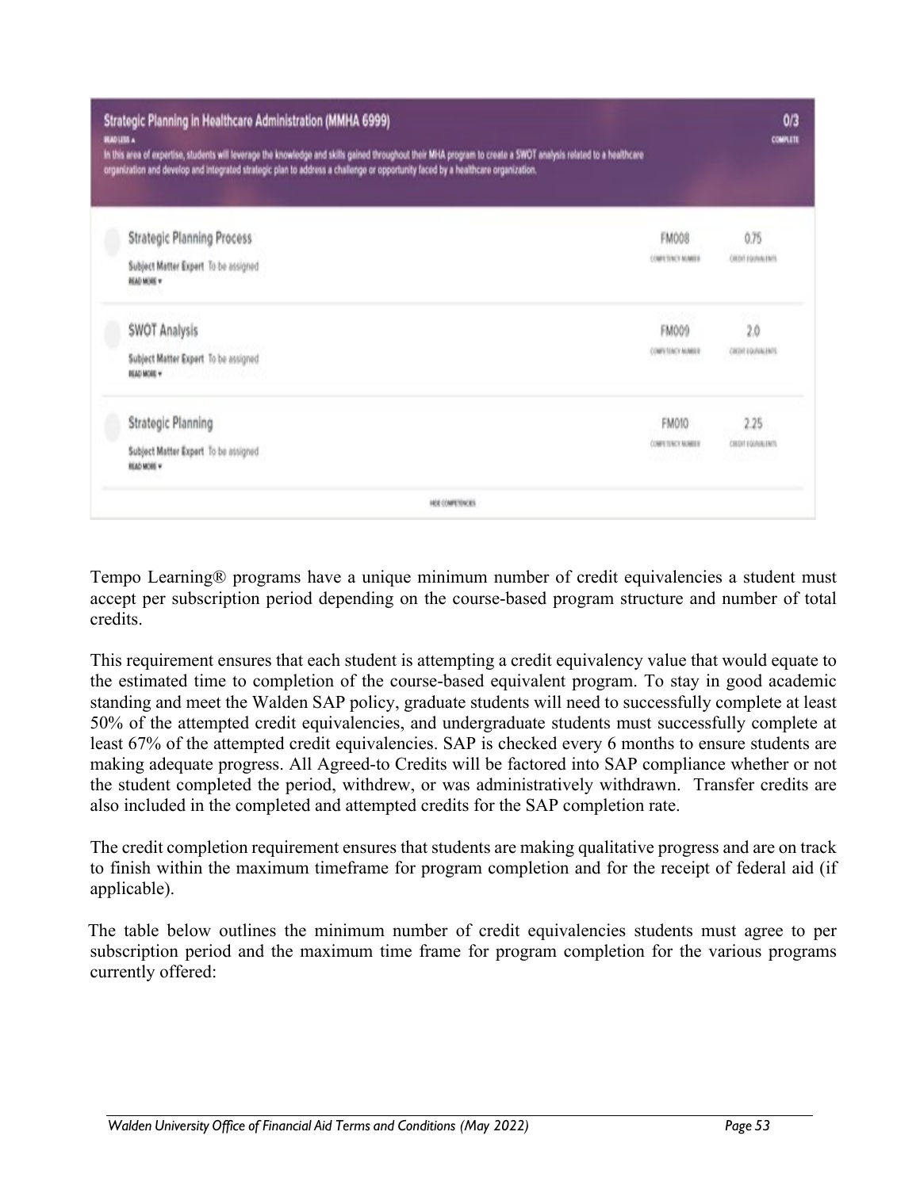**Strategic Planning in Healthcare Administration (MMHA 6999)** — 0/3 COMPLETE

READ LESS ▲

In this area of expertise, students will leverage the knowledge and skills gained throughout their MHA program to create a SWOT analysis related to a healthcare organization and develop and integrated strategic plan to address a challenge or opportunity faced by a healthcare organization.

| Competency | Competency Number | Credit Equivalents |
| --- | --- | --- |
| Strategic Planning Process<br>Subject Matter Expert To be assigned<br>READ MORE ▾ | FM008 | 0.75 |
| SWOT Analysis<br>Subject Matter Expert To be assigned<br>READ MORE ▾ | FM009 | 2.0 |
| Strategic Planning<br>Subject Matter Expert To be assigned<br>READ MORE ▾ | FM010 | 2.25 |

HIDE COMPETENCIES

Tempo Learning® programs have a unique minimum number of credit equivalencies a student must accept per subscription period depending on the course-based program structure and number of total credits.

This requirement ensures that each student is attempting a credit equivalency value that would equate to the estimated time to completion of the course-based equivalent program. To stay in good academic standing and meet the Walden SAP policy, graduate students will need to successfully complete at least 50% of the attempted credit equivalencies, and undergraduate students must successfully complete at least 67% of the attempted credit equivalencies. SAP is checked every 6 months to ensure students are making adequate progress. All Agreed-to Credits will be factored into SAP compliance whether or not the student completed the period, withdrew, or was administratively withdrawn. Transfer credits are also included in the completed and attempted credits for the SAP completion rate.

The credit completion requirement ensures that students are making qualitative progress and are on track to finish within the maximum timeframe for program completion and for the receipt of federal aid (if applicable).

The table below outlines the minimum number of credit equivalencies students must agree to per subscription period and the maximum time frame for program completion for the various programs currently offered: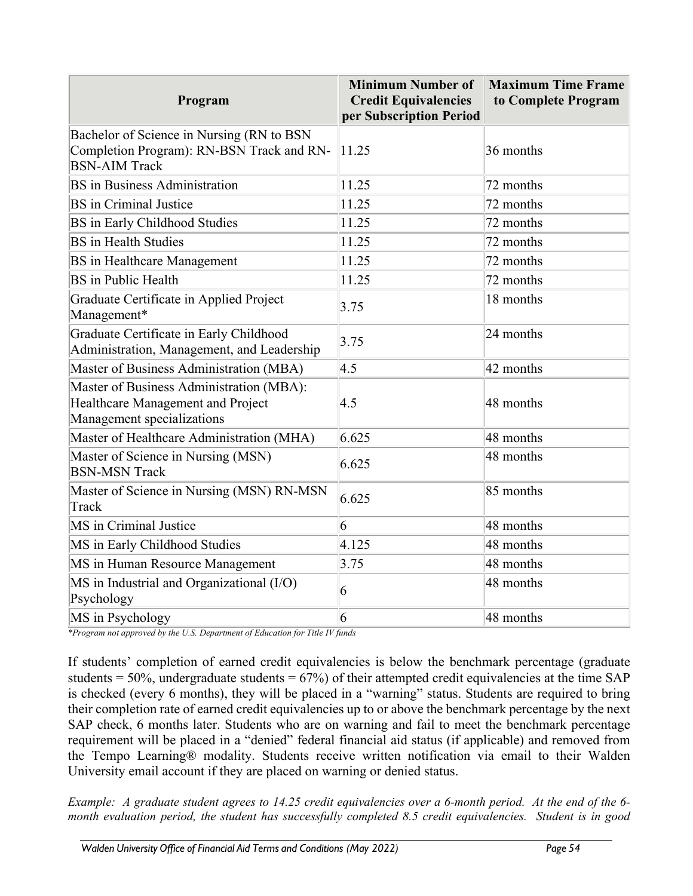| Program | Minimum Number of Credit Equivalencies per Subscription Period | Maximum Time Frame to Complete Program |
|---|---|---|
| Bachelor of Science in Nursing (RN to BSN Completion Program): RN-BSN Track and RN-BSN-AIM Track | 11.25 | 36 months |
| BS in Business Administration | 11.25 | 72 months |
| BS in Criminal Justice | 11.25 | 72 months |
| BS in Early Childhood Studies | 11.25 | 72 months |
| BS in Health Studies | 11.25 | 72 months |
| BS in Healthcare Management | 11.25 | 72 months |
| BS in Public Health | 11.25 | 72 months |
| Graduate Certificate in Applied Project Management* | 3.75 | 18 months |
| Graduate Certificate in Early Childhood Administration, Management, and Leadership | 3.75 | 24 months |
| Master of Business Administration (MBA) | 4.5 | 42 months |
| Master of Business Administration (MBA): Healthcare Management and Project Management specializations | 4.5 | 48 months |
| Master of Healthcare Administration (MHA) | 6.625 | 48 months |
| Master of Science in Nursing (MSN) BSN-MSN Track | 6.625 | 48 months |
| Master of Science in Nursing (MSN) RN-MSN Track | 6.625 | 85 months |
| MS in Criminal Justice | 6 | 48 months |
| MS in Early Childhood Studies | 4.125 | 48 months |
| MS in Human Resource Management | 3.75 | 48 months |
| MS in Industrial and Organizational (I/O) Psychology | 6 | 48 months |
| MS in Psychology | 6 | 48 months |

*\*Program not approved by the U.S. Department of Education for Title IV funds*

If students' completion of earned credit equivalencies is below the benchmark percentage (graduate students = 50%, undergraduate students = 67%) of their attempted credit equivalencies at the time SAP is checked (every 6 months), they will be placed in a "warning" status. Students are required to bring their completion rate of earned credit equivalencies up to or above the benchmark percentage by the next SAP check, 6 months later. Students who are on warning and fail to meet the benchmark percentage requirement will be placed in a "denied" federal financial aid status (if applicable) and removed from the Tempo Learning® modality. Students receive written notification via email to their Walden University email account if they are placed on warning or denied status.

*Example: A graduate student agrees to 14.25 credit equivalencies over a 6-month period. At the end of the 6-month evaluation period, the student has successfully completed 8.5 credit equivalencies. Student is in good*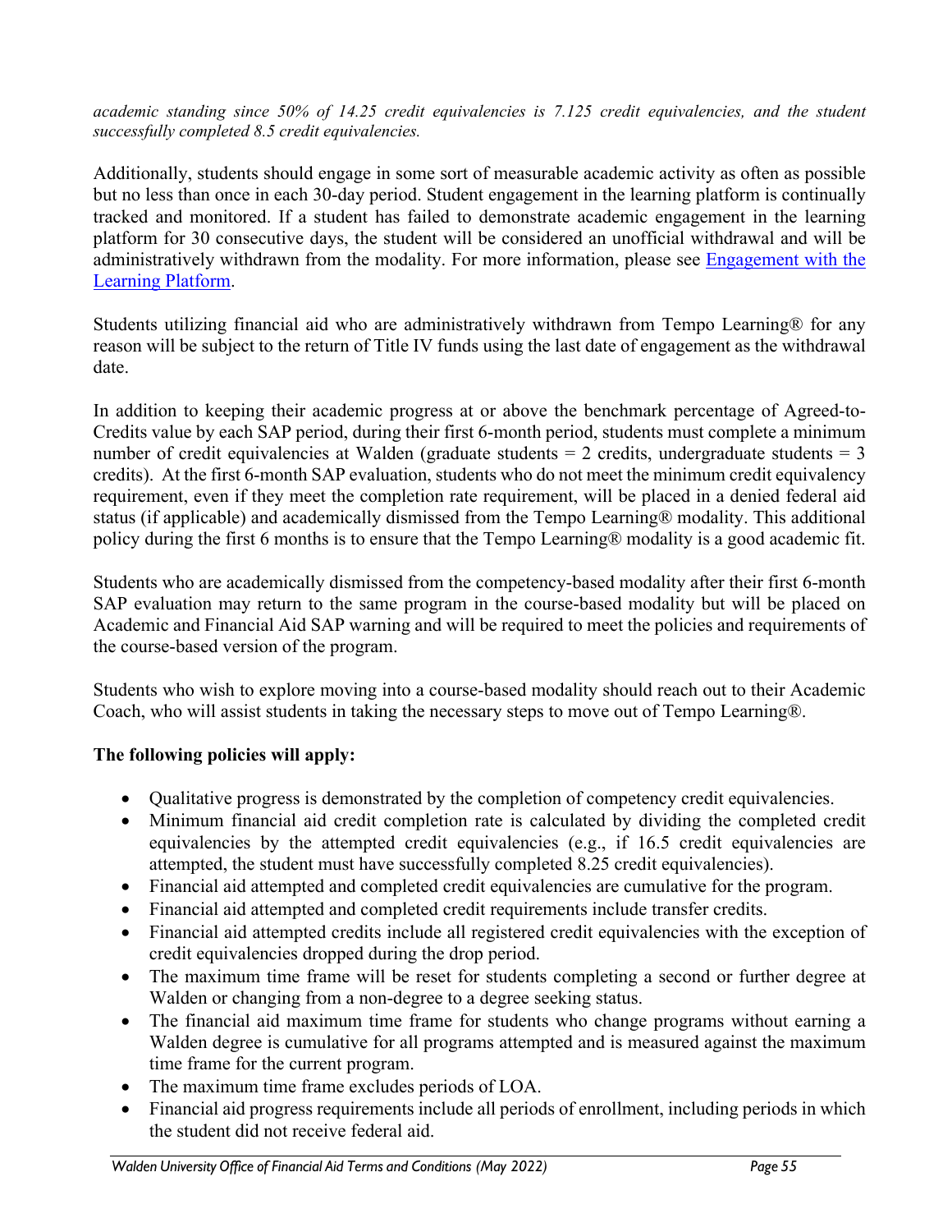*academic standing since 50% of 14.25 credit equivalencies is 7.125 credit equivalencies, and the student successfully completed 8.5 credit equivalencies.*

Additionally, students should engage in some sort of measurable academic activity as often as possible but no less than once in each 30-day period. Student engagement in the learning platform is continually tracked and monitored. If a student has failed to demonstrate academic engagement in the learning platform for 30 consecutive days, the student will be considered an unofficial withdrawal and will be administratively withdrawn from the modality. For more information, please see [Engagement with the Learning Platform](#).

Students utilizing financial aid who are administratively withdrawn from Tempo Learning® for any reason will be subject to the return of Title IV funds using the last date of engagement as the withdrawal date.

In addition to keeping their academic progress at or above the benchmark percentage of Agreed-to-Credits value by each SAP period, during their first 6-month period, students must complete a minimum number of credit equivalencies at Walden (graduate students = 2 credits, undergraduate students = 3 credits). At the first 6-month SAP evaluation, students who do not meet the minimum credit equivalency requirement, even if they meet the completion rate requirement, will be placed in a denied federal aid status (if applicable) and academically dismissed from the Tempo Learning® modality. This additional policy during the first 6 months is to ensure that the Tempo Learning® modality is a good academic fit.

Students who are academically dismissed from the competency-based modality after their first 6-month SAP evaluation may return to the same program in the course-based modality but will be placed on Academic and Financial Aid SAP warning and will be required to meet the policies and requirements of the course-based version of the program.

Students who wish to explore moving into a course-based modality should reach out to their Academic Coach, who will assist students in taking the necessary steps to move out of Tempo Learning®.

**The following policies will apply:**

- Qualitative progress is demonstrated by the completion of competency credit equivalencies.
- Minimum financial aid credit completion rate is calculated by dividing the completed credit equivalencies by the attempted credit equivalencies (e.g., if 16.5 credit equivalencies are attempted, the student must have successfully completed 8.25 credit equivalencies).
- Financial aid attempted and completed credit equivalencies are cumulative for the program.
- Financial aid attempted and completed credit requirements include transfer credits.
- Financial aid attempted credits include all registered credit equivalencies with the exception of credit equivalencies dropped during the drop period.
- The maximum time frame will be reset for students completing a second or further degree at Walden or changing from a non-degree to a degree seeking status.
- The financial aid maximum time frame for students who change programs without earning a Walden degree is cumulative for all programs attempted and is measured against the maximum time frame for the current program.
- The maximum time frame excludes periods of LOA.
- Financial aid progress requirements include all periods of enrollment, including periods in which the student did not receive federal aid.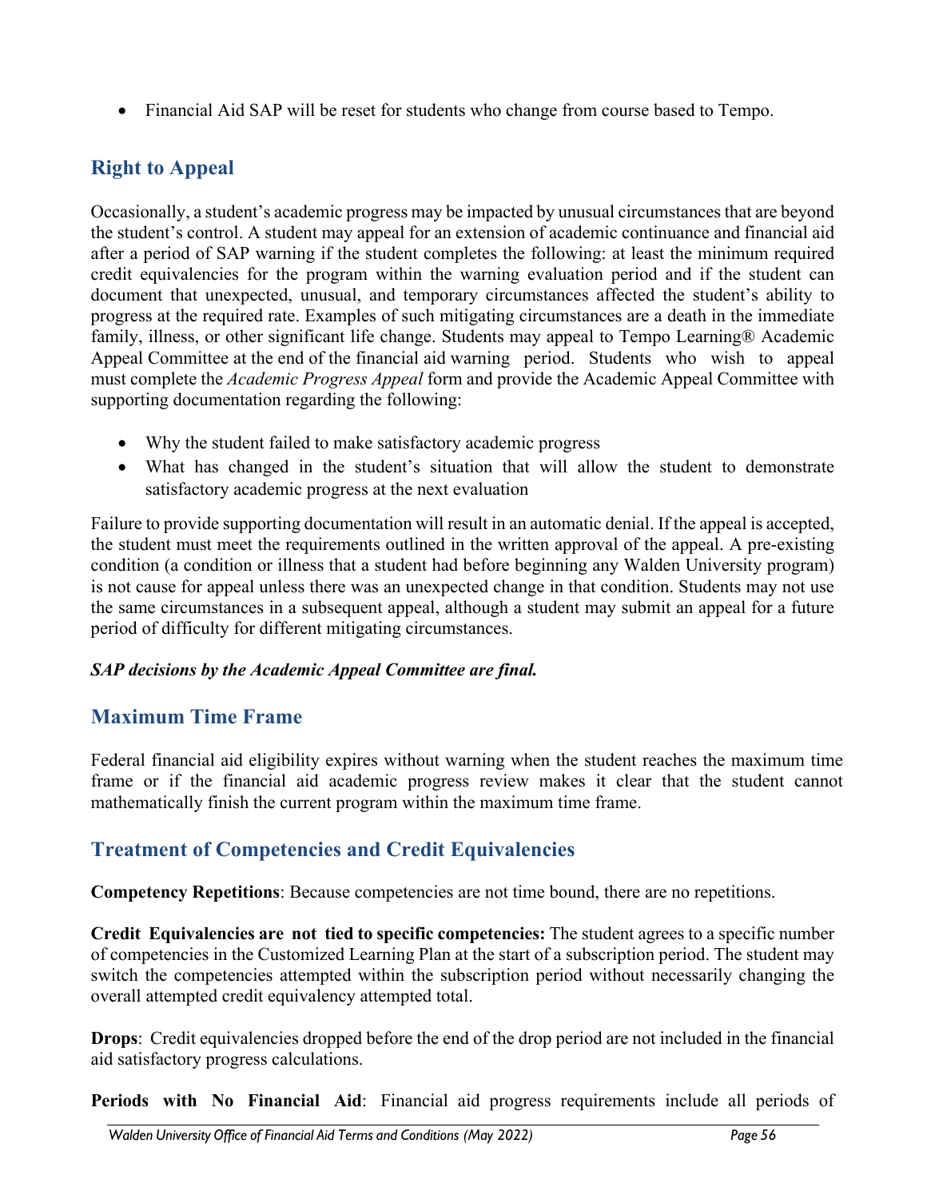- Financial Aid SAP will be reset for students who change from course based to Tempo.

## Right to Appeal

Occasionally, a student's academic progress may be impacted by unusual circumstances that are beyond the student's control. A student may appeal for an extension of academic continuance and financial aid after a period of SAP warning if the student completes the following: at least the minimum required credit equivalencies for the program within the warning evaluation period and if the student can document that unexpected, unusual, and temporary circumstances affected the student's ability to progress at the required rate. Examples of such mitigating circumstances are a death in the immediate family, illness, or other significant life change. Students may appeal to Tempo Learning® Academic Appeal Committee at the end of the financial aid warning period. Students who wish to appeal must complete the *Academic Progress Appeal* form and provide the Academic Appeal Committee with supporting documentation regarding the following:

- Why the student failed to make satisfactory academic progress
- What has changed in the student's situation that will allow the student to demonstrate satisfactory academic progress at the next evaluation

Failure to provide supporting documentation will result in an automatic denial. If the appeal is accepted, the student must meet the requirements outlined in the written approval of the appeal. A pre-existing condition (a condition or illness that a student had before beginning any Walden University program) is not cause for appeal unless there was an unexpected change in that condition. Students may not use the same circumstances in a subsequent appeal, although a student may submit an appeal for a future period of difficulty for different mitigating circumstances.

***SAP decisions by the Academic Appeal Committee are final.***

## Maximum Time Frame

Federal financial aid eligibility expires without warning when the student reaches the maximum time frame or if the financial aid academic progress review makes it clear that the student cannot mathematically finish the current program within the maximum time frame.

## Treatment of Competencies and Credit Equivalencies

**Competency Repetitions**: Because competencies are not time bound, there are no repetitions.

**Credit Equivalencies are not tied to specific competencies:** The student agrees to a specific number of competencies in the Customized Learning Plan at the start of a subscription period. The student may switch the competencies attempted within the subscription period without necessarily changing the overall attempted credit equivalency attempted total.

**Drops**: Credit equivalencies dropped before the end of the drop period are not included in the financial aid satisfactory progress calculations.

**Periods with No Financial Aid**: Financial aid progress requirements include all periods of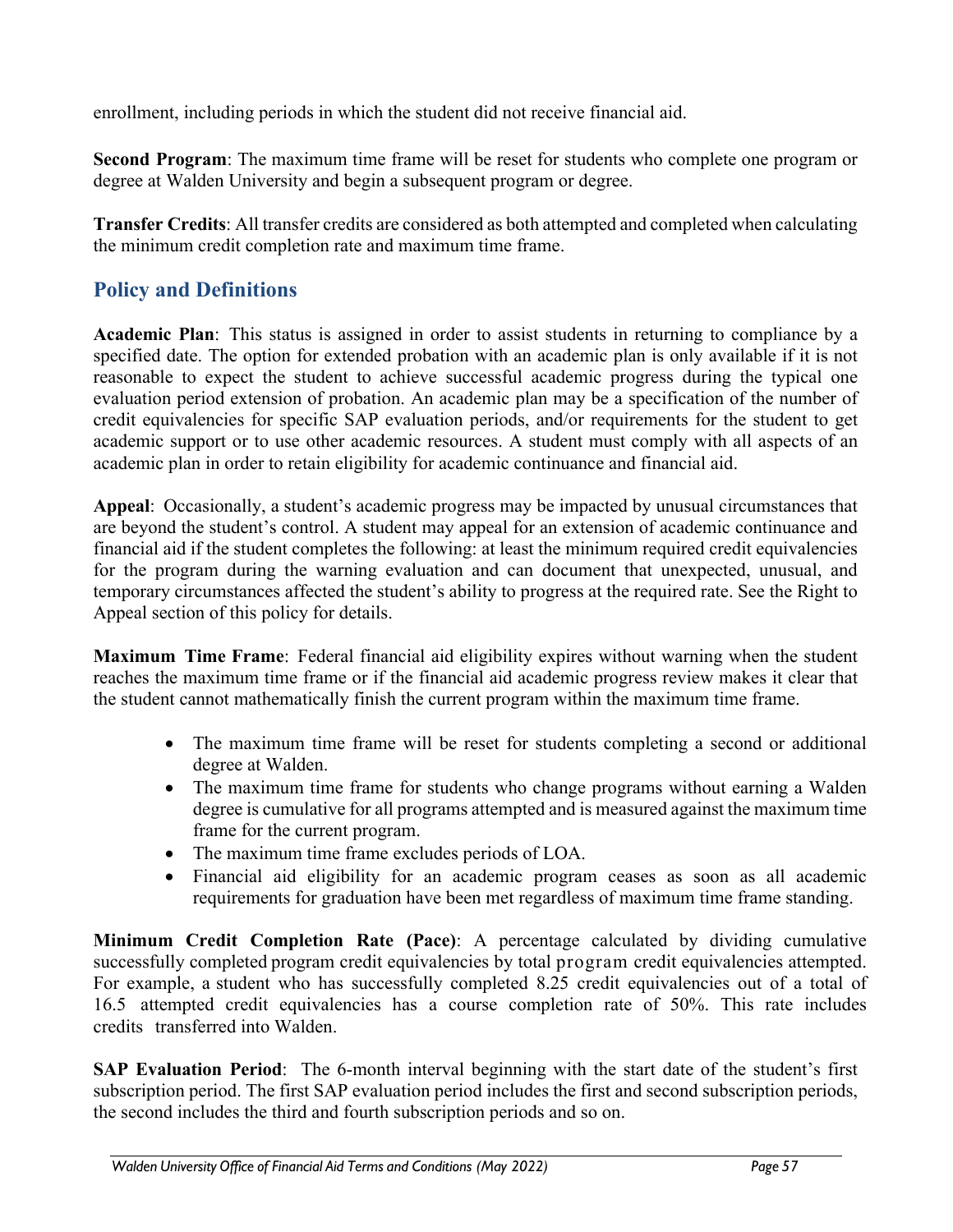enrollment, including periods in which the student did not receive financial aid.

**Second Program**: The maximum time frame will be reset for students who complete one program or degree at Walden University and begin a subsequent program or degree.

**Transfer Credits**: All transfer credits are considered as both attempted and completed when calculating the minimum credit completion rate and maximum time frame.

## Policy and Definitions

**Academic Plan**: This status is assigned in order to assist students in returning to compliance by a specified date. The option for extended probation with an academic plan is only available if it is not reasonable to expect the student to achieve successful academic progress during the typical one evaluation period extension of probation. An academic plan may be a specification of the number of credit equivalencies for specific SAP evaluation periods, and/or requirements for the student to get academic support or to use other academic resources. A student must comply with all aspects of an academic plan in order to retain eligibility for academic continuance and financial aid.

**Appeal**: Occasionally, a student's academic progress may be impacted by unusual circumstances that are beyond the student's control. A student may appeal for an extension of academic continuance and financial aid if the student completes the following: at least the minimum required credit equivalencies for the program during the warning evaluation and can document that unexpected, unusual, and temporary circumstances affected the student's ability to progress at the required rate. See the Right to Appeal section of this policy for details.

**Maximum Time Frame**: Federal financial aid eligibility expires without warning when the student reaches the maximum time frame or if the financial aid academic progress review makes it clear that the student cannot mathematically finish the current program within the maximum time frame.

- The maximum time frame will be reset for students completing a second or additional degree at Walden.
- The maximum time frame for students who change programs without earning a Walden degree is cumulative for all programs attempted and is measured against the maximum time frame for the current program.
- The maximum time frame excludes periods of LOA.
- Financial aid eligibility for an academic program ceases as soon as all academic requirements for graduation have been met regardless of maximum time frame standing.

**Minimum Credit Completion Rate (Pace)**: A percentage calculated by dividing cumulative successfully completed program credit equivalencies by total program credit equivalencies attempted. For example, a student who has successfully completed 8.25 credit equivalencies out of a total of 16.5 attempted credit equivalencies has a course completion rate of 50%. This rate includes credits transferred into Walden.

**SAP Evaluation Period**: The 6-month interval beginning with the start date of the student's first subscription period. The first SAP evaluation period includes the first and second subscription periods, the second includes the third and fourth subscription periods and so on.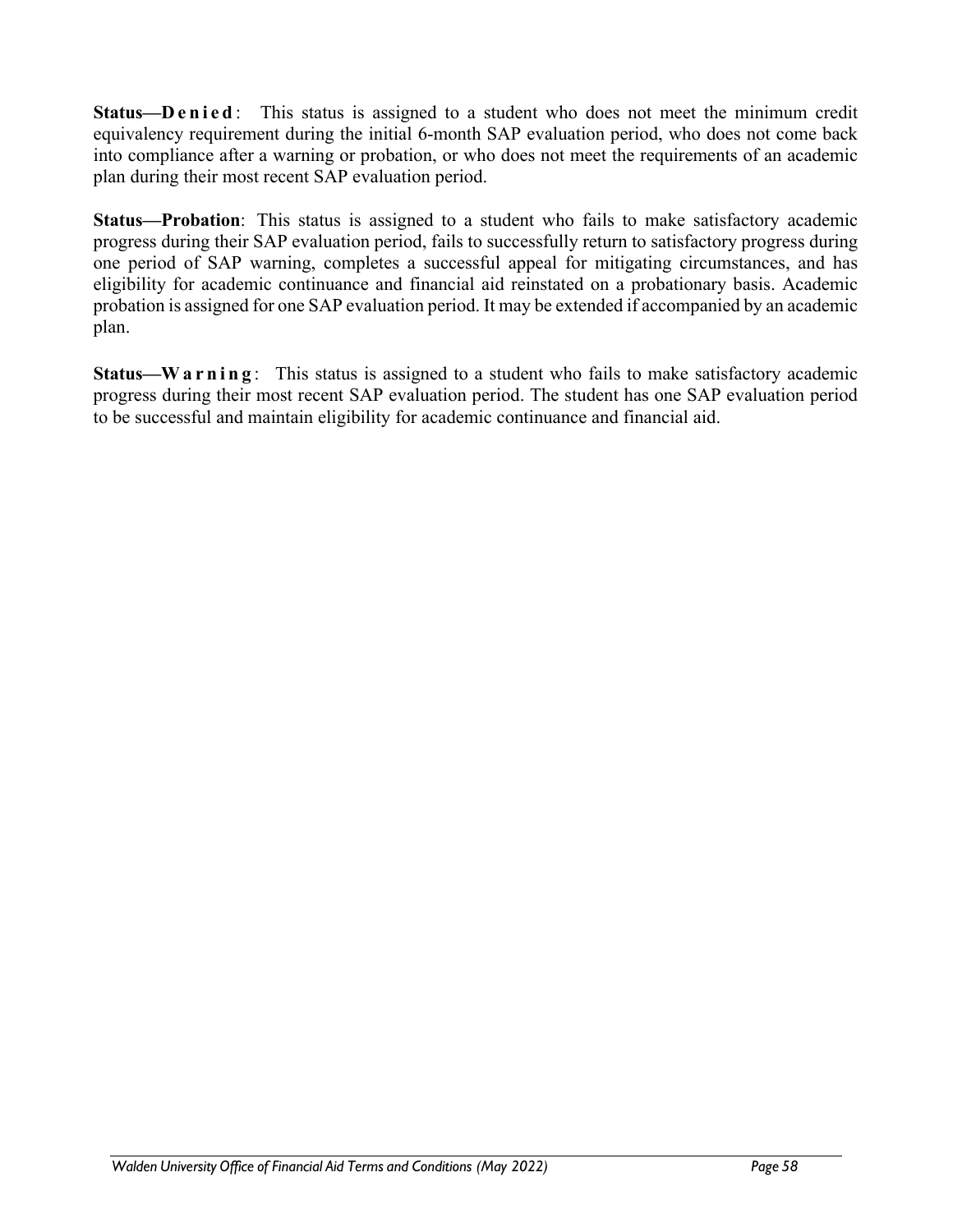**Status—Denied**: This status is assigned to a student who does not meet the minimum credit equivalency requirement during the initial 6-month SAP evaluation period, who does not come back into compliance after a warning or probation, or who does not meet the requirements of an academic plan during their most recent SAP evaluation period.

**Status—Probation**: This status is assigned to a student who fails to make satisfactory academic progress during their SAP evaluation period, fails to successfully return to satisfactory progress during one period of SAP warning, completes a successful appeal for mitigating circumstances, and has eligibility for academic continuance and financial aid reinstated on a probationary basis. Academic probation is assigned for one SAP evaluation period. It may be extended if accompanied by an academic plan.

**Status—Warning**: This status is assigned to a student who fails to make satisfactory academic progress during their most recent SAP evaluation period. The student has one SAP evaluation period to be successful and maintain eligibility for academic continuance and financial aid.